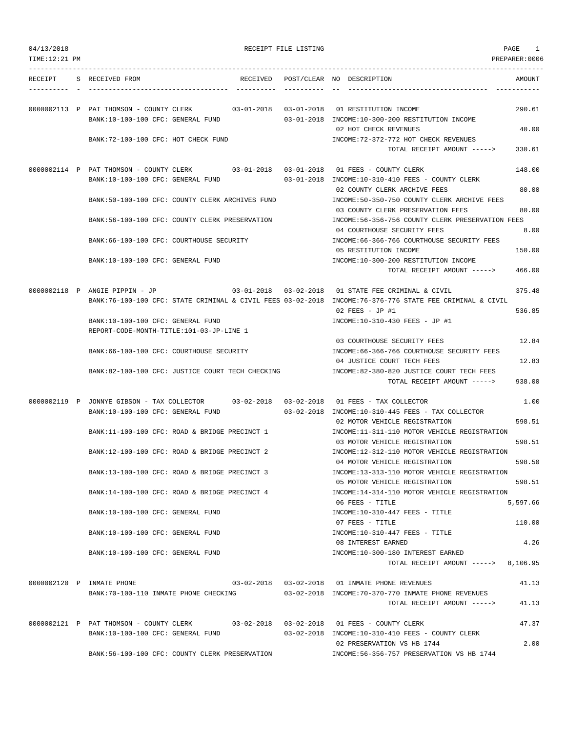04/13/2018 RECEIPT FILE LISTING PAGE 1
TIME:12:21 PM PREPARER:0006

| RECEIPT | S | RECEIVED FROM | RECEIVED | POST/CLEAR | NO | DESCRIPTION | AMOUNT |
|---|---|---|---|---|---|---|---|
| 0000002113 | P | PAT THOMSON - COUNTY CLERK | 03-01-2018 | 03-01-2018 | 01 | RESTITUTION INCOME | 290.61 |
| | | BANK:10-100-100 CFC: GENERAL FUND | | 03-01-2018 | | INCOME:10-300-200 RESTITUTION INCOME | |
| | | | | | 02 | HOT CHECK REVENUES | 40.00 |
| | | BANK:72-100-100 CFC: HOT CHECK FUND | | | | INCOME:72-372-772 HOT CHECK REVENUES | |
| | | | | | | TOTAL RECEIPT AMOUNT -----> | 330.61 |
| 0000002114 | P | PAT THOMSON - COUNTY CLERK | 03-01-2018 | 03-01-2018 | 01 | FEES - COUNTY CLERK | 148.00 |
| | | BANK:10-100-100 CFC: GENERAL FUND | | 03-01-2018 | | INCOME:10-310-410 FEES - COUNTY CLERK | |
| | | | | | 02 | COUNTY CLERK ARCHIVE FEES | 80.00 |
| | | BANK:50-100-100 CFC: COUNTY CLERK ARCHIVES FUND | | | | INCOME:50-350-750 COUNTY CLERK ARCHIVE FEES | |
| | | | | | 03 | COUNTY CLERK PRESERVATION FEES | 80.00 |
| | | BANK:56-100-100 CFC: COUNTY CLERK PRESERVATION | | | | INCOME:56-356-756 COUNTY CLERK PRESERVATION FEES | |
| | | | | | 04 | COURTHOUSE SECURITY FEES | 8.00 |
| | | BANK:66-100-100 CFC: COURTHOUSE SECURITY | | | | INCOME:66-366-766 COURTHOUSE SECURITY FEES | |
| | | | | | 05 | RESTITUTION INCOME | 150.00 |
| | | BANK:10-100-100 CFC: GENERAL FUND | | | | INCOME:10-300-200 RESTITUTION INCOME | |
| | | | | | | TOTAL RECEIPT AMOUNT -----> | 466.00 |
| 0000002118 | P | ANGIE PIPPIN - JP | 03-01-2018 | 03-02-2018 | 01 | STATE FEE CRIMINAL & CIVIL | 375.48 |
| | | BANK:76-100-100 CFC: STATE CRIMINAL & CIVIL FEES | | 03-02-2018 | | INCOME:76-376-776 STATE FEE CRIMINAL & CIVIL | |
| | | | | | 02 | FEES - JP #1 | 536.85 |
| | | BANK:10-100-100 CFC: GENERAL FUND | | | | INCOME:10-310-430 FEES - JP #1 | |
| | | REPORT-CODE-MONTH-TITLE:101-03-JP-LINE 1 | | | | | |
| | | | | | 03 | COURTHOUSE SECURITY FEES | 12.84 |
| | | BANK:66-100-100 CFC: COURTHOUSE SECURITY | | | | INCOME:66-366-766 COURTHOUSE SECURITY FEES | |
| | | | | | 04 | JUSTICE COURT TECH FEES | 12.83 |
| | | BANK:82-100-100 CFC: JUSTICE COURT TECH CHECKING | | | | INCOME:82-380-820 JUSTICE COURT TECH FEES | |
| | | | | | | TOTAL RECEIPT AMOUNT -----> | 938.00 |
| 0000002119 | P | JONNYE GIBSON - TAX COLLECTOR | 03-02-2018 | 03-02-2018 | 01 | FEES - TAX COLLECTOR | 1.00 |
| | | BANK:10-100-100 CFC: GENERAL FUND | | 03-02-2018 | | INCOME:10-310-445 FEES - TAX COLLECTOR | |
| | | | | | 02 | MOTOR VEHICLE REGISTRATION | 598.51 |
| | | BANK:11-100-100 CFC: ROAD & BRIDGE PRECINCT 1 | | | | INCOME:11-311-110 MOTOR VEHICLE REGISTRATION | |
| | | | | | 03 | MOTOR VEHICLE REGISTRATION | 598.51 |
| | | BANK:12-100-100 CFC: ROAD & BRIDGE PRECINCT 2 | | | | INCOME:12-312-110 MOTOR VEHICLE REGISTRATION | |
| | | | | | 04 | MOTOR VEHICLE REGISTRATION | 598.50 |
| | | BANK:13-100-100 CFC: ROAD & BRIDGE PRECINCT 3 | | | | INCOME:13-313-110 MOTOR VEHICLE REGISTRATION | |
| | | | | | 05 | MOTOR VEHICLE REGISTRATION | 598.51 |
| | | BANK:14-100-100 CFC: ROAD & BRIDGE PRECINCT 4 | | | | INCOME:14-314-110 MOTOR VEHICLE REGISTRATION | |
| | | | | | 06 | FEES - TITLE | 5,597.66 |
| | | BANK:10-100-100 CFC: GENERAL FUND | | | | INCOME:10-310-447 FEES - TITLE | |
| | | | | | 07 | FEES - TITLE | 110.00 |
| | | BANK:10-100-100 CFC: GENERAL FUND | | | | INCOME:10-310-447 FEES - TITLE | |
| | | | | | 08 | INTEREST EARNED | 4.26 |
| | | BANK:10-100-100 CFC: GENERAL FUND | | | | INCOME:10-300-180 INTEREST EARNED | |
| | | | | | | TOTAL RECEIPT AMOUNT -----> | 8,106.95 |
| 0000002120 | P | INMATE PHONE | 03-02-2018 | 03-02-2018 | 01 | INMATE PHONE REVENUES | 41.13 |
| | | BANK:70-100-110 INMATE PHONE CHECKING | | 03-02-2018 | | INCOME:70-370-770 INMATE PHONE REVENUES | |
| | | | | | | TOTAL RECEIPT AMOUNT -----> | 41.13 |
| 0000002121 | P | PAT THOMSON - COUNTY CLERK | 03-02-2018 | 03-02-2018 | 01 | FEES - COUNTY CLERK | 47.37 |
| | | BANK:10-100-100 CFC: GENERAL FUND | | 03-02-2018 | | INCOME:10-310-410 FEES - COUNTY CLERK | |
| | | | | | 02 | PRESERVATION VS HB 1744 | 2.00 |
| | | BANK:56-100-100 CFC: COUNTY CLERK PRESERVATION | | | | INCOME:56-356-757 PRESERVATION VS HB 1744 | |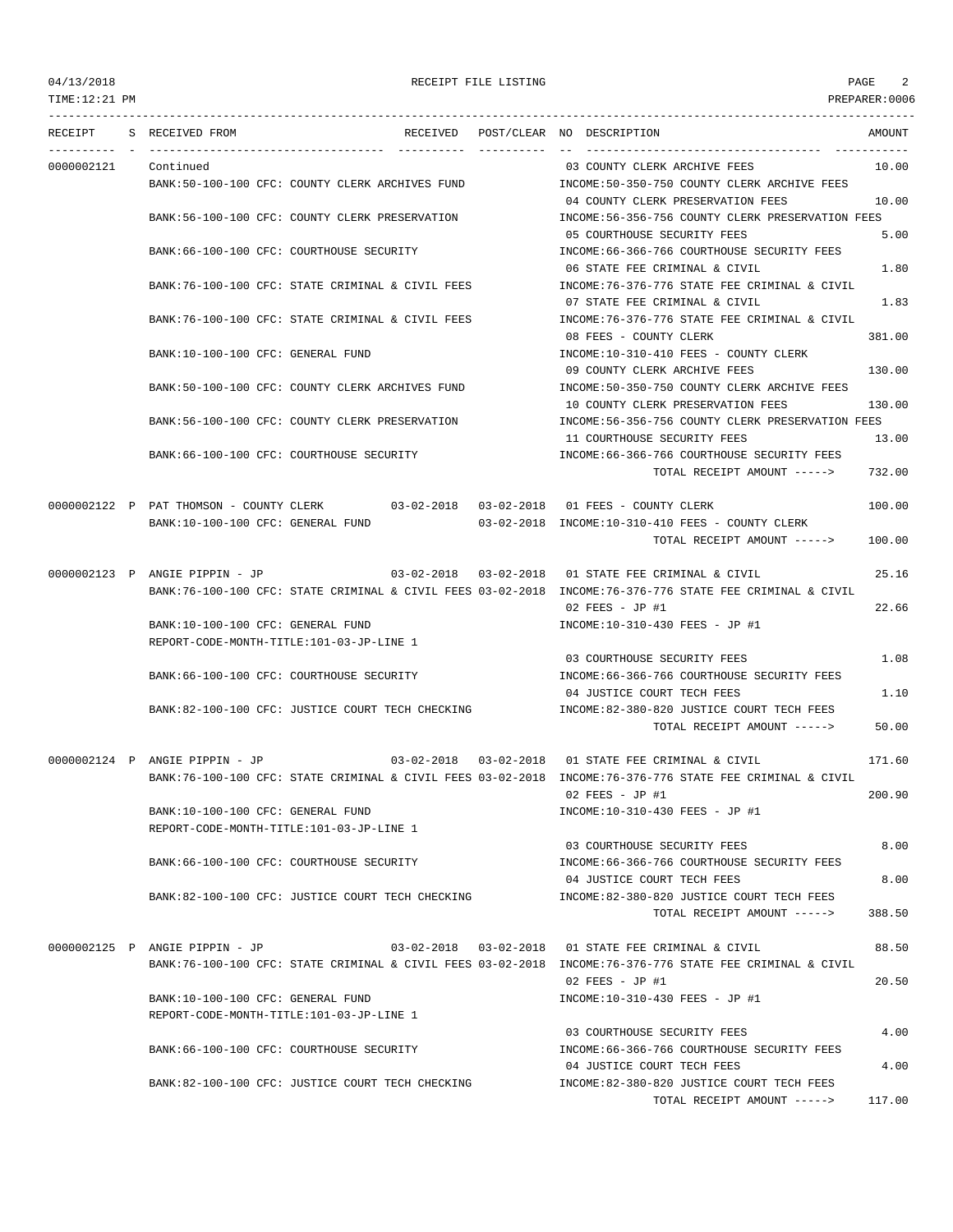RECEIPT FILE LISTING

| RECEIPT | S | RECEIVED FROM | RECEIVED | POST/CLEAR | NO | DESCRIPTION | AMOUNT |
|---|---|---|---|---|---|---|---|
| 0000002121 | | Continued | | | 03 | COUNTY CLERK ARCHIVE FEES | 10.00 |
| | | BANK:50-100-100 CFC: COUNTY CLERK ARCHIVES FUND | | | | INCOME:50-350-750 COUNTY CLERK ARCHIVE FEES | |
| | | | | | 04 | COUNTY CLERK PRESERVATION FEES | 10.00 |
| | | BANK:56-100-100 CFC: COUNTY CLERK PRESERVATION | | | | INCOME:56-356-756 COUNTY CLERK PRESERVATION FEES | |
| | | | | | 05 | COURTHOUSE SECURITY FEES | 5.00 |
| | | BANK:66-100-100 CFC: COURTHOUSE SECURITY | | | | INCOME:66-366-766 COURTHOUSE SECURITY FEES | |
| | | | | | 06 | STATE FEE CRIMINAL & CIVIL | 1.80 |
| | | BANK:76-100-100 CFC: STATE CRIMINAL & CIVIL FEES | | | | INCOME:76-376-776 STATE FEE CRIMINAL & CIVIL | |
| | | | | | 07 | STATE FEE CRIMINAL & CIVIL | 1.83 |
| | | BANK:76-100-100 CFC: STATE CRIMINAL & CIVIL FEES | | | | INCOME:76-376-776 STATE FEE CRIMINAL & CIVIL | |
| | | | | | 08 | FEES - COUNTY CLERK | 381.00 |
| | | BANK:10-100-100 CFC: GENERAL FUND | | | | INCOME:10-310-410 FEES - COUNTY CLERK | |
| | | | | | 09 | COUNTY CLERK ARCHIVE FEES | 130.00 |
| | | BANK:50-100-100 CFC: COUNTY CLERK ARCHIVES FUND | | | | INCOME:50-350-750 COUNTY CLERK ARCHIVE FEES | |
| | | | | | 10 | COUNTY CLERK PRESERVATION FEES | 130.00 |
| | | BANK:56-100-100 CFC: COUNTY CLERK PRESERVATION | | | | INCOME:56-356-756 COUNTY CLERK PRESERVATION FEES | |
| | | | | | 11 | COURTHOUSE SECURITY FEES | 13.00 |
| | | BANK:66-100-100 CFC: COURTHOUSE SECURITY | | | | INCOME:66-366-766 COURTHOUSE SECURITY FEES | |
| | | | | | | TOTAL RECEIPT AMOUNT -----> | 732.00 |
| 0000002122 | P | PAT THOMSON - COUNTY CLERK | 03-02-2018 | 03-02-2018 | 01 | FEES - COUNTY CLERK | 100.00 |
| | | BANK:10-100-100 CFC: GENERAL FUND | | 03-02-2018 | | INCOME:10-310-410 FEES - COUNTY CLERK | |
| | | | | | | TOTAL RECEIPT AMOUNT -----> | 100.00 |
| 0000002123 | P | ANGIE PIPPIN - JP | 03-02-2018 | 03-02-2018 | 01 | STATE FEE CRIMINAL & CIVIL | 25.16 |
| | | BANK:76-100-100 CFC: STATE CRIMINAL & CIVIL FEES | | 03-02-2018 | | INCOME:76-376-776 STATE FEE CRIMINAL & CIVIL | |
| | | | | | 02 | FEES - JP #1 | 22.66 |
| | | BANK:10-100-100 CFC: GENERAL FUND | | | | INCOME:10-310-430 FEES - JP #1 | |
| | | REPORT-CODE-MONTH-TITLE:101-03-JP-LINE 1 | | | | | |
| | | | | | 03 | COURTHOUSE SECURITY FEES | 1.08 |
| | | BANK:66-100-100 CFC: COURTHOUSE SECURITY | | | | INCOME:66-366-766 COURTHOUSE SECURITY FEES | |
| | | | | | 04 | JUSTICE COURT TECH FEES | 1.10 |
| | | BANK:82-100-100 CFC: JUSTICE COURT TECH CHECKING | | | | INCOME:82-380-820 JUSTICE COURT TECH FEES | |
| | | | | | | TOTAL RECEIPT AMOUNT -----> | 50.00 |
| 0000002124 | P | ANGIE PIPPIN - JP | 03-02-2018 | 03-02-2018 | 01 | STATE FEE CRIMINAL & CIVIL | 171.60 |
| | | BANK:76-100-100 CFC: STATE CRIMINAL & CIVIL FEES | | 03-02-2018 | | INCOME:76-376-776 STATE FEE CRIMINAL & CIVIL | |
| | | | | | 02 | FEES - JP #1 | 200.90 |
| | | BANK:10-100-100 CFC: GENERAL FUND | | | | INCOME:10-310-430 FEES - JP #1 | |
| | | REPORT-CODE-MONTH-TITLE:101-03-JP-LINE 1 | | | | | |
| | | | | | 03 | COURTHOUSE SECURITY FEES | 8.00 |
| | | BANK:66-100-100 CFC: COURTHOUSE SECURITY | | | | INCOME:66-366-766 COURTHOUSE SECURITY FEES | |
| | | | | | 04 | JUSTICE COURT TECH FEES | 8.00 |
| | | BANK:82-100-100 CFC: JUSTICE COURT TECH CHECKING | | | | INCOME:82-380-820 JUSTICE COURT TECH FEES | |
| | | | | | | TOTAL RECEIPT AMOUNT -----> | 388.50 |
| 0000002125 | P | ANGIE PIPPIN - JP | 03-02-2018 | 03-02-2018 | 01 | STATE FEE CRIMINAL & CIVIL | 88.50 |
| | | BANK:76-100-100 CFC: STATE CRIMINAL & CIVIL FEES | | 03-02-2018 | | INCOME:76-376-776 STATE FEE CRIMINAL & CIVIL | |
| | | | | | 02 | FEES - JP #1 | 20.50 |
| | | BANK:10-100-100 CFC: GENERAL FUND | | | | INCOME:10-310-430 FEES - JP #1 | |
| | | REPORT-CODE-MONTH-TITLE:101-03-JP-LINE 1 | | | | | |
| | | | | | 03 | COURTHOUSE SECURITY FEES | 4.00 |
| | | BANK:66-100-100 CFC: COURTHOUSE SECURITY | | | | INCOME:66-366-766 COURTHOUSE SECURITY FEES | |
| | | | | | 04 | JUSTICE COURT TECH FEES | 4.00 |
| | | BANK:82-100-100 CFC: JUSTICE COURT TECH CHECKING | | | | INCOME:82-380-820 JUSTICE COURT TECH FEES | |
| | | | | | | TOTAL RECEIPT AMOUNT -----> | 117.00 |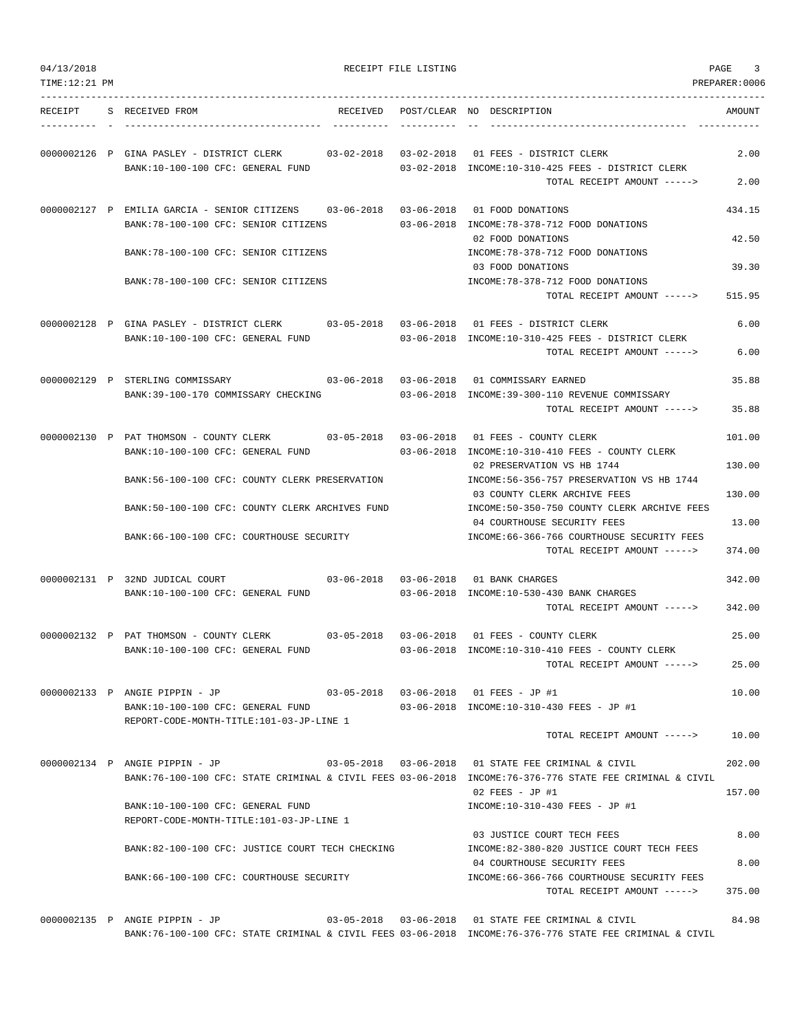RECEIPT FILE LISTING

| RECEIPT | S | RECEIVED FROM | RECEIVED | POST/CLEAR | NO | DESCRIPTION | AMOUNT |
|---|---|---|---|---|---|---|---|
| 0000002126 | P | GINA PASLEY - DISTRICT CLERK | 03-02-2018 | 03-02-2018 | 01 | FEES - DISTRICT CLERK | 2.00 |
| | | BANK:10-100-100 CFC: GENERAL FUND | | 03-02-2018 | | INCOME:10-310-425 FEES - DISTRICT CLERK | |
| | | | | | | TOTAL RECEIPT AMOUNT -----> | 2.00 |
| 0000002127 | P | EMILIA GARCIA - SENIOR CITIZENS | 03-06-2018 | 03-06-2018 | 01 | FOOD DONATIONS | 434.15 |
| | | BANK:78-100-100 CFC: SENIOR CITIZENS | | 03-06-2018 | | INCOME:78-378-712 FOOD DONATIONS | |
| | | | | | 02 | FOOD DONATIONS | 42.50 |
| | | BANK:78-100-100 CFC: SENIOR CITIZENS | | | | INCOME:78-378-712 FOOD DONATIONS | |
| | | | | | 03 | FOOD DONATIONS | 39.30 |
| | | BANK:78-100-100 CFC: SENIOR CITIZENS | | | | INCOME:78-378-712 FOOD DONATIONS | |
| | | | | | | TOTAL RECEIPT AMOUNT -----> | 515.95 |
| 0000002128 | P | GINA PASLEY - DISTRICT CLERK | 03-05-2018 | 03-06-2018 | 01 | FEES - DISTRICT CLERK | 6.00 |
| | | BANK:10-100-100 CFC: GENERAL FUND | | 03-06-2018 | | INCOME:10-310-425 FEES - DISTRICT CLERK | |
| | | | | | | TOTAL RECEIPT AMOUNT -----> | 6.00 |
| 0000002129 | P | STERLING COMMISSARY | 03-06-2018 | 03-06-2018 | 01 | COMMISSARY EARNED | 35.88 |
| | | BANK:39-100-170 COMMISSARY CHECKING | | 03-06-2018 | | INCOME:39-300-110 REVENUE COMMISSARY | |
| | | | | | | TOTAL RECEIPT AMOUNT -----> | 35.88 |
| 0000002130 | P | PAT THOMSON - COUNTY CLERK | 03-05-2018 | 03-06-2018 | 01 | FEES - COUNTY CLERK | 101.00 |
| | | BANK:10-100-100 CFC: GENERAL FUND | | 03-06-2018 | | INCOME:10-310-410 FEES - COUNTY CLERK | |
| | | | | | 02 | PRESERVATION VS HB 1744 | 130.00 |
| | | BANK:56-100-100 CFC: COUNTY CLERK PRESERVATION | | | | INCOME:56-356-757 PRESERVATION VS HB 1744 | |
| | | | | | 03 | COUNTY CLERK ARCHIVE FEES | 130.00 |
| | | BANK:50-100-100 CFC: COUNTY CLERK ARCHIVES FUND | | | | INCOME:50-350-750 COUNTY CLERK ARCHIVE FEES | |
| | | | | | 04 | COURTHOUSE SECURITY FEES | 13.00 |
| | | BANK:66-100-100 CFC: COURTHOUSE SECURITY | | | | INCOME:66-366-766 COURTHOUSE SECURITY FEES | |
| | | | | | | TOTAL RECEIPT AMOUNT -----> | 374.00 |
| 0000002131 | P | 32ND JUDICAL COURT | 03-06-2018 | 03-06-2018 | 01 | BANK CHARGES | 342.00 |
| | | BANK:10-100-100 CFC: GENERAL FUND | | 03-06-2018 | | INCOME:10-530-430 BANK CHARGES | |
| | | | | | | TOTAL RECEIPT AMOUNT -----> | 342.00 |
| 0000002132 | P | PAT THOMSON - COUNTY CLERK | 03-05-2018 | 03-06-2018 | 01 | FEES - COUNTY CLERK | 25.00 |
| | | BANK:10-100-100 CFC: GENERAL FUND | | 03-06-2018 | | INCOME:10-310-410 FEES - COUNTY CLERK | |
| | | | | | | TOTAL RECEIPT AMOUNT -----> | 25.00 |
| 0000002133 | P | ANGIE PIPPIN - JP | 03-05-2018 | 03-06-2018 | 01 | FEES - JP #1 | 10.00 |
| | | BANK:10-100-100 CFC: GENERAL FUND | | 03-06-2018 | | INCOME:10-310-430 FEES - JP #1 | |
| | | REPORT-CODE-MONTH-TITLE:101-03-JP-LINE 1 | | | | | |
| | | | | | | TOTAL RECEIPT AMOUNT -----> | 10.00 |
| 0000002134 | P | ANGIE PIPPIN - JP | 03-05-2018 | 03-06-2018 | 01 | STATE FEE CRIMINAL & CIVIL | 202.00 |
| | | BANK:76-100-100 CFC: STATE CRIMINAL & CIVIL FEES | | 03-06-2018 | | INCOME:76-376-776 STATE FEE CRIMINAL & CIVIL | |
| | | | | | 02 | FEES - JP #1 | 157.00 |
| | | BANK:10-100-100 CFC: GENERAL FUND | | | | INCOME:10-310-430 FEES - JP #1 | |
| | | REPORT-CODE-MONTH-TITLE:101-03-JP-LINE 1 | | | | | |
| | | | | | 03 | JUSTICE COURT TECH FEES | 8.00 |
| | | BANK:82-100-100 CFC: JUSTICE COURT TECH CHECKING | | | | INCOME:82-380-820 JUSTICE COURT TECH FEES | |
| | | | | | 04 | COURTHOUSE SECURITY FEES | 8.00 |
| | | BANK:66-100-100 CFC: COURTHOUSE SECURITY | | | | INCOME:66-366-766 COURTHOUSE SECURITY FEES | |
| | | | | | | TOTAL RECEIPT AMOUNT -----> | 375.00 |
| 0000002135 | P | ANGIE PIPPIN - JP | 03-05-2018 | 03-06-2018 | 01 | STATE FEE CRIMINAL & CIVIL | 84.98 |
| | | BANK:76-100-100 CFC: STATE CRIMINAL & CIVIL FEES | | 03-06-2018 | | INCOME:76-376-776 STATE FEE CRIMINAL & CIVIL | |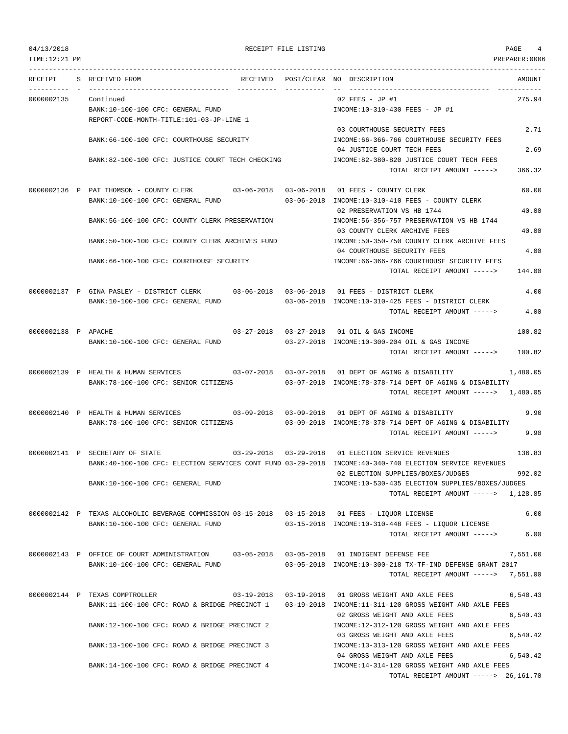RECEIPT FILE LISTING

TIME:12:21 PM PREPARER:0006

| RECEIPT | S | RECEIVED FROM | RECEIVED | POST/CLEAR | NO | DESCRIPTION | AMOUNT |
|---|---|---|---|---|---|---|---|
| 0000002135 | | Continued | | | 02 | FEES - JP #1 | 275.94 |
| | | BANK:10-100-100 CFC: GENERAL FUND | | | | INCOME:10-310-430 FEES - JP #1 | |
| | | REPORT-CODE-MONTH-TITLE:101-03-JP-LINE 1 | | | | | |
| | | | | | 03 | COURTHOUSE SECURITY FEES | 2.71 |
| | | BANK:66-100-100 CFC: COURTHOUSE SECURITY | | | | INCOME:66-366-766 COURTHOUSE SECURITY FEES | |
| | | | | | 04 | JUSTICE COURT TECH FEES | 2.69 |
| | | BANK:82-100-100 CFC: JUSTICE COURT TECH CHECKING | | | | INCOME:82-380-820 JUSTICE COURT TECH FEES | |
| | | | | | | TOTAL RECEIPT AMOUNT -----> | 366.32 |
| 0000002136 | P | PAT THOMSON - COUNTY CLERK | 03-06-2018 | 03-06-2018 | 01 | FEES - COUNTY CLERK | 60.00 |
| | | BANK:10-100-100 CFC: GENERAL FUND | | 03-06-2018 | | INCOME:10-310-410 FEES - COUNTY CLERK | |
| | | | | | 02 | PRESERVATION VS HB 1744 | 40.00 |
| | | BANK:56-100-100 CFC: COUNTY CLERK PRESERVATION | | | | INCOME:56-356-757 PRESERVATION VS HB 1744 | |
| | | | | | 03 | COUNTY CLERK ARCHIVE FEES | 40.00 |
| | | BANK:50-100-100 CFC: COUNTY CLERK ARCHIVES FUND | | | | INCOME:50-350-750 COUNTY CLERK ARCHIVE FEES | |
| | | | | | 04 | COURTHOUSE SECURITY FEES | 4.00 |
| | | BANK:66-100-100 CFC: COURTHOUSE SECURITY | | | | INCOME:66-366-766 COURTHOUSE SECURITY FEES | |
| | | | | | | TOTAL RECEIPT AMOUNT -----> | 144.00 |
| 0000002137 | P | GINA PASLEY - DISTRICT CLERK | 03-06-2018 | 03-06-2018 | 01 | FEES - DISTRICT CLERK | 4.00 |
| | | BANK:10-100-100 CFC: GENERAL FUND | | 03-06-2018 | | INCOME:10-310-425 FEES - DISTRICT CLERK | |
| | | | | | | TOTAL RECEIPT AMOUNT -----> | 4.00 |
| 0000002138 | P | APACHE | 03-27-2018 | 03-27-2018 | 01 | OIL & GAS INCOME | 100.82 |
| | | BANK:10-100-100 CFC: GENERAL FUND | | 03-27-2018 | | INCOME:10-300-204 OIL & GAS INCOME | |
| | | | | | | TOTAL RECEIPT AMOUNT -----> | 100.82 |
| 0000002139 | P | HEALTH & HUMAN SERVICES | 03-07-2018 | 03-07-2018 | 01 | DEPT OF AGING & DISABILITY | 1,480.05 |
| | | BANK:78-100-100 CFC: SENIOR CITIZENS | | 03-07-2018 | | INCOME:78-378-714 DEPT OF AGING & DISABILITY | |
| | | | | | | TOTAL RECEIPT AMOUNT -----> | 1,480.05 |
| 0000002140 | P | HEALTH & HUMAN SERVICES | 03-09-2018 | 03-09-2018 | 01 | DEPT OF AGING & DISABILITY | 9.90 |
| | | BANK:78-100-100 CFC: SENIOR CITIZENS | | 03-09-2018 | | INCOME:78-378-714 DEPT OF AGING & DISABILITY | |
| | | | | | | TOTAL RECEIPT AMOUNT -----> | 9.90 |
| 0000002141 | P | SECRETARY OF STATE | 03-29-2018 | 03-29-2018 | 01 | ELECTION SERVICE REVENUES | 136.83 |
| | | BANK:40-100-100 CFC: ELECTION SERVICES CONT FUND | | 03-29-2018 | | INCOME:40-340-740 ELECTION SERVICE REVENUES | |
| | | | | | 02 | ELECTION SUPPLIES/BOXES/JUDGES | 992.02 |
| | | BANK:10-100-100 CFC: GENERAL FUND | | | | INCOME:10-530-435 ELECTION SUPPLIES/BOXES/JUDGES | |
| | | | | | | TOTAL RECEIPT AMOUNT -----> | 1,128.85 |
| 0000002142 | P | TEXAS ALCOHOLIC BEVERAGE COMMISSION | 03-15-2018 | 03-15-2018 | 01 | FEES - LIQUOR LICENSE | 6.00 |
| | | BANK:10-100-100 CFC: GENERAL FUND | | 03-15-2018 | | INCOME:10-310-448 FEES - LIQUOR LICENSE | |
| | | | | | | TOTAL RECEIPT AMOUNT -----> | 6.00 |
| 0000002143 | P | OFFICE OF COURT ADMINISTRATION | 03-05-2018 | 03-05-2018 | 01 | INDIGENT DEFENSE FEE | 7,551.00 |
| | | BANK:10-100-100 CFC: GENERAL FUND | | 03-05-2018 | | INCOME:10-300-218 TX-TF-IND DEFENSE GRANT 2017 | |
| | | | | | | TOTAL RECEIPT AMOUNT -----> | 7,551.00 |
| 0000002144 | P | TEXAS COMPTROLLER | 03-19-2018 | 03-19-2018 | 01 | GROSS WEIGHT AND AXLE FEES | 6,540.43 |
| | | BANK:11-100-100 CFC: ROAD & BRIDGE PRECINCT 1 | | 03-19-2018 | | INCOME:11-311-120 GROSS WEIGHT AND AXLE FEES | |
| | | | | | 02 | GROSS WEIGHT AND AXLE FEES | 6,540.43 |
| | | BANK:12-100-100 CFC: ROAD & BRIDGE PRECINCT 2 | | | | INCOME:12-312-120 GROSS WEIGHT AND AXLE FEES | |
| | | | | | 03 | GROSS WEIGHT AND AXLE FEES | 6,540.42 |
| | | BANK:13-100-100 CFC: ROAD & BRIDGE PRECINCT 3 | | | | INCOME:13-313-120 GROSS WEIGHT AND AXLE FEES | |
| | | | | | 04 | GROSS WEIGHT AND AXLE FEES | 6,540.42 |
| | | BANK:14-100-100 CFC: ROAD & BRIDGE PRECINCT 4 | | | | INCOME:14-314-120 GROSS WEIGHT AND AXLE FEES | |
| | | | | | | TOTAL RECEIPT AMOUNT -----> | 26,161.70 |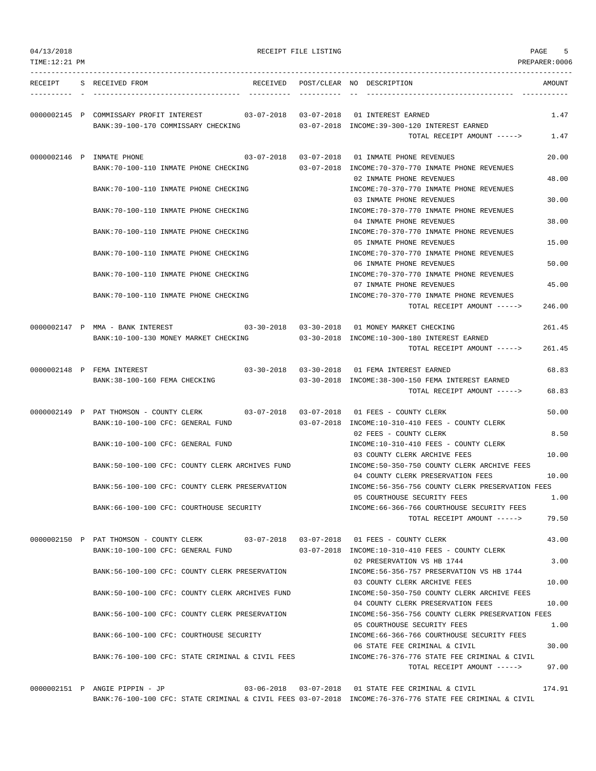04/13/2018 RECEIPT FILE LISTING PAGE 5
TIME:12:21 PM PREPARER:0006

| RECEIPT | S | RECEIVED FROM | RECEIVED | POST/CLEAR | NO | DESCRIPTION | AMOUNT |
|---|---|---|---|---|---|---|---|
| 0000002145 | P | COMMISSARY PROFIT INTEREST | 03-07-2018 | 03-07-2018 | 01 | INTEREST EARNED | 1.47 |
| | | BANK:39-100-170 COMMISSARY CHECKING | | 03-07-2018 | | INCOME:39-300-120 INTEREST EARNED | |
| | | | | | | TOTAL RECEIPT AMOUNT -----> | 1.47 |
| 0000002146 | P | INMATE PHONE | 03-07-2018 | 03-07-2018 | 01 | INMATE PHONE REVENUES | 20.00 |
| | | BANK:70-100-110 INMATE PHONE CHECKING | | 03-07-2018 | | INCOME:70-370-770 INMATE PHONE REVENUES | |
| | | | | | 02 | INMATE PHONE REVENUES | 48.00 |
| | | BANK:70-100-110 INMATE PHONE CHECKING | | | | INCOME:70-370-770 INMATE PHONE REVENUES | |
| | | | | | 03 | INMATE PHONE REVENUES | 30.00 |
| | | BANK:70-100-110 INMATE PHONE CHECKING | | | | INCOME:70-370-770 INMATE PHONE REVENUES | |
| | | | | | 04 | INMATE PHONE REVENUES | 38.00 |
| | | BANK:70-100-110 INMATE PHONE CHECKING | | | | INCOME:70-370-770 INMATE PHONE REVENUES | |
| | | | | | 05 | INMATE PHONE REVENUES | 15.00 |
| | | BANK:70-100-110 INMATE PHONE CHECKING | | | | INCOME:70-370-770 INMATE PHONE REVENUES | |
| | | | | | 06 | INMATE PHONE REVENUES | 50.00 |
| | | BANK:70-100-110 INMATE PHONE CHECKING | | | | INCOME:70-370-770 INMATE PHONE REVENUES | |
| | | | | | 07 | INMATE PHONE REVENUES | 45.00 |
| | | BANK:70-100-110 INMATE PHONE CHECKING | | | | INCOME:70-370-770 INMATE PHONE REVENUES | |
| | | | | | | TOTAL RECEIPT AMOUNT -----> | 246.00 |
| 0000002147 | P | MMA - BANK INTEREST | 03-30-2018 | 03-30-2018 | 01 | MONEY MARKET CHECKING | 261.45 |
| | | BANK:10-100-130 MONEY MARKET CHECKING | | 03-30-2018 | | INCOME:10-300-180 INTEREST EARNED | |
| | | | | | | TOTAL RECEIPT AMOUNT -----> | 261.45 |
| 0000002148 | P | FEMA INTEREST | 03-30-2018 | 03-30-2018 | 01 | FEMA INTEREST EARNED | 68.83 |
| | | BANK:38-100-160 FEMA CHECKING | | 03-30-2018 | | INCOME:38-300-150 FEMA INTEREST EARNED | |
| | | | | | | TOTAL RECEIPT AMOUNT -----> | 68.83 |
| 0000002149 | P | PAT THOMSON - COUNTY CLERK | 03-07-2018 | 03-07-2018 | 01 | FEES - COUNTY CLERK | 50.00 |
| | | BANK:10-100-100 CFC: GENERAL FUND | | 03-07-2018 | | INCOME:10-310-410 FEES - COUNTY CLERK | |
| | | | | | 02 | FEES - COUNTY CLERK | 8.50 |
| | | BANK:10-100-100 CFC: GENERAL FUND | | | | INCOME:10-310-410 FEES - COUNTY CLERK | |
| | | | | | 03 | COUNTY CLERK ARCHIVE FEES | 10.00 |
| | | BANK:50-100-100 CFC: COUNTY CLERK ARCHIVES FUND | | | | INCOME:50-350-750 COUNTY CLERK ARCHIVE FEES | |
| | | | | | 04 | COUNTY CLERK PRESERVATION FEES | 10.00 |
| | | BANK:56-100-100 CFC: COUNTY CLERK PRESERVATION | | | | INCOME:56-356-756 COUNTY CLERK PRESERVATION FEES | |
| | | | | | 05 | COURTHOUSE SECURITY FEES | 1.00 |
| | | BANK:66-100-100 CFC: COURTHOUSE SECURITY | | | | INCOME:66-366-766 COURTHOUSE SECURITY FEES | |
| | | | | | | TOTAL RECEIPT AMOUNT -----> | 79.50 |
| 0000002150 | P | PAT THOMSON - COUNTY CLERK | 03-07-2018 | 03-07-2018 | 01 | FEES - COUNTY CLERK | 43.00 |
| | | BANK:10-100-100 CFC: GENERAL FUND | | 03-07-2018 | | INCOME:10-310-410 FEES - COUNTY CLERK | |
| | | | | | 02 | PRESERVATION VS HB 1744 | 3.00 |
| | | BANK:56-100-100 CFC: COUNTY CLERK PRESERVATION | | | | INCOME:56-356-757 PRESERVATION VS HB 1744 | |
| | | | | | 03 | COUNTY CLERK ARCHIVE FEES | 10.00 |
| | | BANK:50-100-100 CFC: COUNTY CLERK ARCHIVES FUND | | | | INCOME:50-350-750 COUNTY CLERK ARCHIVE FEES | |
| | | | | | 04 | COUNTY CLERK PRESERVATION FEES | 10.00 |
| | | BANK:56-100-100 CFC: COUNTY CLERK PRESERVATION | | | | INCOME:56-356-756 COUNTY CLERK PRESERVATION FEES | |
| | | | | | 05 | COURTHOUSE SECURITY FEES | 1.00 |
| | | BANK:66-100-100 CFC: COURTHOUSE SECURITY | | | | INCOME:66-366-766 COURTHOUSE SECURITY FEES | |
| | | | | | 06 | STATE FEE CRIMINAL & CIVIL | 30.00 |
| | | BANK:76-100-100 CFC: STATE CRIMINAL & CIVIL FEES | | | | INCOME:76-376-776 STATE FEE CRIMINAL & CIVIL | |
| | | | | | | TOTAL RECEIPT AMOUNT -----> | 97.00 |
| 0000002151 | P | ANGIE PIPPIN - JP | 03-06-2018 | 03-07-2018 | 01 | STATE FEE CRIMINAL & CIVIL | 174.91 |
| | | BANK:76-100-100 CFC: STATE CRIMINAL & CIVIL FEES | | 03-07-2018 | | INCOME:76-376-776 STATE FEE CRIMINAL & CIVIL | |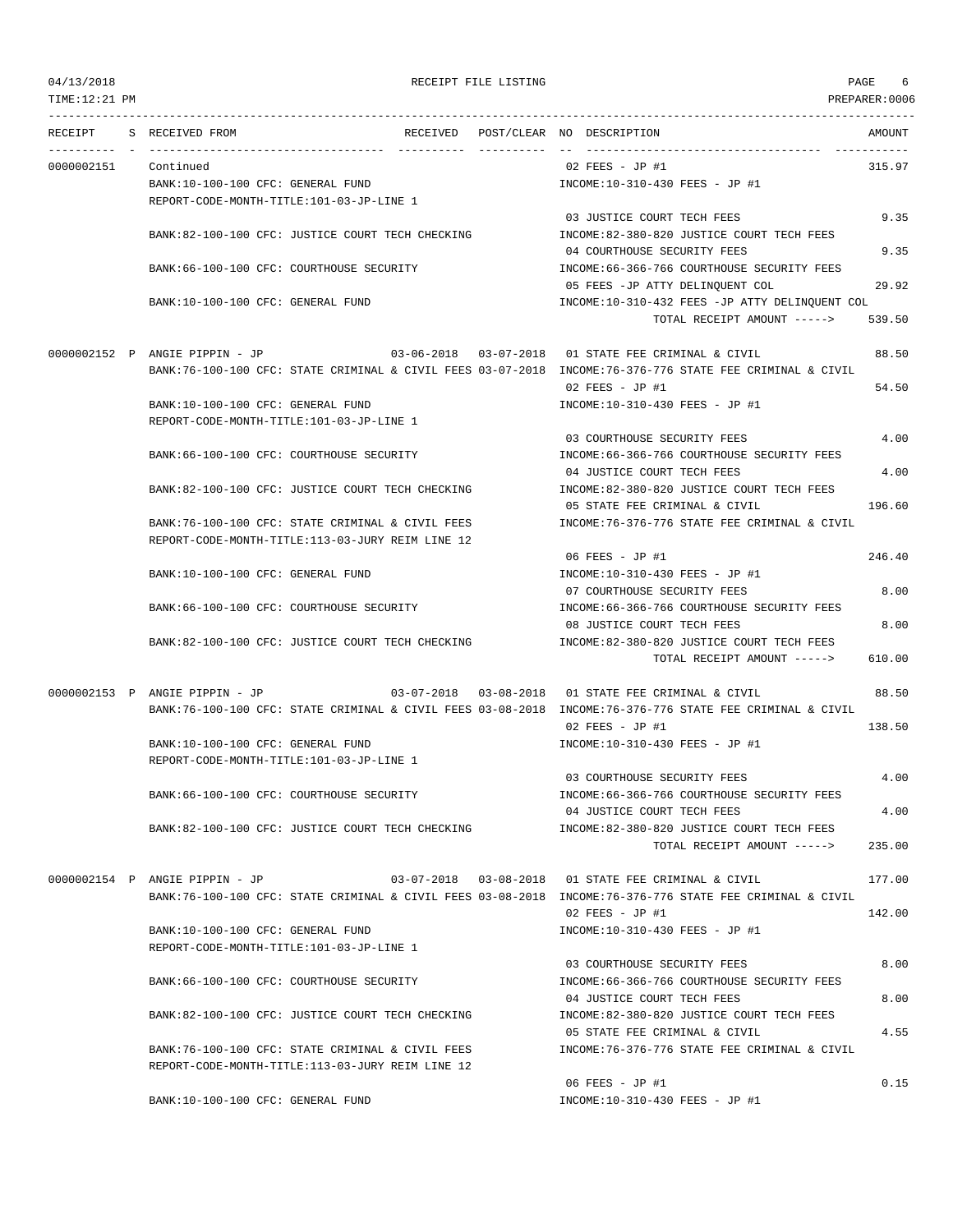RECEIPT FILE LISTING

| RECEIPT | S | RECEIVED FROM | RECEIVED | POST/CLEAR | NO | DESCRIPTION | AMOUNT |
|---|---|---|---|---|---|---|---|
| 0000002151 | | Continued | | | 02 | FEES - JP #1 | 315.97 |
| | | BANK:10-100-100 CFC: GENERAL FUND | | | | INCOME:10-310-430 FEES - JP #1 | |
| | | REPORT-CODE-MONTH-TITLE:101-03-JP-LINE 1 | | | | | |
| | | | | | 03 | JUSTICE COURT TECH FEES | 9.35 |
| | | BANK:82-100-100 CFC: JUSTICE COURT TECH CHECKING | | | | INCOME:82-380-820 JUSTICE COURT TECH FEES | |
| | | | | | 04 | COURTHOUSE SECURITY FEES | 9.35 |
| | | BANK:66-100-100 CFC: COURTHOUSE SECURITY | | | | INCOME:66-366-766 COURTHOUSE SECURITY FEES | |
| | | | | | 05 | FEES -JP ATTY DELINQUENT COL | 29.92 |
| | | BANK:10-100-100 CFC: GENERAL FUND | | | | INCOME:10-310-432 FEES -JP ATTY DELINQUENT COL | |
| | | | | | | TOTAL RECEIPT AMOUNT -----> | 539.50 |
| 0000002152 | P | ANGIE PIPPIN - JP | 03-06-2018 | 03-07-2018 | 01 | STATE FEE CRIMINAL & CIVIL | 88.50 |
| | | BANK:76-100-100 CFC: STATE CRIMINAL & CIVIL FEES | | 03-07-2018 | | INCOME:76-376-776 STATE FEE CRIMINAL & CIVIL | |
| | | | | | 02 | FEES - JP #1 | 54.50 |
| | | BANK:10-100-100 CFC: GENERAL FUND | | | | INCOME:10-310-430 FEES - JP #1 | |
| | | REPORT-CODE-MONTH-TITLE:101-03-JP-LINE 1 | | | | | |
| | | | | | 03 | COURTHOUSE SECURITY FEES | 4.00 |
| | | BANK:66-100-100 CFC: COURTHOUSE SECURITY | | | | INCOME:66-366-766 COURTHOUSE SECURITY FEES | |
| | | | | | 04 | JUSTICE COURT TECH FEES | 4.00 |
| | | BANK:82-100-100 CFC: JUSTICE COURT TECH CHECKING | | | | INCOME:82-380-820 JUSTICE COURT TECH FEES | |
| | | | | | 05 | STATE FEE CRIMINAL & CIVIL | 196.60 |
| | | BANK:76-100-100 CFC: STATE CRIMINAL & CIVIL FEES | | | | INCOME:76-376-776 STATE FEE CRIMINAL & CIVIL | |
| | | REPORT-CODE-MONTH-TITLE:113-03-JURY REIM LINE 12 | | | | | |
| | | | | | 06 | FEES - JP #1 | 246.40 |
| | | BANK:10-100-100 CFC: GENERAL FUND | | | | INCOME:10-310-430 FEES - JP #1 | |
| | | | | | 07 | COURTHOUSE SECURITY FEES | 8.00 |
| | | BANK:66-100-100 CFC: COURTHOUSE SECURITY | | | | INCOME:66-366-766 COURTHOUSE SECURITY FEES | |
| | | | | | 08 | JUSTICE COURT TECH FEES | 8.00 |
| | | BANK:82-100-100 CFC: JUSTICE COURT TECH CHECKING | | | | INCOME:82-380-820 JUSTICE COURT TECH FEES | |
| | | | | | | TOTAL RECEIPT AMOUNT -----> | 610.00 |
| 0000002153 | P | ANGIE PIPPIN - JP | 03-07-2018 | 03-08-2018 | 01 | STATE FEE CRIMINAL & CIVIL | 88.50 |
| | | BANK:76-100-100 CFC: STATE CRIMINAL & CIVIL FEES | | 03-08-2018 | | INCOME:76-376-776 STATE FEE CRIMINAL & CIVIL | |
| | | | | | 02 | FEES - JP #1 | 138.50 |
| | | BANK:10-100-100 CFC: GENERAL FUND | | | | INCOME:10-310-430 FEES - JP #1 | |
| | | REPORT-CODE-MONTH-TITLE:101-03-JP-LINE 1 | | | | | |
| | | | | | 03 | COURTHOUSE SECURITY FEES | 4.00 |
| | | BANK:66-100-100 CFC: COURTHOUSE SECURITY | | | | INCOME:66-366-766 COURTHOUSE SECURITY FEES | |
| | | | | | 04 | JUSTICE COURT TECH FEES | 4.00 |
| | | BANK:82-100-100 CFC: JUSTICE COURT TECH CHECKING | | | | INCOME:82-380-820 JUSTICE COURT TECH FEES | |
| | | | | | | TOTAL RECEIPT AMOUNT -----> | 235.00 |
| 0000002154 | P | ANGIE PIPPIN - JP | 03-07-2018 | 03-08-2018 | 01 | STATE FEE CRIMINAL & CIVIL | 177.00 |
| | | BANK:76-100-100 CFC: STATE CRIMINAL & CIVIL FEES | | 03-08-2018 | | INCOME:76-376-776 STATE FEE CRIMINAL & CIVIL | |
| | | | | | 02 | FEES - JP #1 | 142.00 |
| | | BANK:10-100-100 CFC: GENERAL FUND | | | | INCOME:10-310-430 FEES - JP #1 | |
| | | REPORT-CODE-MONTH-TITLE:101-03-JP-LINE 1 | | | | | |
| | | | | | 03 | COURTHOUSE SECURITY FEES | 8.00 |
| | | BANK:66-100-100 CFC: COURTHOUSE SECURITY | | | | INCOME:66-366-766 COURTHOUSE SECURITY FEES | |
| | | | | | 04 | JUSTICE COURT TECH FEES | 8.00 |
| | | BANK:82-100-100 CFC: JUSTICE COURT TECH CHECKING | | | | INCOME:82-380-820 JUSTICE COURT TECH FEES | |
| | | | | | 05 | STATE FEE CRIMINAL & CIVIL | 4.55 |
| | | BANK:76-100-100 CFC: STATE CRIMINAL & CIVIL FEES | | | | INCOME:76-376-776 STATE FEE CRIMINAL & CIVIL | |
| | | REPORT-CODE-MONTH-TITLE:113-03-JURY REIM LINE 12 | | | | | |
| | | | | | 06 | FEES - JP #1 | 0.15 |
| | | BANK:10-100-100 CFC: GENERAL FUND | | | | INCOME:10-310-430 FEES - JP #1 | |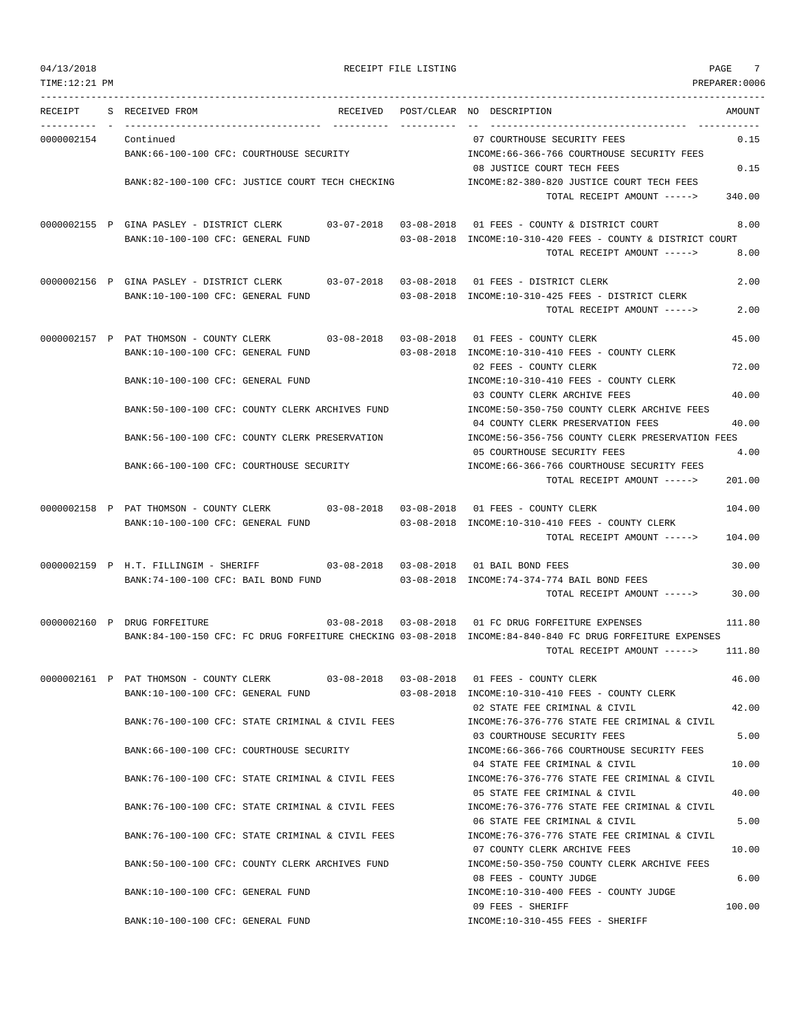04/13/2018 RECEIPT FILE LISTING
TIME:12:21 PM PREPARER:0006

| RECEIPT | S | RECEIVED FROM | RECEIVED | POST/CLEAR | NO | DESCRIPTION | AMOUNT |
|---|---|---|---|---|---|---|---|
| 0000002154 | | Continued | | | 07 | COURTHOUSE SECURITY FEES | 0.15 |
| | | BANK:66-100-100 CFC: COURTHOUSE SECURITY | | | | INCOME:66-366-766 COURTHOUSE SECURITY FEES | |
| | | | | | 08 | JUSTICE COURT TECH FEES | 0.15 |
| | | BANK:82-100-100 CFC: JUSTICE COURT TECH CHECKING | | | | INCOME:82-380-820 JUSTICE COURT TECH FEES | |
| | | | | | | TOTAL RECEIPT AMOUNT -----> | 340.00 |
| 0000002155 | P | GINA PASLEY - DISTRICT CLERK | 03-07-2018 | 03-08-2018 | 01 | FEES - COUNTY & DISTRICT COURT | 8.00 |
| | | BANK:10-100-100 CFC: GENERAL FUND | | 03-08-2018 | | INCOME:10-310-420 FEES - COUNTY & DISTRICT COURT | |
| | | | | | | TOTAL RECEIPT AMOUNT -----> | 8.00 |
| 0000002156 | P | GINA PASLEY - DISTRICT CLERK | 03-07-2018 | 03-08-2018 | 01 | FEES - DISTRICT CLERK | 2.00 |
| | | BANK:10-100-100 CFC: GENERAL FUND | | 03-08-2018 | | INCOME:10-310-425 FEES - DISTRICT CLERK | |
| | | | | | | TOTAL RECEIPT AMOUNT -----> | 2.00 |
| 0000002157 | P | PAT THOMSON - COUNTY CLERK | 03-08-2018 | 03-08-2018 | 01 | FEES - COUNTY CLERK | 45.00 |
| | | BANK:10-100-100 CFC: GENERAL FUND | | 03-08-2018 | | INCOME:10-310-410 FEES - COUNTY CLERK | |
| | | | | | 02 | FEES - COUNTY CLERK | 72.00 |
| | | BANK:10-100-100 CFC: GENERAL FUND | | | | INCOME:10-310-410 FEES - COUNTY CLERK | |
| | | | | | 03 | COUNTY CLERK ARCHIVE FEES | 40.00 |
| | | BANK:50-100-100 CFC: COUNTY CLERK ARCHIVES FUND | | | | INCOME:50-350-750 COUNTY CLERK ARCHIVE FEES | |
| | | | | | 04 | COUNTY CLERK PRESERVATION FEES | 40.00 |
| | | BANK:56-100-100 CFC: COUNTY CLERK PRESERVATION | | | | INCOME:56-356-756 COUNTY CLERK PRESERVATION FEES | |
| | | | | | 05 | COURTHOUSE SECURITY FEES | 4.00 |
| | | BANK:66-100-100 CFC: COURTHOUSE SECURITY | | | | INCOME:66-366-766 COURTHOUSE SECURITY FEES | |
| | | | | | | TOTAL RECEIPT AMOUNT -----> | 201.00 |
| 0000002158 | P | PAT THOMSON - COUNTY CLERK | 03-08-2018 | 03-08-2018 | 01 | FEES - COUNTY CLERK | 104.00 |
| | | BANK:10-100-100 CFC: GENERAL FUND | | 03-08-2018 | | INCOME:10-310-410 FEES - COUNTY CLERK | |
| | | | | | | TOTAL RECEIPT AMOUNT -----> | 104.00 |
| 0000002159 | P | H.T. FILLINGIM - SHERIFF | 03-08-2018 | 03-08-2018 | 01 | BAIL BOND FEES | 30.00 |
| | | BANK:74-100-100 CFC: BAIL BOND FUND | | 03-08-2018 | | INCOME:74-374-774 BAIL BOND FEES | |
| | | | | | | TOTAL RECEIPT AMOUNT -----> | 30.00 |
| 0000002160 | P | DRUG FORFEITURE | 03-08-2018 | 03-08-2018 | 01 | FC DRUG FORFEITURE EXPENSES | 111.80 |
| | | BANK:84-100-150 CFC: FC DRUG FORFEITURE CHECKING | | 03-08-2018 | | INCOME:84-840-840 FC DRUG FORFEITURE EXPENSES | |
| | | | | | | TOTAL RECEIPT AMOUNT -----> | 111.80 |
| 0000002161 | P | PAT THOMSON - COUNTY CLERK | 03-08-2018 | 03-08-2018 | 01 | FEES - COUNTY CLERK | 46.00 |
| | | BANK:10-100-100 CFC: GENERAL FUND | | 03-08-2018 | | INCOME:10-310-410 FEES - COUNTY CLERK | |
| | | | | | 02 | STATE FEE CRIMINAL & CIVIL | 42.00 |
| | | BANK:76-100-100 CFC: STATE CRIMINAL & CIVIL FEES | | | | INCOME:76-376-776 STATE FEE CRIMINAL & CIVIL | |
| | | | | | 03 | COURTHOUSE SECURITY FEES | 5.00 |
| | | BANK:66-100-100 CFC: COURTHOUSE SECURITY | | | | INCOME:66-366-766 COURTHOUSE SECURITY FEES | |
| | | | | | 04 | STATE FEE CRIMINAL & CIVIL | 10.00 |
| | | BANK:76-100-100 CFC: STATE CRIMINAL & CIVIL FEES | | | | INCOME:76-376-776 STATE FEE CRIMINAL & CIVIL | |
| | | | | | 05 | STATE FEE CRIMINAL & CIVIL | 40.00 |
| | | BANK:76-100-100 CFC: STATE CRIMINAL & CIVIL FEES | | | | INCOME:76-376-776 STATE FEE CRIMINAL & CIVIL | |
| | | | | | 06 | STATE FEE CRIMINAL & CIVIL | 5.00 |
| | | BANK:76-100-100 CFC: STATE CRIMINAL & CIVIL FEES | | | | INCOME:76-376-776 STATE FEE CRIMINAL & CIVIL | |
| | | | | | 07 | COUNTY CLERK ARCHIVE FEES | 10.00 |
| | | BANK:50-100-100 CFC: COUNTY CLERK ARCHIVES FUND | | | | INCOME:50-350-750 COUNTY CLERK ARCHIVE FEES | |
| | | | | | 08 | FEES - COUNTY JUDGE | 6.00 |
| | | BANK:10-100-100 CFC: GENERAL FUND | | | | INCOME:10-310-400 FEES - COUNTY JUDGE | |
| | | | | | 09 | FEES - SHERIFF | 100.00 |
| | | BANK:10-100-100 CFC: GENERAL FUND | | | | INCOME:10-310-455 FEES - SHERIFF | |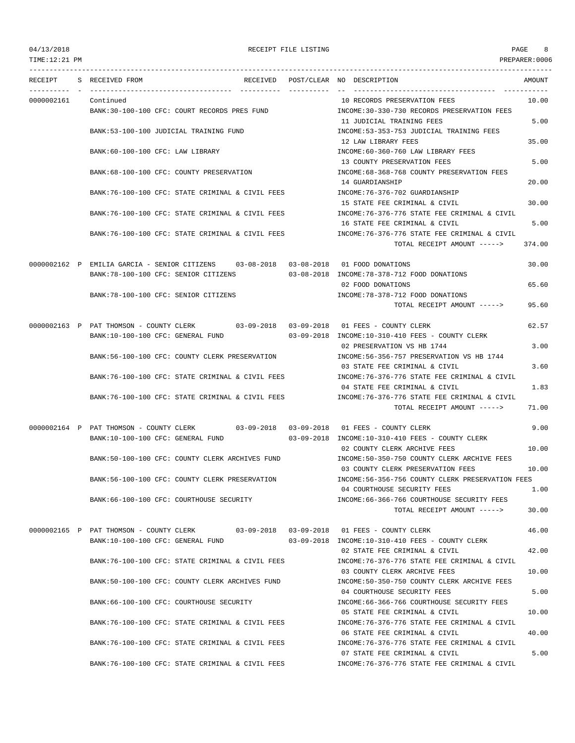RECEIPT FILE LISTING

| RECEIPT | S | RECEIVED FROM | RECEIVED | POST/CLEAR | NO | DESCRIPTION | AMOUNT |
|---|---|---|---|---|---|---|---|
| 0000002161 | | Continued | | | 10 | RECORDS PRESERVATION FEES | 10.00 |
| | | BANK:30-100-100 CFC: COURT RECORDS PRES FUND | | | | INCOME:30-330-730 RECORDS PRESERVATION FEES | |
| | | | | | 11 | JUDICIAL TRAINING FEES | 5.00 |
| | | BANK:53-100-100 JUDICIAL TRAINING FUND | | | | INCOME:53-353-753 JUDICIAL TRAINING FEES | |
| | | | | | 12 | LAW LIBRARY FEES | 35.00 |
| | | BANK:60-100-100 CFC: LAW LIBRARY | | | | INCOME:60-360-760 LAW LIBRARY FEES | |
| | | | | | 13 | COUNTY PRESERVATION FEES | 5.00 |
| | | BANK:68-100-100 CFC: COUNTY PRESERVATION | | | | INCOME:68-368-768 COUNTY PRESERVATION FEES | |
| | | | | | 14 | GUARDIANSHIP | 20.00 |
| | | BANK:76-100-100 CFC: STATE CRIMINAL & CIVIL FEES | | | | INCOME:76-376-702 GUARDIANSHIP | |
| | | | | | 15 | STATE FEE CRIMINAL & CIVIL | 30.00 |
| | | BANK:76-100-100 CFC: STATE CRIMINAL & CIVIL FEES | | | | INCOME:76-376-776 STATE FEE CRIMINAL & CIVIL | |
| | | | | | 16 | STATE FEE CRIMINAL & CIVIL | 5.00 |
| | | BANK:76-100-100 CFC: STATE CRIMINAL & CIVIL FEES | | | | INCOME:76-376-776 STATE FEE CRIMINAL & CIVIL | |
| | | | | | | TOTAL RECEIPT AMOUNT -----> | 374.00 |
| 0000002162 | P | EMILIA GARCIA - SENIOR CITIZENS | 03-08-2018 | 03-08-2018 | 01 | FOOD DONATIONS | 30.00 |
| | | BANK:78-100-100 CFC: SENIOR CITIZENS | | 03-08-2018 | | INCOME:78-378-712 FOOD DONATIONS | |
| | | | | | 02 | FOOD DONATIONS | 65.60 |
| | | BANK:78-100-100 CFC: SENIOR CITIZENS | | | | INCOME:78-378-712 FOOD DONATIONS | |
| | | | | | | TOTAL RECEIPT AMOUNT -----> | 95.60 |
| 0000002163 | P | PAT THOMSON - COUNTY CLERK | 03-09-2018 | 03-09-2018 | 01 | FEES - COUNTY CLERK | 62.57 |
| | | BANK:10-100-100 CFC: GENERAL FUND | | 03-09-2018 | | INCOME:10-310-410 FEES - COUNTY CLERK | |
| | | | | | 02 | PRESERVATION VS HB 1744 | 3.00 |
| | | BANK:56-100-100 CFC: COUNTY CLERK PRESERVATION | | | | INCOME:56-356-757 PRESERVATION VS HB 1744 | |
| | | | | | 03 | STATE FEE CRIMINAL & CIVIL | 3.60 |
| | | BANK:76-100-100 CFC: STATE CRIMINAL & CIVIL FEES | | | | INCOME:76-376-776 STATE FEE CRIMINAL & CIVIL | |
| | | | | | 04 | STATE FEE CRIMINAL & CIVIL | 1.83 |
| | | BANK:76-100-100 CFC: STATE CRIMINAL & CIVIL FEES | | | | INCOME:76-376-776 STATE FEE CRIMINAL & CIVIL | |
| | | | | | | TOTAL RECEIPT AMOUNT -----> | 71.00 |
| 0000002164 | P | PAT THOMSON - COUNTY CLERK | 03-09-2018 | 03-09-2018 | 01 | FEES - COUNTY CLERK | 9.00 |
| | | BANK:10-100-100 CFC: GENERAL FUND | | 03-09-2018 | | INCOME:10-310-410 FEES - COUNTY CLERK | |
| | | | | | 02 | COUNTY CLERK ARCHIVE FEES | 10.00 |
| | | BANK:50-100-100 CFC: COUNTY CLERK ARCHIVES FUND | | | | INCOME:50-350-750 COUNTY CLERK ARCHIVE FEES | |
| | | | | | 03 | COUNTY CLERK PRESERVATION FEES | 10.00 |
| | | BANK:56-100-100 CFC: COUNTY CLERK PRESERVATION | | | | INCOME:56-356-756 COUNTY CLERK PRESERVATION FEES | |
| | | | | | 04 | COURTHOUSE SECURITY FEES | 1.00 |
| | | BANK:66-100-100 CFC: COURTHOUSE SECURITY | | | | INCOME:66-366-766 COURTHOUSE SECURITY FEES | |
| | | | | | | TOTAL RECEIPT AMOUNT -----> | 30.00 |
| 0000002165 | P | PAT THOMSON - COUNTY CLERK | 03-09-2018 | 03-09-2018 | 01 | FEES - COUNTY CLERK | 46.00 |
| | | BANK:10-100-100 CFC: GENERAL FUND | | 03-09-2018 | | INCOME:10-310-410 FEES - COUNTY CLERK | |
| | | | | | 02 | STATE FEE CRIMINAL & CIVIL | 42.00 |
| | | BANK:76-100-100 CFC: STATE CRIMINAL & CIVIL FEES | | | | INCOME:76-376-776 STATE FEE CRIMINAL & CIVIL | |
| | | | | | 03 | COUNTY CLERK ARCHIVE FEES | 10.00 |
| | | BANK:50-100-100 CFC: COUNTY CLERK ARCHIVES FUND | | | | INCOME:50-350-750 COUNTY CLERK ARCHIVE FEES | |
| | | | | | 04 | COURTHOUSE SECURITY FEES | 5.00 |
| | | BANK:66-100-100 CFC: COURTHOUSE SECURITY | | | | INCOME:66-366-766 COURTHOUSE SECURITY FEES | |
| | | | | | 05 | STATE FEE CRIMINAL & CIVIL | 10.00 |
| | | BANK:76-100-100 CFC: STATE CRIMINAL & CIVIL FEES | | | | INCOME:76-376-776 STATE FEE CRIMINAL & CIVIL | |
| | | | | | 06 | STATE FEE CRIMINAL & CIVIL | 40.00 |
| | | BANK:76-100-100 CFC: STATE CRIMINAL & CIVIL FEES | | | | INCOME:76-376-776 STATE FEE CRIMINAL & CIVIL | |
| | | | | | 07 | STATE FEE CRIMINAL & CIVIL | 5.00 |
| | | BANK:76-100-100 CFC: STATE CRIMINAL & CIVIL FEES | | | | INCOME:76-376-776 STATE FEE CRIMINAL & CIVIL | |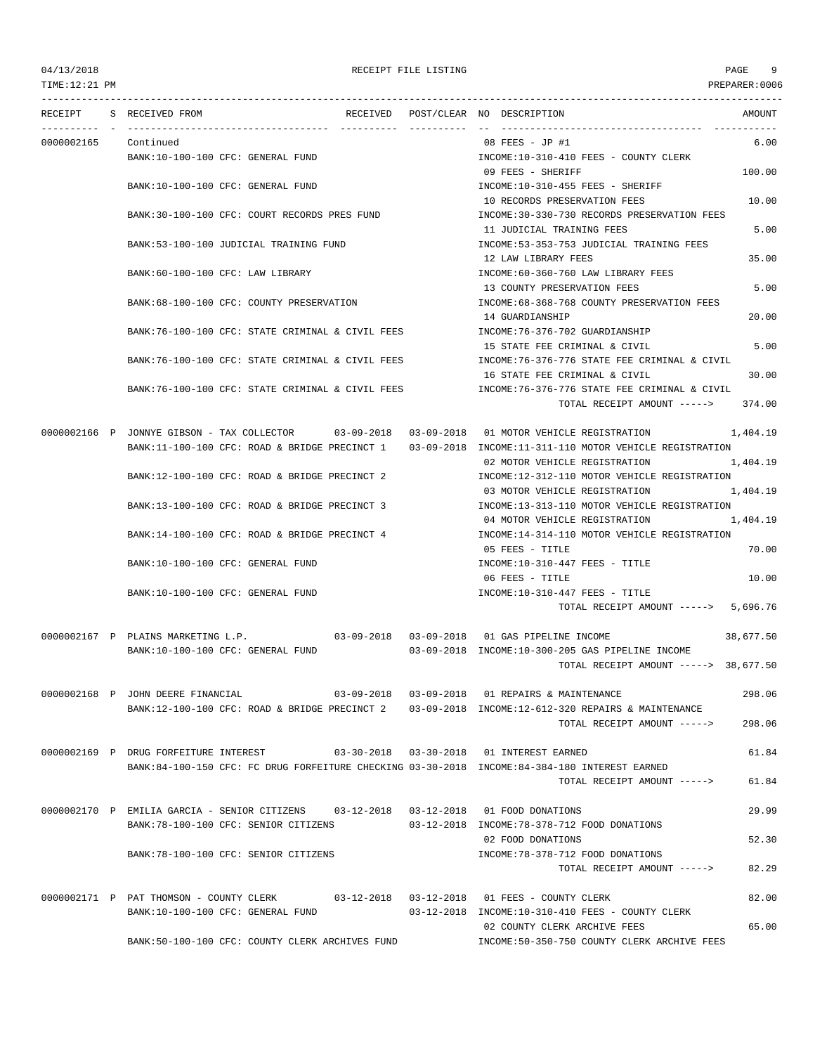04/13/2018 RECEIPT FILE LISTING PAGE 9

TIME:12:21 PM PREPARER:0006

| RECEIPT | S | RECEIVED FROM | RECEIVED | POST/CLEAR | NO | DESCRIPTION | AMOUNT |
|---|---|---|---|---|---|---|---|
| 0000002165 | | Continued | | | 08 | FEES - JP #1 | 6.00 |
| | | BANK:10-100-100 CFC: GENERAL FUND | | | | INCOME:10-310-410 FEES - COUNTY CLERK | |
| | | | | | 09 | FEES - SHERIFF | 100.00 |
| | | BANK:10-100-100 CFC: GENERAL FUND | | | | INCOME:10-310-455 FEES - SHERIFF | |
| | | | | | 10 | RECORDS PRESERVATION FEES | 10.00 |
| | | BANK:30-100-100 CFC: COURT RECORDS PRES FUND | | | | INCOME:30-330-730 RECORDS PRESERVATION FEES | |
| | | | | | 11 | JUDICIAL TRAINING FEES | 5.00 |
| | | BANK:53-100-100 JUDICIAL TRAINING FUND | | | | INCOME:53-353-753 JUDICIAL TRAINING FEES | |
| | | | | | 12 | LAW LIBRARY FEES | 35.00 |
| | | BANK:60-100-100 CFC: LAW LIBRARY | | | | INCOME:60-360-760 LAW LIBRARY FEES | |
| | | | | | 13 | COUNTY PRESERVATION FEES | 5.00 |
| | | BANK:68-100-100 CFC: COUNTY PRESERVATION | | | | INCOME:68-368-768 COUNTY PRESERVATION FEES | |
| | | | | | 14 | GUARDIANSHIP | 20.00 |
| | | BANK:76-100-100 CFC: STATE CRIMINAL & CIVIL FEES | | | | INCOME:76-376-702 GUARDIANSHIP | |
| | | | | | 15 | STATE FEE CRIMINAL & CIVIL | 5.00 |
| | | BANK:76-100-100 CFC: STATE CRIMINAL & CIVIL FEES | | | | INCOME:76-376-776 STATE FEE CRIMINAL & CIVIL | |
| | | | | | 16 | STATE FEE CRIMINAL & CIVIL | 30.00 |
| | | BANK:76-100-100 CFC: STATE CRIMINAL & CIVIL FEES | | | | INCOME:76-376-776 STATE FEE CRIMINAL & CIVIL | |
| | | | | | | TOTAL RECEIPT AMOUNT -----> | 374.00 |
| 0000002166 | P | JONNYE GIBSON - TAX COLLECTOR | 03-09-2018 | 03-09-2018 | 01 | MOTOR VEHICLE REGISTRATION | 1,404.19 |
| | | BANK:11-100-100 CFC: ROAD & BRIDGE PRECINCT 1 | | 03-09-2018 | | INCOME:11-311-110 MOTOR VEHICLE REGISTRATION | |
| | | | | | 02 | MOTOR VEHICLE REGISTRATION | 1,404.19 |
| | | BANK:12-100-100 CFC: ROAD & BRIDGE PRECINCT 2 | | | | INCOME:12-312-110 MOTOR VEHICLE REGISTRATION | |
| | | | | | 03 | MOTOR VEHICLE REGISTRATION | 1,404.19 |
| | | BANK:13-100-100 CFC: ROAD & BRIDGE PRECINCT 3 | | | | INCOME:13-313-110 MOTOR VEHICLE REGISTRATION | |
| | | | | | 04 | MOTOR VEHICLE REGISTRATION | 1,404.19 |
| | | BANK:14-100-100 CFC: ROAD & BRIDGE PRECINCT 4 | | | | INCOME:14-314-110 MOTOR VEHICLE REGISTRATION | |
| | | | | | 05 | FEES - TITLE | 70.00 |
| | | BANK:10-100-100 CFC: GENERAL FUND | | | | INCOME:10-310-447 FEES - TITLE | |
| | | | | | 06 | FEES - TITLE | 10.00 |
| | | BANK:10-100-100 CFC: GENERAL FUND | | | | INCOME:10-310-447 FEES - TITLE | |
| | | | | | | TOTAL RECEIPT AMOUNT -----> | 5,696.76 |
| 0000002167 | P | PLAINS MARKETING L.P. | 03-09-2018 | 03-09-2018 | 01 | GAS PIPELINE INCOME | 38,677.50 |
| | | BANK:10-100-100 CFC: GENERAL FUND | | 03-09-2018 | | INCOME:10-300-205 GAS PIPELINE INCOME | |
| | | | | | | TOTAL RECEIPT AMOUNT -----> | 38,677.50 |
| 0000002168 | P | JOHN DEERE FINANCIAL | 03-09-2018 | 03-09-2018 | 01 | REPAIRS & MAINTENANCE | 298.06 |
| | | BANK:12-100-100 CFC: ROAD & BRIDGE PRECINCT 2 | | 03-09-2018 | | INCOME:12-612-320 REPAIRS & MAINTENANCE | |
| | | | | | | TOTAL RECEIPT AMOUNT -----> | 298.06 |
| 0000002169 | P | DRUG FORFEITURE INTEREST | 03-30-2018 | 03-30-2018 | 01 | INTEREST EARNED | 61.84 |
| | | BANK:84-100-150 CFC: FC DRUG FORFEITURE CHECKING | | 03-30-2018 | | INCOME:84-384-180 INTEREST EARNED | |
| | | | | | | TOTAL RECEIPT AMOUNT -----> | 61.84 |
| 0000002170 | P | EMILIA GARCIA - SENIOR CITIZENS | 03-12-2018 | 03-12-2018 | 01 | FOOD DONATIONS | 29.99 |
| | | BANK:78-100-100 CFC: SENIOR CITIZENS | | 03-12-2018 | | INCOME:78-378-712 FOOD DONATIONS | |
| | | | | | 02 | FOOD DONATIONS | 52.30 |
| | | BANK:78-100-100 CFC: SENIOR CITIZENS | | | | INCOME:78-378-712 FOOD DONATIONS | |
| | | | | | | TOTAL RECEIPT AMOUNT -----> | 82.29 |
| 0000002171 | P | PAT THOMSON - COUNTY CLERK | 03-12-2018 | 03-12-2018 | 01 | FEES - COUNTY CLERK | 82.00 |
| | | BANK:10-100-100 CFC: GENERAL FUND | | 03-12-2018 | | INCOME:10-310-410 FEES - COUNTY CLERK | |
| | | | | | 02 | COUNTY CLERK ARCHIVE FEES | 65.00 |
| | | BANK:50-100-100 CFC: COUNTY CLERK ARCHIVES FUND | | | | INCOME:50-350-750 COUNTY CLERK ARCHIVE FEES | |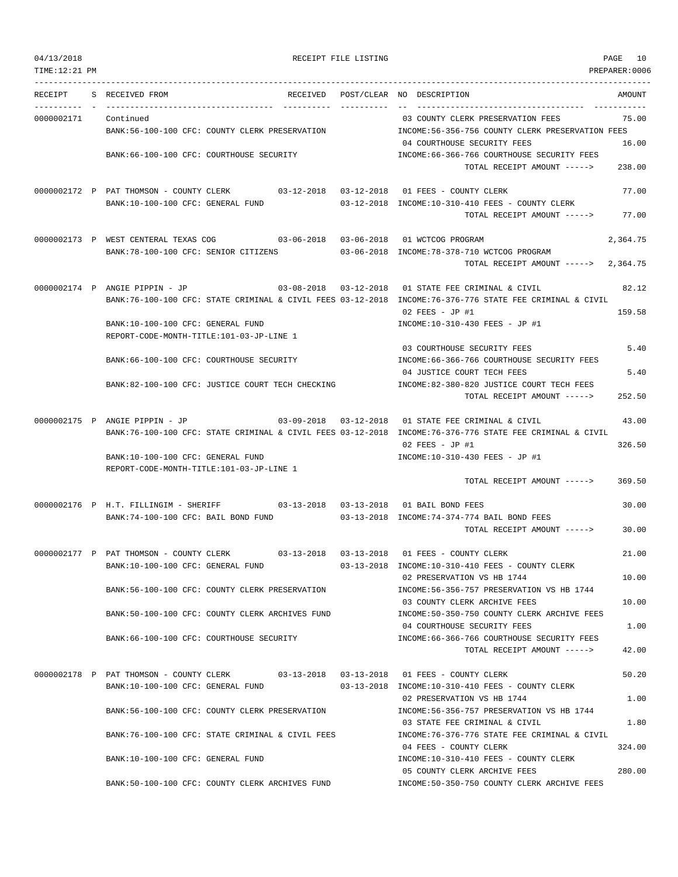04/13/2018 RECEIPT FILE LISTING PAGE 10
TIME:12:21 PM PREPARER:0006

| RECEIPT | S | RECEIVED FROM | RECEIVED | POST/CLEAR | NO | DESCRIPTION | AMOUNT |
|---|---|---|---|---|---|---|---|
| 0000002171 | | Continued | | | 03 | COUNTY CLERK PRESERVATION FEES | 75.00 |
| | | BANK:56-100-100 CFC: COUNTY CLERK PRESERVATION | | | | INCOME:56-356-756 COUNTY CLERK PRESERVATION FEES | |
| | | | | | 04 | COURTHOUSE SECURITY FEES | 16.00 |
| | | BANK:66-100-100 CFC: COURTHOUSE SECURITY | | | | INCOME:66-366-766 COURTHOUSE SECURITY FEES | |
| | | | | | | TOTAL RECEIPT AMOUNT -----> | 238.00 |
| 0000002172 | P | PAT THOMSON - COUNTY CLERK | 03-12-2018 | 03-12-2018 | 01 | FEES - COUNTY CLERK | 77.00 |
| | | BANK:10-100-100 CFC: GENERAL FUND | | 03-12-2018 | | INCOME:10-310-410 FEES - COUNTY CLERK | |
| | | | | | | TOTAL RECEIPT AMOUNT -----> | 77.00 |
| 0000002173 | P | WEST CENTERAL TEXAS COG | 03-06-2018 | 03-06-2018 | 01 | WCTCOG PROGRAM | 2,364.75 |
| | | BANK:78-100-100 CFC: SENIOR CITIZENS | | 03-06-2018 | | INCOME:78-378-710 WCTCOG PROGRAM | |
| | | | | | | TOTAL RECEIPT AMOUNT -----> | 2,364.75 |
| 0000002174 | P | ANGIE PIPPIN - JP | 03-08-2018 | 03-12-2018 | 01 | STATE FEE CRIMINAL & CIVIL | 82.12 |
| | | BANK:76-100-100 CFC: STATE CRIMINAL & CIVIL FEES | | 03-12-2018 | | INCOME:76-376-776 STATE FEE CRIMINAL & CIVIL | |
| | | | | | 02 | FEES - JP #1 | 159.58 |
| | | BANK:10-100-100 CFC: GENERAL FUND | | | | INCOME:10-310-430 FEES - JP #1 | |
| | | REPORT-CODE-MONTH-TITLE:101-03-JP-LINE 1 | | | | | |
| | | | | | 03 | COURTHOUSE SECURITY FEES | 5.40 |
| | | BANK:66-100-100 CFC: COURTHOUSE SECURITY | | | | INCOME:66-366-766 COURTHOUSE SECURITY FEES | |
| | | | | | 04 | JUSTICE COURT TECH FEES | 5.40 |
| | | BANK:82-100-100 CFC: JUSTICE COURT TECH CHECKING | | | | INCOME:82-380-820 JUSTICE COURT TECH FEES | |
| | | | | | | TOTAL RECEIPT AMOUNT -----> | 252.50 |
| 0000002175 | P | ANGIE PIPPIN - JP | 03-09-2018 | 03-12-2018 | 01 | STATE FEE CRIMINAL & CIVIL | 43.00 |
| | | BANK:76-100-100 CFC: STATE CRIMINAL & CIVIL FEES | | 03-12-2018 | | INCOME:76-376-776 STATE FEE CRIMINAL & CIVIL | |
| | | | | | 02 | FEES - JP #1 | 326.50 |
| | | BANK:10-100-100 CFC: GENERAL FUND | | | | INCOME:10-310-430 FEES - JP #1 | |
| | | REPORT-CODE-MONTH-TITLE:101-03-JP-LINE 1 | | | | | |
| | | | | | | TOTAL RECEIPT AMOUNT -----> | 369.50 |
| 0000002176 | P | H.T. FILLINGIM - SHERIFF | 03-13-2018 | 03-13-2018 | 01 | BAIL BOND FEES | 30.00 |
| | | BANK:74-100-100 CFC: BAIL BOND FUND | | 03-13-2018 | | INCOME:74-374-774 BAIL BOND FEES | |
| | | | | | | TOTAL RECEIPT AMOUNT -----> | 30.00 |
| 0000002177 | P | PAT THOMSON - COUNTY CLERK | 03-13-2018 | 03-13-2018 | 01 | FEES - COUNTY CLERK | 21.00 |
| | | BANK:10-100-100 CFC: GENERAL FUND | | 03-13-2018 | | INCOME:10-310-410 FEES - COUNTY CLERK | |
| | | | | | 02 | PRESERVATION VS HB 1744 | 10.00 |
| | | BANK:56-100-100 CFC: COUNTY CLERK PRESERVATION | | | | INCOME:56-356-757 PRESERVATION VS HB 1744 | |
| | | | | | 03 | COUNTY CLERK ARCHIVE FEES | 10.00 |
| | | BANK:50-100-100 CFC: COUNTY CLERK ARCHIVES FUND | | | | INCOME:50-350-750 COUNTY CLERK ARCHIVE FEES | |
| | | | | | 04 | COURTHOUSE SECURITY FEES | 1.00 |
| | | BANK:66-100-100 CFC: COURTHOUSE SECURITY | | | | INCOME:66-366-766 COURTHOUSE SECURITY FEES | |
| | | | | | | TOTAL RECEIPT AMOUNT -----> | 42.00 |
| 0000002178 | P | PAT THOMSON - COUNTY CLERK | 03-13-2018 | 03-13-2018 | 01 | FEES - COUNTY CLERK | 50.20 |
| | | BANK:10-100-100 CFC: GENERAL FUND | | 03-13-2018 | | INCOME:10-310-410 FEES - COUNTY CLERK | |
| | | | | | 02 | PRESERVATION VS HB 1744 | 1.00 |
| | | BANK:56-100-100 CFC: COUNTY CLERK PRESERVATION | | | | INCOME:56-356-757 PRESERVATION VS HB 1744 | |
| | | | | | 03 | STATE FEE CRIMINAL & CIVIL | 1.80 |
| | | BANK:76-100-100 CFC: STATE CRIMINAL & CIVIL FEES | | | | INCOME:76-376-776 STATE FEE CRIMINAL & CIVIL | |
| | | | | | 04 | FEES - COUNTY CLERK | 324.00 |
| | | BANK:10-100-100 CFC: GENERAL FUND | | | | INCOME:10-310-410 FEES - COUNTY CLERK | |
| | | | | | 05 | COUNTY CLERK ARCHIVE FEES | 280.00 |
| | | BANK:50-100-100 CFC: COUNTY CLERK ARCHIVES FUND | | | | INCOME:50-350-750 COUNTY CLERK ARCHIVE FEES | |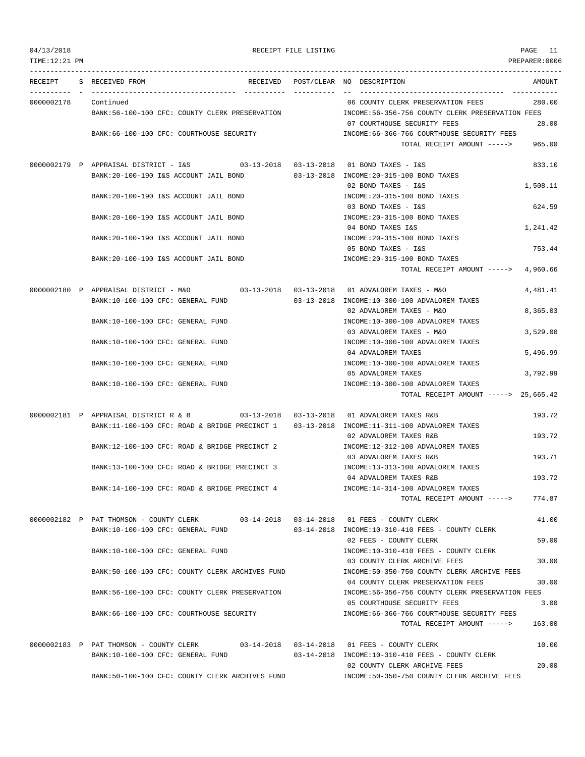04/13/2018 RECEIPT FILE LISTING PAGE 11

TIME:12:21 PM PREPARER:0006

| RECEIPT | S | RECEIVED FROM | RECEIVED | POST/CLEAR | NO | DESCRIPTION | AMOUNT |
|---|---|---|---|---|---|---|---|
| 0000002178 | | Continued | | | 06 | COUNTY CLERK PRESERVATION FEES | 280.00 |
| | | BANK:56-100-100 CFC: COUNTY CLERK PRESERVATION | | | | INCOME:56-356-756 COUNTY CLERK PRESERVATION FEES | |
| | | | | | 07 | COURTHOUSE SECURITY FEES | 28.00 |
| | | BANK:66-100-100 CFC: COURTHOUSE SECURITY | | | | INCOME:66-366-766 COURTHOUSE SECURITY FEES | |
| | | | | | | TOTAL RECEIPT AMOUNT -----> | 965.00 |
| 0000002179 | P | APPRAISAL DISTRICT - I&S | 03-13-2018 | 03-13-2018 | 01 | BOND TAXES - I&S | 833.10 |
| | | BANK:20-100-190 I&S ACCOUNT JAIL BOND | | 03-13-2018 | | INCOME:20-315-100 BOND TAXES | |
| | | | | | 02 | BOND TAXES - I&S | 1,508.11 |
| | | BANK:20-100-190 I&S ACCOUNT JAIL BOND | | | | INCOME:20-315-100 BOND TAXES | |
| | | | | | 03 | BOND TAXES - I&S | 624.59 |
| | | BANK:20-100-190 I&S ACCOUNT JAIL BOND | | | | INCOME:20-315-100 BOND TAXES | |
| | | | | | 04 | BOND TAXES I&S | 1,241.42 |
| | | BANK:20-100-190 I&S ACCOUNT JAIL BOND | | | | INCOME:20-315-100 BOND TAXES | |
| | | | | | 05 | BOND TAXES - I&S | 753.44 |
| | | BANK:20-100-190 I&S ACCOUNT JAIL BOND | | | | INCOME:20-315-100 BOND TAXES | |
| | | | | | | TOTAL RECEIPT AMOUNT -----> | 4,960.66 |
| 0000002180 | P | APPRAISAL DISTRICT - M&O | 03-13-2018 | 03-13-2018 | 01 | ADVALOREM TAXES - M&O | 4,481.41 |
| | | BANK:10-100-100 CFC: GENERAL FUND | | 03-13-2018 | | INCOME:10-300-100 ADVALOREM TAXES | |
| | | | | | 02 | ADVALOREM TAXES - M&O | 8,365.03 |
| | | BANK:10-100-100 CFC: GENERAL FUND | | | | INCOME:10-300-100 ADVALOREM TAXES | |
| | | | | | 03 | ADVALOREM TAXES - M&O | 3,529.00 |
| | | BANK:10-100-100 CFC: GENERAL FUND | | | | INCOME:10-300-100 ADVALOREM TAXES | |
| | | | | | 04 | ADVALOREM TAXES | 5,496.99 |
| | | BANK:10-100-100 CFC: GENERAL FUND | | | | INCOME:10-300-100 ADVALOREM TAXES | |
| | | | | | 05 | ADVALOREM TAXES | 3,792.99 |
| | | BANK:10-100-100 CFC: GENERAL FUND | | | | INCOME:10-300-100 ADVALOREM TAXES | |
| | | | | | | TOTAL RECEIPT AMOUNT -----> | 25,665.42 |
| 0000002181 | P | APPRAISAL DISTRICT R & B | 03-13-2018 | 03-13-2018 | 01 | ADVALOREM TAXES R&B | 193.72 |
| | | BANK:11-100-100 CFC: ROAD & BRIDGE PRECINCT 1 | | 03-13-2018 | | INCOME:11-311-100 ADVALOREM TAXES | |
| | | | | | 02 | ADVALOREM TAXES R&B | 193.72 |
| | | BANK:12-100-100 CFC: ROAD & BRIDGE PRECINCT 2 | | | | INCOME:12-312-100 ADVALOREM TAXES | |
| | | | | | 03 | ADVALOREM TAXES R&B | 193.71 |
| | | BANK:13-100-100 CFC: ROAD & BRIDGE PRECINCT 3 | | | | INCOME:13-313-100 ADVALOREM TAXES | |
| | | | | | 04 | ADVALOREM TAXES R&B | 193.72 |
| | | BANK:14-100-100 CFC: ROAD & BRIDGE PRECINCT 4 | | | | INCOME:14-314-100 ADVALOREM TAXES | |
| | | | | | | TOTAL RECEIPT AMOUNT -----> | 774.87 |
| 0000002182 | P | PAT THOMSON - COUNTY CLERK | 03-14-2018 | 03-14-2018 | 01 | FEES - COUNTY CLERK | 41.00 |
| | | BANK:10-100-100 CFC: GENERAL FUND | | 03-14-2018 | | INCOME:10-310-410 FEES - COUNTY CLERK | |
| | | | | | 02 | FEES - COUNTY CLERK | 59.00 |
| | | BANK:10-100-100 CFC: GENERAL FUND | | | | INCOME:10-310-410 FEES - COUNTY CLERK | |
| | | | | | 03 | COUNTY CLERK ARCHIVE FEES | 30.00 |
| | | BANK:50-100-100 CFC: COUNTY CLERK ARCHIVES FUND | | | | INCOME:50-350-750 COUNTY CLERK ARCHIVE FEES | |
| | | | | | 04 | COUNTY CLERK PRESERVATION FEES | 30.00 |
| | | BANK:56-100-100 CFC: COUNTY CLERK PRESERVATION | | | | INCOME:56-356-756 COUNTY CLERK PRESERVATION FEES | |
| | | | | | 05 | COURTHOUSE SECURITY FEES | 3.00 |
| | | BANK:66-100-100 CFC: COURTHOUSE SECURITY | | | | INCOME:66-366-766 COURTHOUSE SECURITY FEES | |
| | | | | | | TOTAL RECEIPT AMOUNT -----> | 163.00 |
| 0000002183 | P | PAT THOMSON - COUNTY CLERK | 03-14-2018 | 03-14-2018 | 01 | FEES - COUNTY CLERK | 10.00 |
| | | BANK:10-100-100 CFC: GENERAL FUND | | 03-14-2018 | | INCOME:10-310-410 FEES - COUNTY CLERK | |
| | | | | | 02 | COUNTY CLERK ARCHIVE FEES | 20.00 |
| | | BANK:50-100-100 CFC: COUNTY CLERK ARCHIVES FUND | | | | INCOME:50-350-750 COUNTY CLERK ARCHIVE FEES | |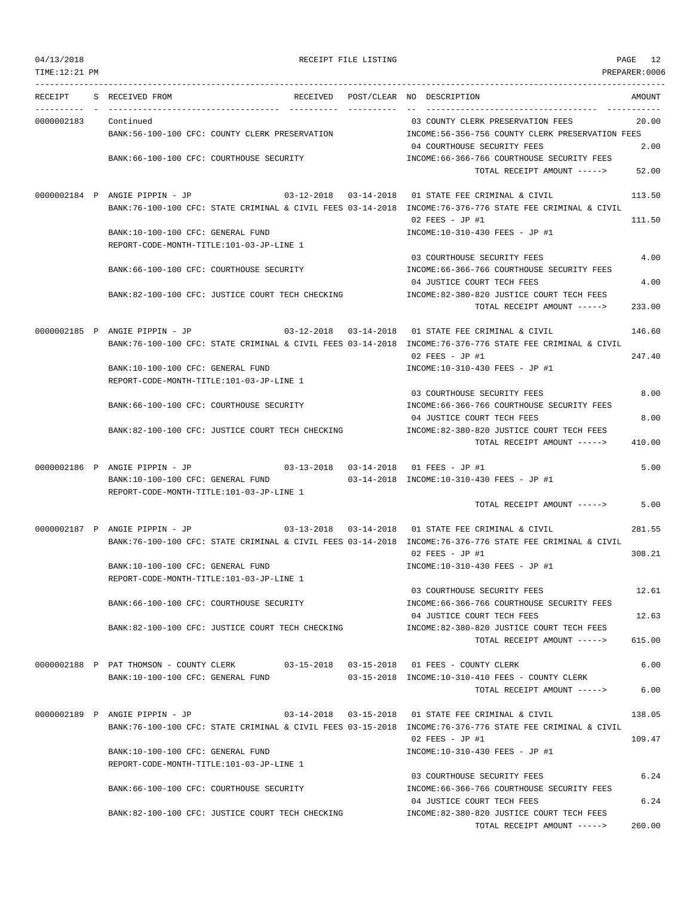RECEIPT FILE LISTING

TIME:12:21 PM PREPARER:0006

| RECEIPT | S | RECEIVED FROM | RECEIVED | POST/CLEAR | NO | DESCRIPTION | AMOUNT |
|---|---|---|---|---|---|---|---|
| 0000002183 | | Continued | | | 03 | COUNTY CLERK PRESERVATION FEES | 20.00 |
| | | BANK:56-100-100 CFC: COUNTY CLERK PRESERVATION | | | | INCOME:56-356-756 COUNTY CLERK PRESERVATION FEES | |
| | | | | | 04 | COURTHOUSE SECURITY FEES | 2.00 |
| | | BANK:66-100-100 CFC: COURTHOUSE SECURITY | | | | INCOME:66-366-766 COURTHOUSE SECURITY FEES | |
| | | | | | | TOTAL RECEIPT AMOUNT -----> | 52.00 |
| 0000002184 | P | ANGIE PIPPIN - JP | 03-12-2018 | 03-14-2018 | 01 | STATE FEE CRIMINAL & CIVIL | 113.50 |
| | | BANK:76-100-100 CFC: STATE CRIMINAL & CIVIL FEES | | 03-14-2018 | | INCOME:76-376-776 STATE FEE CRIMINAL & CIVIL | |
| | | | | | 02 | FEES - JP #1 | 111.50 |
| | | BANK:10-100-100 CFC: GENERAL FUND | | | | INCOME:10-310-430 FEES - JP #1 | |
| | | REPORT-CODE-MONTH-TITLE:101-03-JP-LINE 1 | | | | | |
| | | | | | 03 | COURTHOUSE SECURITY FEES | 4.00 |
| | | BANK:66-100-100 CFC: COURTHOUSE SECURITY | | | | INCOME:66-366-766 COURTHOUSE SECURITY FEES | |
| | | | | | 04 | JUSTICE COURT TECH FEES | 4.00 |
| | | BANK:82-100-100 CFC: JUSTICE COURT TECH CHECKING | | | | INCOME:82-380-820 JUSTICE COURT TECH FEES | |
| | | | | | | TOTAL RECEIPT AMOUNT -----> | 233.00 |
| 0000002185 | P | ANGIE PIPPIN - JP | 03-12-2018 | 03-14-2018 | 01 | STATE FEE CRIMINAL & CIVIL | 146.60 |
| | | BANK:76-100-100 CFC: STATE CRIMINAL & CIVIL FEES | | 03-14-2018 | | INCOME:76-376-776 STATE FEE CRIMINAL & CIVIL | |
| | | | | | 02 | FEES - JP #1 | 247.40 |
| | | BANK:10-100-100 CFC: GENERAL FUND | | | | INCOME:10-310-430 FEES - JP #1 | |
| | | REPORT-CODE-MONTH-TITLE:101-03-JP-LINE 1 | | | | | |
| | | | | | 03 | COURTHOUSE SECURITY FEES | 8.00 |
| | | BANK:66-100-100 CFC: COURTHOUSE SECURITY | | | | INCOME:66-366-766 COURTHOUSE SECURITY FEES | |
| | | | | | 04 | JUSTICE COURT TECH FEES | 8.00 |
| | | BANK:82-100-100 CFC: JUSTICE COURT TECH CHECKING | | | | INCOME:82-380-820 JUSTICE COURT TECH FEES | |
| | | | | | | TOTAL RECEIPT AMOUNT -----> | 410.00 |
| 0000002186 | P | ANGIE PIPPIN - JP | 03-13-2018 | 03-14-2018 | 01 | FEES - JP #1 | 5.00 |
| | | BANK:10-100-100 CFC: GENERAL FUND | | 03-14-2018 | | INCOME:10-310-430 FEES - JP #1 | |
| | | REPORT-CODE-MONTH-TITLE:101-03-JP-LINE 1 | | | | | |
| | | | | | | TOTAL RECEIPT AMOUNT -----> | 5.00 |
| 0000002187 | P | ANGIE PIPPIN - JP | 03-13-2018 | 03-14-2018 | 01 | STATE FEE CRIMINAL & CIVIL | 281.55 |
| | | BANK:76-100-100 CFC: STATE CRIMINAL & CIVIL FEES | | 03-14-2018 | | INCOME:76-376-776 STATE FEE CRIMINAL & CIVIL | |
| | | | | | 02 | FEES - JP #1 | 308.21 |
| | | BANK:10-100-100 CFC: GENERAL FUND | | | | INCOME:10-310-430 FEES - JP #1 | |
| | | REPORT-CODE-MONTH-TITLE:101-03-JP-LINE 1 | | | | | |
| | | | | | 03 | COURTHOUSE SECURITY FEES | 12.61 |
| | | BANK:66-100-100 CFC: COURTHOUSE SECURITY | | | | INCOME:66-366-766 COURTHOUSE SECURITY FEES | |
| | | | | | 04 | JUSTICE COURT TECH FEES | 12.63 |
| | | BANK:82-100-100 CFC: JUSTICE COURT TECH CHECKING | | | | INCOME:82-380-820 JUSTICE COURT TECH FEES | |
| | | | | | | TOTAL RECEIPT AMOUNT -----> | 615.00 |
| 0000002188 | P | PAT THOMSON - COUNTY CLERK | 03-15-2018 | 03-15-2018 | 01 | FEES - COUNTY CLERK | 6.00 |
| | | BANK:10-100-100 CFC: GENERAL FUND | | 03-15-2018 | | INCOME:10-310-410 FEES - COUNTY CLERK | |
| | | | | | | TOTAL RECEIPT AMOUNT -----> | 6.00 |
| 0000002189 | P | ANGIE PIPPIN - JP | 03-14-2018 | 03-15-2018 | 01 | STATE FEE CRIMINAL & CIVIL | 138.05 |
| | | BANK:76-100-100 CFC: STATE CRIMINAL & CIVIL FEES | | 03-15-2018 | | INCOME:76-376-776 STATE FEE CRIMINAL & CIVIL | |
| | | | | | 02 | FEES - JP #1 | 109.47 |
| | | BANK:10-100-100 CFC: GENERAL FUND | | | | INCOME:10-310-430 FEES - JP #1 | |
| | | REPORT-CODE-MONTH-TITLE:101-03-JP-LINE 1 | | | | | |
| | | | | | 03 | COURTHOUSE SECURITY FEES | 6.24 |
| | | BANK:66-100-100 CFC: COURTHOUSE SECURITY | | | | INCOME:66-366-766 COURTHOUSE SECURITY FEES | |
| | | | | | 04 | JUSTICE COURT TECH FEES | 6.24 |
| | | BANK:82-100-100 CFC: JUSTICE COURT TECH CHECKING | | | | INCOME:82-380-820 JUSTICE COURT TECH FEES | |
| | | | | | | TOTAL RECEIPT AMOUNT -----> | 260.00 |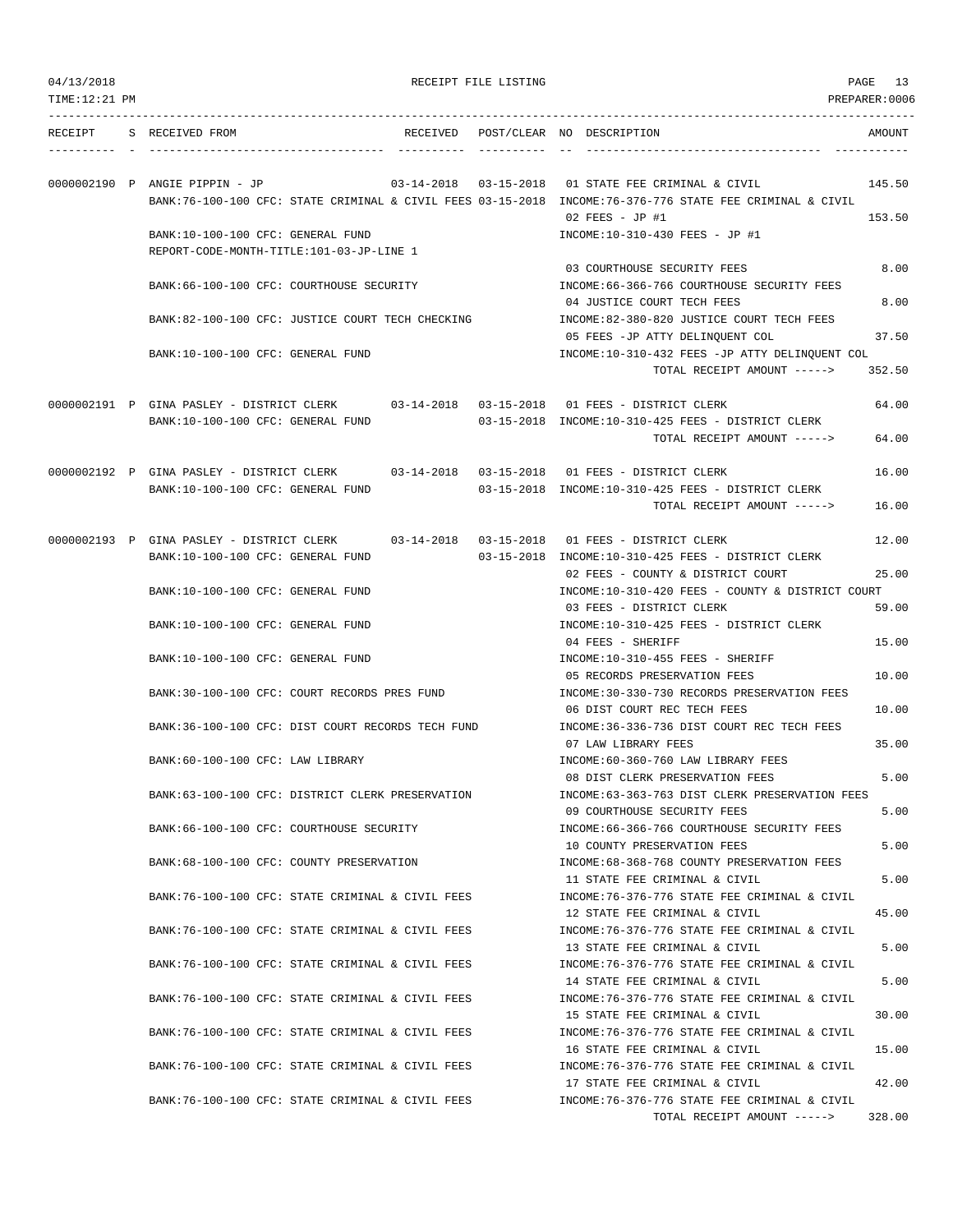RECEIPT FILE LISTING

| RECEIPT | S | RECEIVED FROM | RECEIVED | POST/CLEAR | NO | DESCRIPTION | AMOUNT |
|---|---|---|---|---|---|---|---|
| 0000002190 | P | ANGIE PIPPIN - JP | 03-14-2018 | 03-15-2018 | 01 | STATE FEE CRIMINAL & CIVIL | 145.50 |
| | | BANK:76-100-100 CFC: STATE CRIMINAL & CIVIL FEES | | 03-15-2018 | | INCOME:76-376-776 STATE FEE CRIMINAL & CIVIL | |
| | | | | | 02 | FEES - JP #1 | 153.50 |
| | | BANK:10-100-100 CFC: GENERAL FUND | | | | INCOME:10-310-430 FEES - JP #1 | |
| | | REPORT-CODE-MONTH-TITLE:101-03-JP-LINE 1 | | | | | |
| | | | | | 03 | COURTHOUSE SECURITY FEES | 8.00 |
| | | BANK:66-100-100 CFC: COURTHOUSE SECURITY | | | | INCOME:66-366-766 COURTHOUSE SECURITY FEES | |
| | | | | | 04 | JUSTICE COURT TECH FEES | 8.00 |
| | | BANK:82-100-100 CFC: JUSTICE COURT TECH CHECKING | | | | INCOME:82-380-820 JUSTICE COURT TECH FEES | |
| | | | | | 05 | FEES -JP ATTY DELINQUENT COL | 37.50 |
| | | BANK:10-100-100 CFC: GENERAL FUND | | | | INCOME:10-310-432 FEES -JP ATTY DELINQUENT COL | |
| | | | | | | TOTAL RECEIPT AMOUNT -----> | 352.50 |
| 0000002191 | P | GINA PASLEY - DISTRICT CLERK | 03-14-2018 | 03-15-2018 | 01 | FEES - DISTRICT CLERK | 64.00 |
| | | BANK:10-100-100 CFC: GENERAL FUND | | 03-15-2018 | | INCOME:10-310-425 FEES - DISTRICT CLERK | |
| | | | | | | TOTAL RECEIPT AMOUNT -----> | 64.00 |
| 0000002192 | P | GINA PASLEY - DISTRICT CLERK | 03-14-2018 | 03-15-2018 | 01 | FEES - DISTRICT CLERK | 16.00 |
| | | BANK:10-100-100 CFC: GENERAL FUND | | 03-15-2018 | | INCOME:10-310-425 FEES - DISTRICT CLERK | |
| | | | | | | TOTAL RECEIPT AMOUNT -----> | 16.00 |
| 0000002193 | P | GINA PASLEY - DISTRICT CLERK | 03-14-2018 | 03-15-2018 | 01 | FEES - DISTRICT CLERK | 12.00 |
| | | BANK:10-100-100 CFC: GENERAL FUND | | 03-15-2018 | | INCOME:10-310-425 FEES - DISTRICT CLERK | |
| | | | | | 02 | FEES - COUNTY & DISTRICT COURT | 25.00 |
| | | BANK:10-100-100 CFC: GENERAL FUND | | | | INCOME:10-310-420 FEES - COUNTY & DISTRICT COURT | |
| | | | | | 03 | FEES - DISTRICT CLERK | 59.00 |
| | | BANK:10-100-100 CFC: GENERAL FUND | | | | INCOME:10-310-425 FEES - DISTRICT CLERK | |
| | | | | | 04 | FEES - SHERIFF | 15.00 |
| | | BANK:10-100-100 CFC: GENERAL FUND | | | | INCOME:10-310-455 FEES - SHERIFF | |
| | | | | | 05 | RECORDS PRESERVATION FEES | 10.00 |
| | | BANK:30-100-100 CFC: COURT RECORDS PRES FUND | | | | INCOME:30-330-730 RECORDS PRESERVATION FEES | |
| | | | | | 06 | DIST COURT REC TECH FEES | 10.00 |
| | | BANK:36-100-100 CFC: DIST COURT RECORDS TECH FUND | | | | INCOME:36-336-736 DIST COURT REC TECH FEES | |
| | | | | | 07 | LAW LIBRARY FEES | 35.00 |
| | | BANK:60-100-100 CFC: LAW LIBRARY | | | | INCOME:60-360-760 LAW LIBRARY FEES | |
| | | | | | 08 | DIST CLERK PRESERVATION FEES | 5.00 |
| | | BANK:63-100-100 CFC: DISTRICT CLERK PRESERVATION | | | | INCOME:63-363-763 DIST CLERK PRESERVATION FEES | |
| | | | | | 09 | COURTHOUSE SECURITY FEES | 5.00 |
| | | BANK:66-100-100 CFC: COURTHOUSE SECURITY | | | | INCOME:66-366-766 COURTHOUSE SECURITY FEES | |
| | | | | | 10 | COUNTY PRESERVATION FEES | 5.00 |
| | | BANK:68-100-100 CFC: COUNTY PRESERVATION | | | | INCOME:68-368-768 COUNTY PRESERVATION FEES | |
| | | | | | 11 | STATE FEE CRIMINAL & CIVIL | 5.00 |
| | | BANK:76-100-100 CFC: STATE CRIMINAL & CIVIL FEES | | | | INCOME:76-376-776 STATE FEE CRIMINAL & CIVIL | |
| | | | | | 12 | STATE FEE CRIMINAL & CIVIL | 45.00 |
| | | BANK:76-100-100 CFC: STATE CRIMINAL & CIVIL FEES | | | | INCOME:76-376-776 STATE FEE CRIMINAL & CIVIL | |
| | | | | | 13 | STATE FEE CRIMINAL & CIVIL | 5.00 |
| | | BANK:76-100-100 CFC: STATE CRIMINAL & CIVIL FEES | | | | INCOME:76-376-776 STATE FEE CRIMINAL & CIVIL | |
| | | | | | 14 | STATE FEE CRIMINAL & CIVIL | 5.00 |
| | | BANK:76-100-100 CFC: STATE CRIMINAL & CIVIL FEES | | | | INCOME:76-376-776 STATE FEE CRIMINAL & CIVIL | |
| | | | | | 15 | STATE FEE CRIMINAL & CIVIL | 30.00 |
| | | BANK:76-100-100 CFC: STATE CRIMINAL & CIVIL FEES | | | | INCOME:76-376-776 STATE FEE CRIMINAL & CIVIL | |
| | | | | | 16 | STATE FEE CRIMINAL & CIVIL | 15.00 |
| | | BANK:76-100-100 CFC: STATE CRIMINAL & CIVIL FEES | | | | INCOME:76-376-776 STATE FEE CRIMINAL & CIVIL | |
| | | | | | 17 | STATE FEE CRIMINAL & CIVIL | 42.00 |
| | | BANK:76-100-100 CFC: STATE CRIMINAL & CIVIL FEES | | | | INCOME:76-376-776 STATE FEE CRIMINAL & CIVIL | |
| | | | | | | TOTAL RECEIPT AMOUNT -----> | 328.00 |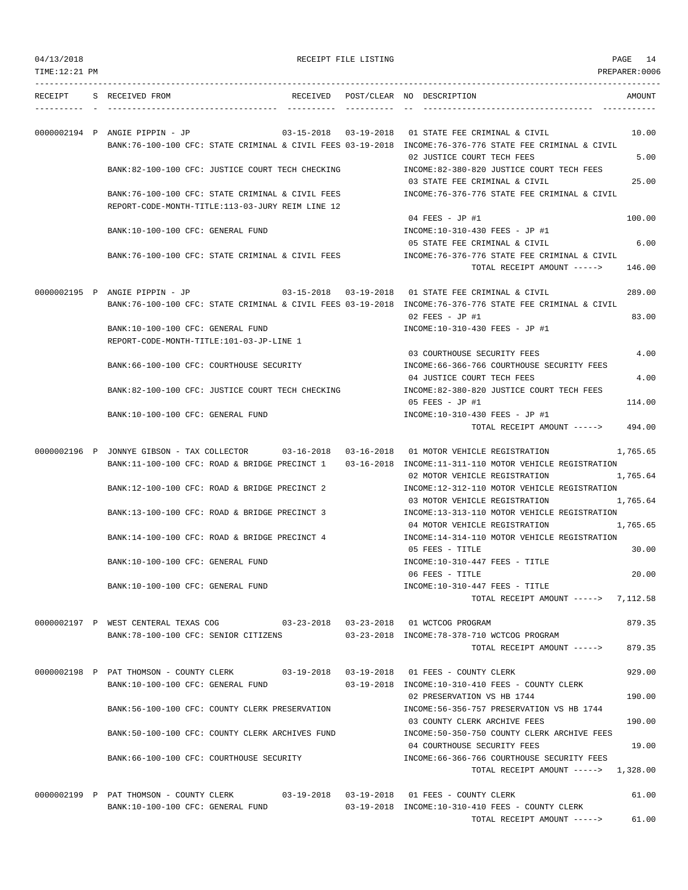RECEIPT FILE LISTING

TIME:12:21 PM PREPARER:0006

```
RECEIPT    S RECEIVED FROM                        RECEIVED   POST/CLEAR NO DESCRIPTION                         AMOUNT
---------- - ---------------------------------- ---------- ---------- -- ---------------------------------- -----------

0000002194 P ANGIE PIPPIN - JP                    03-15-2018 03-19-2018 01 STATE FEE CRIMINAL & CIVIL              10.00
             BANK:76-100-100 CFC: STATE CRIMINAL & CIVIL FEES 03-19-2018 INCOME:76-376-776 STATE FEE CRIMINAL & CIVIL
                                                                        02 JUSTICE COURT TECH FEES                  5.00
             BANK:82-100-100 CFC: JUSTICE COURT TECH CHECKING            INCOME:82-380-820 JUSTICE COURT TECH FEES
                                                                        03 STATE FEE CRIMINAL & CIVIL              25.00
             BANK:76-100-100 CFC: STATE CRIMINAL & CIVIL FEES            INCOME:76-376-776 STATE FEE CRIMINAL & CIVIL
             REPORT-CODE-MONTH-TITLE:113-03-JURY REIM LINE 12
                                                                        04 FEES - JP #1                           100.00
             BANK:10-100-100 CFC: GENERAL FUND                           INCOME:10-310-430 FEES - JP #1
                                                                        05 STATE FEE CRIMINAL & CIVIL               6.00
             BANK:76-100-100 CFC: STATE CRIMINAL & CIVIL FEES            INCOME:76-376-776 STATE FEE CRIMINAL & CIVIL
                                                                             TOTAL RECEIPT AMOUNT ----->          146.00

0000002195 P ANGIE PIPPIN - JP                    03-15-2018 03-19-2018 01 STATE FEE CRIMINAL & CIVIL             289.00
             BANK:76-100-100 CFC: STATE CRIMINAL & CIVIL FEES 03-19-2018 INCOME:76-376-776 STATE FEE CRIMINAL & CIVIL
                                                                        02 FEES - JP #1                            83.00
             BANK:10-100-100 CFC: GENERAL FUND                           INCOME:10-310-430 FEES - JP #1
             REPORT-CODE-MONTH-TITLE:101-03-JP-LINE 1
                                                                        03 COURTHOUSE SECURITY FEES                 4.00
             BANK:66-100-100 CFC: COURTHOUSE SECURITY                    INCOME:66-366-766 COURTHOUSE SECURITY FEES
                                                                        04 JUSTICE COURT TECH FEES                  4.00
             BANK:82-100-100 CFC: JUSTICE COURT TECH CHECKING            INCOME:82-380-820 JUSTICE COURT TECH FEES
                                                                        05 FEES - JP #1                           114.00
             BANK:10-100-100 CFC: GENERAL FUND                           INCOME:10-310-430 FEES - JP #1
                                                                             TOTAL RECEIPT AMOUNT ----->          494.00

0000002196 P JONNYE GIBSON - TAX COLLECTOR        03-16-2018 03-16-2018 01 MOTOR VEHICLE REGISTRATION           1,765.65
             BANK:11-100-100 CFC: ROAD & BRIDGE PRECINCT 1    03-16-2018 INCOME:11-311-110 MOTOR VEHICLE REGISTRATION
                                                                        02 MOTOR VEHICLE REGISTRATION           1,765.64
             BANK:12-100-100 CFC: ROAD & BRIDGE PRECINCT 2               INCOME:12-312-110 MOTOR VEHICLE REGISTRATION
                                                                        03 MOTOR VEHICLE REGISTRATION           1,765.64
             BANK:13-100-100 CFC: ROAD & BRIDGE PRECINCT 3               INCOME:13-313-110 MOTOR VEHICLE REGISTRATION
                                                                        04 MOTOR VEHICLE REGISTRATION           1,765.65
             BANK:14-100-100 CFC: ROAD & BRIDGE PRECINCT 4               INCOME:14-314-110 MOTOR VEHICLE REGISTRATION
                                                                        05 FEES - TITLE                            30.00
             BANK:10-100-100 CFC: GENERAL FUND                           INCOME:10-310-447 FEES - TITLE
                                                                        06 FEES - TITLE                            20.00
             BANK:10-100-100 CFC: GENERAL FUND                           INCOME:10-310-447 FEES - TITLE
                                                                             TOTAL RECEIPT AMOUNT ----->        7,112.58

0000002197 P WEST CENTERAL TEXAS COG              03-23-2018 03-23-2018 01 WCTCOG PROGRAM                         879.35
             BANK:78-100-100 CFC: SENIOR CITIZENS             03-23-2018 INCOME:78-378-710 WCTCOG PROGRAM
                                                                             TOTAL RECEIPT AMOUNT ----->          879.35

0000002198 P PAT THOMSON - COUNTY CLERK           03-19-2018 03-19-2018 01 FEES - COUNTY CLERK                    929.00
             BANK:10-100-100 CFC: GENERAL FUND                03-19-2018 INCOME:10-310-410 FEES - COUNTY CLERK
                                                                        02 PRESERVATION VS HB 1744                190.00
             BANK:56-100-100 CFC: COUNTY CLERK PRESERVATION              INCOME:56-356-757 PRESERVATION VS HB 1744
                                                                        03 COUNTY CLERK ARCHIVE FEES              190.00
             BANK:50-100-100 CFC: COUNTY CLERK ARCHIVES FUND             INCOME:50-350-750 COUNTY CLERK ARCHIVE FEES
                                                                        04 COURTHOUSE SECURITY FEES                19.00
             BANK:66-100-100 CFC: COURTHOUSE SECURITY                    INCOME:66-366-766 COURTHOUSE SECURITY FEES
                                                                             TOTAL RECEIPT AMOUNT ----->        1,328.00

0000002199 P PAT THOMSON - COUNTY CLERK           03-19-2018 03-19-2018 01 FEES - COUNTY CLERK                     61.00
             BANK:10-100-100 CFC: GENERAL FUND                03-19-2018 INCOME:10-310-410 FEES - COUNTY CLERK
                                                                             TOTAL RECEIPT AMOUNT ----->           61.00
```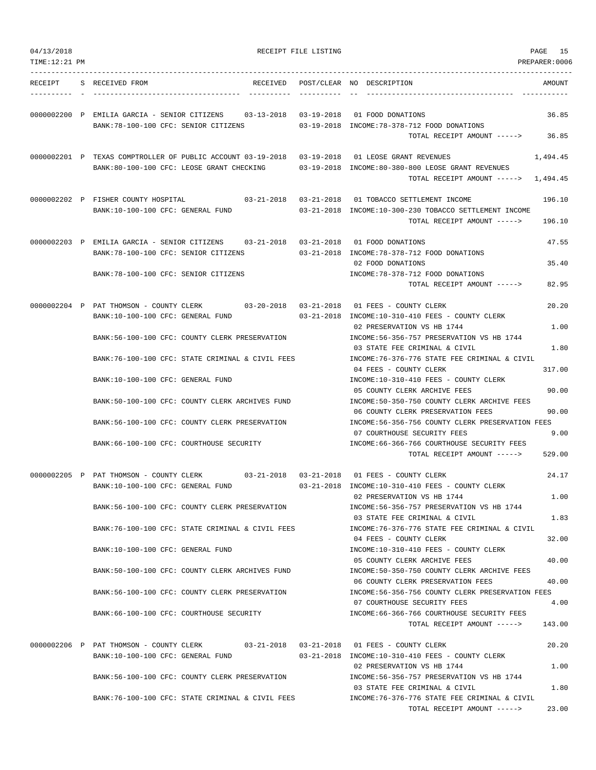RECEIPT FILE LISTING

| RECEIPT | S | RECEIVED FROM | RECEIVED | POST/CLEAR | NO | DESCRIPTION | AMOUNT |
|---|---|---|---|---|---|---|---|
| 0000002200 | P | EMILIA GARCIA - SENIOR CITIZENS | 03-13-2018 | 03-19-2018 | 01 | FOOD DONATIONS | 36.85 |
| | | BANK:78-100-100 CFC: SENIOR CITIZENS | | 03-19-2018 | | INCOME:78-378-712 FOOD DONATIONS | |
| | | | | | | TOTAL RECEIPT AMOUNT -----> | 36.85 |
| 0000002201 | P | TEXAS COMPTROLLER OF PUBLIC ACCOUNT | 03-19-2018 | 03-19-2018 | 01 | LEOSE GRANT REVENUES | 1,494.45 |
| | | BANK:80-100-100 CFC: LEOSE GRANT CHECKING | | 03-19-2018 | | INCOME:80-380-800 LEOSE GRANT REVENUES | |
| | | | | | | TOTAL RECEIPT AMOUNT -----> | 1,494.45 |
| 0000002202 | P | FISHER COUNTY HOSPITAL | 03-21-2018 | 03-21-2018 | 01 | TOBACCO SETTLEMENT INCOME | 196.10 |
| | | BANK:10-100-100 CFC: GENERAL FUND | | 03-21-2018 | | INCOME:10-300-230 TOBACCO SETTLEMENT INCOME | |
| | | | | | | TOTAL RECEIPT AMOUNT -----> | 196.10 |
| 0000002203 | P | EMILIA GARCIA - SENIOR CITIZENS | 03-21-2018 | 03-21-2018 | 01 | FOOD DONATIONS | 47.55 |
| | | BANK:78-100-100 CFC: SENIOR CITIZENS | | 03-21-2018 | | INCOME:78-378-712 FOOD DONATIONS | |
| | | | | | 02 | FOOD DONATIONS | 35.40 |
| | | BANK:78-100-100 CFC: SENIOR CITIZENS | | | | INCOME:78-378-712 FOOD DONATIONS | |
| | | | | | | TOTAL RECEIPT AMOUNT -----> | 82.95 |
| 0000002204 | P | PAT THOMSON - COUNTY CLERK | 03-20-2018 | 03-21-2018 | 01 | FEES - COUNTY CLERK | 20.20 |
| | | BANK:10-100-100 CFC: GENERAL FUND | | 03-21-2018 | | INCOME:10-310-410 FEES - COUNTY CLERK | |
| | | | | | 02 | PRESERVATION VS HB 1744 | 1.00 |
| | | BANK:56-100-100 CFC: COUNTY CLERK PRESERVATION | | | | INCOME:56-356-757 PRESERVATION VS HB 1744 | |
| | | | | | 03 | STATE FEE CRIMINAL & CIVIL | 1.80 |
| | | BANK:76-100-100 CFC: STATE CRIMINAL & CIVIL FEES | | | | INCOME:76-376-776 STATE FEE CRIMINAL & CIVIL | |
| | | | | | 04 | FEES - COUNTY CLERK | 317.00 |
| | | BANK:10-100-100 CFC: GENERAL FUND | | | | INCOME:10-310-410 FEES - COUNTY CLERK | |
| | | | | | 05 | COUNTY CLERK ARCHIVE FEES | 90.00 |
| | | BANK:50-100-100 CFC: COUNTY CLERK ARCHIVES FUND | | | | INCOME:50-350-750 COUNTY CLERK ARCHIVE FEES | |
| | | | | | 06 | COUNTY CLERK PRESERVATION FEES | 90.00 |
| | | BANK:56-100-100 CFC: COUNTY CLERK PRESERVATION | | | | INCOME:56-356-756 COUNTY CLERK PRESERVATION FEES | |
| | | | | | 07 | COURTHOUSE SECURITY FEES | 9.00 |
| | | BANK:66-100-100 CFC: COURTHOUSE SECURITY | | | | INCOME:66-366-766 COURTHOUSE SECURITY FEES | |
| | | | | | | TOTAL RECEIPT AMOUNT -----> | 529.00 |
| 0000002205 | P | PAT THOMSON - COUNTY CLERK | 03-21-2018 | 03-21-2018 | 01 | FEES - COUNTY CLERK | 24.17 |
| | | BANK:10-100-100 CFC: GENERAL FUND | | 03-21-2018 | | INCOME:10-310-410 FEES - COUNTY CLERK | |
| | | | | | 02 | PRESERVATION VS HB 1744 | 1.00 |
| | | BANK:56-100-100 CFC: COUNTY CLERK PRESERVATION | | | | INCOME:56-356-757 PRESERVATION VS HB 1744 | |
| | | | | | 03 | STATE FEE CRIMINAL & CIVIL | 1.83 |
| | | BANK:76-100-100 CFC: STATE CRIMINAL & CIVIL FEES | | | | INCOME:76-376-776 STATE FEE CRIMINAL & CIVIL | |
| | | | | | 04 | FEES - COUNTY CLERK | 32.00 |
| | | BANK:10-100-100 CFC: GENERAL FUND | | | | INCOME:10-310-410 FEES - COUNTY CLERK | |
| | | | | | 05 | COUNTY CLERK ARCHIVE FEES | 40.00 |
| | | BANK:50-100-100 CFC: COUNTY CLERK ARCHIVES FUND | | | | INCOME:50-350-750 COUNTY CLERK ARCHIVE FEES | |
| | | | | | 06 | COUNTY CLERK PRESERVATION FEES | 40.00 |
| | | BANK:56-100-100 CFC: COUNTY CLERK PRESERVATION | | | | INCOME:56-356-756 COUNTY CLERK PRESERVATION FEES | |
| | | | | | 07 | COURTHOUSE SECURITY FEES | 4.00 |
| | | BANK:66-100-100 CFC: COURTHOUSE SECURITY | | | | INCOME:66-366-766 COURTHOUSE SECURITY FEES | |
| | | | | | | TOTAL RECEIPT AMOUNT -----> | 143.00 |
| 0000002206 | P | PAT THOMSON - COUNTY CLERK | 03-21-2018 | 03-21-2018 | 01 | FEES - COUNTY CLERK | 20.20 |
| | | BANK:10-100-100 CFC: GENERAL FUND | | 03-21-2018 | | INCOME:10-310-410 FEES - COUNTY CLERK | |
| | | | | | 02 | PRESERVATION VS HB 1744 | 1.00 |
| | | BANK:56-100-100 CFC: COUNTY CLERK PRESERVATION | | | | INCOME:56-356-757 PRESERVATION VS HB 1744 | |
| | | | | | 03 | STATE FEE CRIMINAL & CIVIL | 1.80 |
| | | BANK:76-100-100 CFC: STATE CRIMINAL & CIVIL FEES | | | | INCOME:76-376-776 STATE FEE CRIMINAL & CIVIL | |
| | | | | | | TOTAL RECEIPT AMOUNT -----> | 23.00 |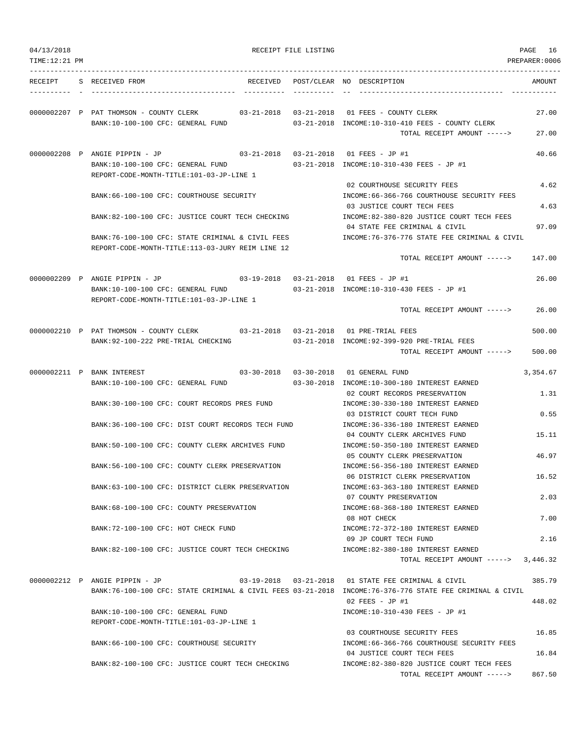RECEIPT FILE LISTING

TIME:12:21 PM PREPARER:0006

| RECEIPT | S | RECEIVED FROM | RECEIVED | POST/CLEAR | NO | DESCRIPTION | AMOUNT |
|---|---|---|---|---|---|---|---|
| 0000002207 | P | PAT THOMSON - COUNTY CLERK | 03-21-2018 | 03-21-2018 | 01 | FEES - COUNTY CLERK | 27.00 |
| | | BANK:10-100-100 CFC: GENERAL FUND | | 03-21-2018 | | INCOME:10-310-410 FEES - COUNTY CLERK | |
| | | | | | | TOTAL RECEIPT AMOUNT -----> | 27.00 |
| 0000002208 | P | ANGIE PIPPIN - JP | 03-21-2018 | 03-21-2018 | 01 | FEES - JP #1 | 40.66 |
| | | BANK:10-100-100 CFC: GENERAL FUND | | 03-21-2018 | | INCOME:10-310-430 FEES - JP #1 | |
| | | REPORT-CODE-MONTH-TITLE:101-03-JP-LINE 1 | | | | | |
| | | | | | 02 | COURTHOUSE SECURITY FEES | 4.62 |
| | | BANK:66-100-100 CFC: COURTHOUSE SECURITY | | | | INCOME:66-366-766 COURTHOUSE SECURITY FEES | |
| | | | | | 03 | JUSTICE COURT TECH FEES | 4.63 |
| | | BANK:82-100-100 CFC: JUSTICE COURT TECH CHECKING | | | | INCOME:82-380-820 JUSTICE COURT TECH FEES | |
| | | | | | 04 | STATE FEE CRIMINAL & CIVIL | 97.09 |
| | | BANK:76-100-100 CFC: STATE CRIMINAL & CIVIL FEES | | | | INCOME:76-376-776 STATE FEE CRIMINAL & CIVIL | |
| | | REPORT-CODE-MONTH-TITLE:113-03-JURY REIM LINE 12 | | | | | |
| | | | | | | TOTAL RECEIPT AMOUNT -----> | 147.00 |
| 0000002209 | P | ANGIE PIPPIN - JP | 03-19-2018 | 03-21-2018 | 01 | FEES - JP #1 | 26.00 |
| | | BANK:10-100-100 CFC: GENERAL FUND | | 03-21-2018 | | INCOME:10-310-430 FEES - JP #1 | |
| | | REPORT-CODE-MONTH-TITLE:101-03-JP-LINE 1 | | | | | |
| | | | | | | TOTAL RECEIPT AMOUNT -----> | 26.00 |
| 0000002210 | P | PAT THOMSON - COUNTY CLERK | 03-21-2018 | 03-21-2018 | 01 | PRE-TRIAL FEES | 500.00 |
| | | BANK:92-100-222 PRE-TRIAL CHECKING | | 03-21-2018 | | INCOME:92-399-920 PRE-TRIAL FEES | |
| | | | | | | TOTAL RECEIPT AMOUNT -----> | 500.00 |
| 0000002211 | P | BANK INTEREST | 03-30-2018 | 03-30-2018 | 01 | GENERAL FUND | 3,354.67 |
| | | BANK:10-100-100 CFC: GENERAL FUND | | 03-30-2018 | | INCOME:10-300-180 INTEREST EARNED | |
| | | | | | 02 | COURT RECORDS PRESERVATION | 1.31 |
| | | BANK:30-100-100 CFC: COURT RECORDS PRES FUND | | | | INCOME:30-330-180 INTEREST EARNED | |
| | | | | | 03 | DISTRICT COURT TECH FUND | 0.55 |
| | | BANK:36-100-100 CFC: DIST COURT RECORDS TECH FUND | | | | INCOME:36-336-180 INTEREST EARNED | |
| | | | | | 04 | COUNTY CLERK ARCHIVES FUND | 15.11 |
| | | BANK:50-100-100 CFC: COUNTY CLERK ARCHIVES FUND | | | | INCOME:50-350-180 INTEREST EARNED | |
| | | | | | 05 | COUNTY CLERK PRESERVATION | 46.97 |
| | | BANK:56-100-100 CFC: COUNTY CLERK PRESERVATION | | | | INCOME:56-356-180 INTEREST EARNED | |
| | | | | | 06 | DISTRICT CLERK PRESERVATION | 16.52 |
| | | BANK:63-100-100 CFC: DISTRICT CLERK PRESERVATION | | | | INCOME:63-363-180 INTEREST EARNED | |
| | | | | | 07 | COUNTY PRESERVATION | 2.03 |
| | | BANK:68-100-100 CFC: COUNTY PRESERVATION | | | | INCOME:68-368-180 INTEREST EARNED | |
| | | | | | 08 | HOT CHECK | 7.00 |
| | | BANK:72-100-100 CFC: HOT CHECK FUND | | | | INCOME:72-372-180 INTEREST EARNED | |
| | | | | | 09 | JP COURT TECH FUND | 2.16 |
| | | BANK:82-100-100 CFC: JUSTICE COURT TECH CHECKING | | | | INCOME:82-380-180 INTEREST EARNED | |
| | | | | | | TOTAL RECEIPT AMOUNT -----> | 3,446.32 |
| 0000002212 | P | ANGIE PIPPIN - JP | 03-19-2018 | 03-21-2018 | 01 | STATE FEE CRIMINAL & CIVIL | 385.79 |
| | | BANK:76-100-100 CFC: STATE CRIMINAL & CIVIL FEES | | 03-21-2018 | | INCOME:76-376-776 STATE FEE CRIMINAL & CIVIL | |
| | | | | | 02 | FEES - JP #1 | 448.02 |
| | | BANK:10-100-100 CFC: GENERAL FUND | | | | INCOME:10-310-430 FEES - JP #1 | |
| | | REPORT-CODE-MONTH-TITLE:101-03-JP-LINE 1 | | | | | |
| | | | | | 03 | COURTHOUSE SECURITY FEES | 16.85 |
| | | BANK:66-100-100 CFC: COURTHOUSE SECURITY | | | | INCOME:66-366-766 COURTHOUSE SECURITY FEES | |
| | | | | | 04 | JUSTICE COURT TECH FEES | 16.84 |
| | | BANK:82-100-100 CFC: JUSTICE COURT TECH CHECKING | | | | INCOME:82-380-820 JUSTICE COURT TECH FEES | |
| | | | | | | TOTAL RECEIPT AMOUNT -----> | 867.50 |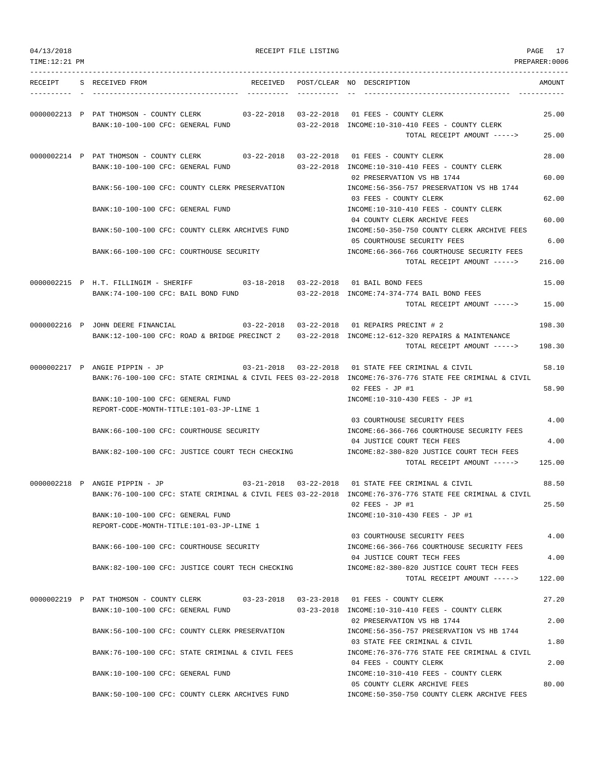RECEIPT FILE LISTING

| RECEIPT | S | RECEIVED FROM | RECEIVED | POST/CLEAR | NO | DESCRIPTION | AMOUNT |
|---|---|---|---|---|---|---|---|
| 0000002213 | P | PAT THOMSON - COUNTY CLERK | 03-22-2018 | 03-22-2018 | 01 | FEES - COUNTY CLERK | 25.00 |
| | | BANK:10-100-100 CFC: GENERAL FUND | | 03-22-2018 | | INCOME:10-310-410 FEES - COUNTY CLERK | |
| | | | | | | TOTAL RECEIPT AMOUNT -----> | 25.00 |
| 0000002214 | P | PAT THOMSON - COUNTY CLERK | 03-22-2018 | 03-22-2018 | 01 | FEES - COUNTY CLERK | 28.00 |
| | | BANK:10-100-100 CFC: GENERAL FUND | | 03-22-2018 | | INCOME:10-310-410 FEES - COUNTY CLERK | |
| | | | | | 02 | PRESERVATION VS HB 1744 | 60.00 |
| | | BANK:56-100-100 CFC: COUNTY CLERK PRESERVATION | | | | INCOME:56-356-757 PRESERVATION VS HB 1744 | |
| | | | | | 03 | FEES - COUNTY CLERK | 62.00 |
| | | BANK:10-100-100 CFC: GENERAL FUND | | | | INCOME:10-310-410 FEES - COUNTY CLERK | |
| | | | | | 04 | COUNTY CLERK ARCHIVE FEES | 60.00 |
| | | BANK:50-100-100 CFC: COUNTY CLERK ARCHIVES FUND | | | | INCOME:50-350-750 COUNTY CLERK ARCHIVE FEES | |
| | | | | | 05 | COURTHOUSE SECURITY FEES | 6.00 |
| | | BANK:66-100-100 CFC: COURTHOUSE SECURITY | | | | INCOME:66-366-766 COURTHOUSE SECURITY FEES | |
| | | | | | | TOTAL RECEIPT AMOUNT -----> | 216.00 |
| 0000002215 | P | H.T. FILLINGIM - SHERIFF | 03-18-2018 | 03-22-2018 | 01 | BAIL BOND FEES | 15.00 |
| | | BANK:74-100-100 CFC: BAIL BOND FUND | | 03-22-2018 | | INCOME:74-374-774 BAIL BOND FEES | |
| | | | | | | TOTAL RECEIPT AMOUNT -----> | 15.00 |
| 0000002216 | P | JOHN DEERE FINANCIAL | 03-22-2018 | 03-22-2018 | 01 | REPAIRS PRECINT # 2 | 198.30 |
| | | BANK:12-100-100 CFC: ROAD & BRIDGE PRECINCT 2 | | 03-22-2018 | | INCOME:12-612-320 REPAIRS & MAINTENANCE | |
| | | | | | | TOTAL RECEIPT AMOUNT -----> | 198.30 |
| 0000002217 | P | ANGIE PIPPIN - JP | 03-21-2018 | 03-22-2018 | 01 | STATE FEE CRIMINAL & CIVIL | 58.10 |
| | | BANK:76-100-100 CFC: STATE CRIMINAL & CIVIL FEES | | 03-22-2018 | | INCOME:76-376-776 STATE FEE CRIMINAL & CIVIL | |
| | | | | | 02 | FEES - JP #1 | 58.90 |
| | | BANK:10-100-100 CFC: GENERAL FUND | | | | INCOME:10-310-430 FEES - JP #1 | |
| | | REPORT-CODE-MONTH-TITLE:101-03-JP-LINE 1 | | | | | |
| | | | | | 03 | COURTHOUSE SECURITY FEES | 4.00 |
| | | BANK:66-100-100 CFC: COURTHOUSE SECURITY | | | | INCOME:66-366-766 COURTHOUSE SECURITY FEES | |
| | | | | | 04 | JUSTICE COURT TECH FEES | 4.00 |
| | | BANK:82-100-100 CFC: JUSTICE COURT TECH CHECKING | | | | INCOME:82-380-820 JUSTICE COURT TECH FEES | |
| | | | | | | TOTAL RECEIPT AMOUNT -----> | 125.00 |
| 0000002218 | P | ANGIE PIPPIN - JP | 03-21-2018 | 03-22-2018 | 01 | STATE FEE CRIMINAL & CIVIL | 88.50 |
| | | BANK:76-100-100 CFC: STATE CRIMINAL & CIVIL FEES | | 03-22-2018 | | INCOME:76-376-776 STATE FEE CRIMINAL & CIVIL | |
| | | | | | 02 | FEES - JP #1 | 25.50 |
| | | BANK:10-100-100 CFC: GENERAL FUND | | | | INCOME:10-310-430 FEES - JP #1 | |
| | | REPORT-CODE-MONTH-TITLE:101-03-JP-LINE 1 | | | | | |
| | | | | | 03 | COURTHOUSE SECURITY FEES | 4.00 |
| | | BANK:66-100-100 CFC: COURTHOUSE SECURITY | | | | INCOME:66-366-766 COURTHOUSE SECURITY FEES | |
| | | | | | 04 | JUSTICE COURT TECH FEES | 4.00 |
| | | BANK:82-100-100 CFC: JUSTICE COURT TECH CHECKING | | | | INCOME:82-380-820 JUSTICE COURT TECH FEES | |
| | | | | | | TOTAL RECEIPT AMOUNT -----> | 122.00 |
| 0000002219 | P | PAT THOMSON - COUNTY CLERK | 03-23-2018 | 03-23-2018 | 01 | FEES - COUNTY CLERK | 27.20 |
| | | BANK:10-100-100 CFC: GENERAL FUND | | 03-23-2018 | | INCOME:10-310-410 FEES - COUNTY CLERK | |
| | | | | | 02 | PRESERVATION VS HB 1744 | 2.00 |
| | | BANK:56-100-100 CFC: COUNTY CLERK PRESERVATION | | | | INCOME:56-356-757 PRESERVATION VS HB 1744 | |
| | | | | | 03 | STATE FEE CRIMINAL & CIVIL | 1.80 |
| | | BANK:76-100-100 CFC: STATE CRIMINAL & CIVIL FEES | | | | INCOME:76-376-776 STATE FEE CRIMINAL & CIVIL | |
| | | | | | 04 | FEES - COUNTY CLERK | 2.00 |
| | | BANK:10-100-100 CFC: GENERAL FUND | | | | INCOME:10-310-410 FEES - COUNTY CLERK | |
| | | | | | 05 | COUNTY CLERK ARCHIVE FEES | 80.00 |
| | | BANK:50-100-100 CFC: COUNTY CLERK ARCHIVES FUND | | | | INCOME:50-350-750 COUNTY CLERK ARCHIVE FEES | |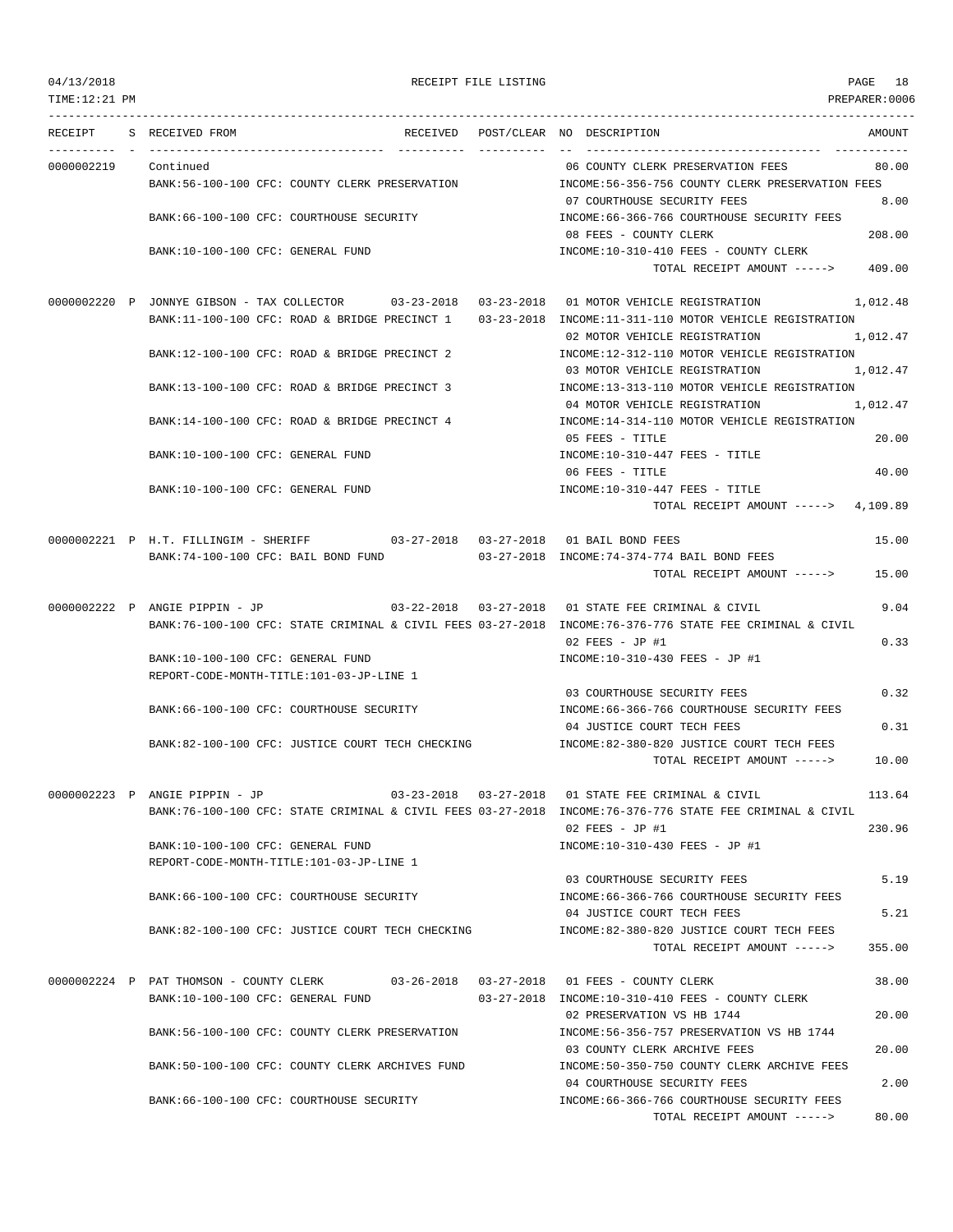04/13/2018 RECEIPT FILE LISTING PAGE 18
TIME:12:21 PM PREPARER:0006

| RECEIPT | S | RECEIVED FROM | RECEIVED | POST/CLEAR | NO | DESCRIPTION | AMOUNT |
|---|---|---|---|---|---|---|---|
| 0000002219 | | Continued | | | 06 | COUNTY CLERK PRESERVATION FEES | 80.00 |
| | | BANK:56-100-100 CFC: COUNTY CLERK PRESERVATION | | | | INCOME:56-356-756 COUNTY CLERK PRESERVATION FEES | |
| | | | | | 07 | COURTHOUSE SECURITY FEES | 8.00 |
| | | BANK:66-100-100 CFC: COURTHOUSE SECURITY | | | | INCOME:66-366-766 COURTHOUSE SECURITY FEES | |
| | | | | | 08 | FEES - COUNTY CLERK | 208.00 |
| | | BANK:10-100-100 CFC: GENERAL FUND | | | | INCOME:10-310-410 FEES - COUNTY CLERK | |
| | | | | | | TOTAL RECEIPT AMOUNT -----> | 409.00 |
| 0000002220 | P | JONNYE GIBSON - TAX COLLECTOR | 03-23-2018 | 03-23-2018 | 01 | MOTOR VEHICLE REGISTRATION | 1,012.48 |
| | | BANK:11-100-100 CFC: ROAD & BRIDGE PRECINCT 1 | | 03-23-2018 | | INCOME:11-311-110 MOTOR VEHICLE REGISTRATION | |
| | | | | | 02 | MOTOR VEHICLE REGISTRATION | 1,012.47 |
| | | BANK:12-100-100 CFC: ROAD & BRIDGE PRECINCT 2 | | | | INCOME:12-312-110 MOTOR VEHICLE REGISTRATION | |
| | | | | | 03 | MOTOR VEHICLE REGISTRATION | 1,012.47 |
| | | BANK:13-100-100 CFC: ROAD & BRIDGE PRECINCT 3 | | | | INCOME:13-313-110 MOTOR VEHICLE REGISTRATION | |
| | | | | | 04 | MOTOR VEHICLE REGISTRATION | 1,012.47 |
| | | BANK:14-100-100 CFC: ROAD & BRIDGE PRECINCT 4 | | | | INCOME:14-314-110 MOTOR VEHICLE REGISTRATION | |
| | | | | | 05 | FEES - TITLE | 20.00 |
| | | BANK:10-100-100 CFC: GENERAL FUND | | | | INCOME:10-310-447 FEES - TITLE | |
| | | | | | 06 | FEES - TITLE | 40.00 |
| | | BANK:10-100-100 CFC: GENERAL FUND | | | | INCOME:10-310-447 FEES - TITLE | |
| | | | | | | TOTAL RECEIPT AMOUNT -----> | 4,109.89 |
| 0000002221 | P | H.T. FILLINGIM - SHERIFF | 03-27-2018 | 03-27-2018 | 01 | BAIL BOND FEES | 15.00 |
| | | BANK:74-100-100 CFC: BAIL BOND FUND | | 03-27-2018 | | INCOME:74-374-774 BAIL BOND FEES | |
| | | | | | | TOTAL RECEIPT AMOUNT -----> | 15.00 |
| 0000002222 | P | ANGIE PIPPIN - JP | 03-22-2018 | 03-27-2018 | 01 | STATE FEE CRIMINAL & CIVIL | 9.04 |
| | | BANK:76-100-100 CFC: STATE CRIMINAL & CIVIL FEES | | 03-27-2018 | | INCOME:76-376-776 STATE FEE CRIMINAL & CIVIL | |
| | | | | | 02 | FEES - JP #1 | 0.33 |
| | | BANK:10-100-100 CFC: GENERAL FUND | | | | INCOME:10-310-430 FEES - JP #1 | |
| | | REPORT-CODE-MONTH-TITLE:101-03-JP-LINE 1 | | | | | |
| | | | | | 03 | COURTHOUSE SECURITY FEES | 0.32 |
| | | BANK:66-100-100 CFC: COURTHOUSE SECURITY | | | | INCOME:66-366-766 COURTHOUSE SECURITY FEES | |
| | | | | | 04 | JUSTICE COURT TECH FEES | 0.31 |
| | | BANK:82-100-100 CFC: JUSTICE COURT TECH CHECKING | | | | INCOME:82-380-820 JUSTICE COURT TECH FEES | |
| | | | | | | TOTAL RECEIPT AMOUNT -----> | 10.00 |
| 0000002223 | P | ANGIE PIPPIN - JP | 03-23-2018 | 03-27-2018 | 01 | STATE FEE CRIMINAL & CIVIL | 113.64 |
| | | BANK:76-100-100 CFC: STATE CRIMINAL & CIVIL FEES | | 03-27-2018 | | INCOME:76-376-776 STATE FEE CRIMINAL & CIVIL | |
| | | | | | 02 | FEES - JP #1 | 230.96 |
| | | BANK:10-100-100 CFC: GENERAL FUND | | | | INCOME:10-310-430 FEES - JP #1 | |
| | | REPORT-CODE-MONTH-TITLE:101-03-JP-LINE 1 | | | | | |
| | | | | | 03 | COURTHOUSE SECURITY FEES | 5.19 |
| | | BANK:66-100-100 CFC: COURTHOUSE SECURITY | | | | INCOME:66-366-766 COURTHOUSE SECURITY FEES | |
| | | | | | 04 | JUSTICE COURT TECH FEES | 5.21 |
| | | BANK:82-100-100 CFC: JUSTICE COURT TECH CHECKING | | | | INCOME:82-380-820 JUSTICE COURT TECH FEES | |
| | | | | | | TOTAL RECEIPT AMOUNT -----> | 355.00 |
| 0000002224 | P | PAT THOMSON - COUNTY CLERK | 03-26-2018 | 03-27-2018 | 01 | FEES - COUNTY CLERK | 38.00 |
| | | BANK:10-100-100 CFC: GENERAL FUND | | 03-27-2018 | | INCOME:10-310-410 FEES - COUNTY CLERK | |
| | | | | | 02 | PRESERVATION VS HB 1744 | 20.00 |
| | | BANK:56-100-100 CFC: COUNTY CLERK PRESERVATION | | | | INCOME:56-356-757 PRESERVATION VS HB 1744 | |
| | | | | | 03 | COUNTY CLERK ARCHIVE FEES | 20.00 |
| | | BANK:50-100-100 CFC: COUNTY CLERK ARCHIVES FUND | | | | INCOME:50-350-750 COUNTY CLERK ARCHIVE FEES | |
| | | | | | 04 | COURTHOUSE SECURITY FEES | 2.00 |
| | | BANK:66-100-100 CFC: COURTHOUSE SECURITY | | | | INCOME:66-366-766 COURTHOUSE SECURITY FEES | |
| | | | | | | TOTAL RECEIPT AMOUNT -----> | 80.00 |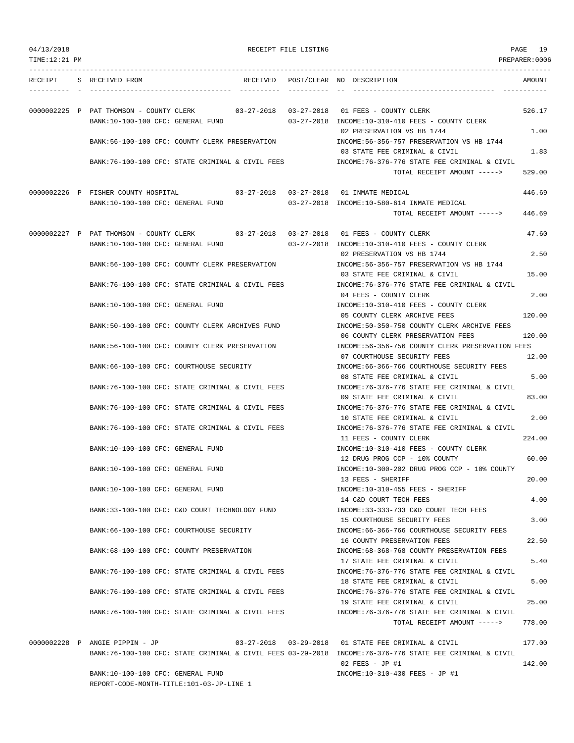04/13/2018 RECEIPT FILE LISTING
TIME:12:21 PM PREPARER:0006

| RECEIPT | S | RECEIVED FROM | RECEIVED | POST/CLEAR | NO | DESCRIPTION | AMOUNT |
|---|---|---|---|---|---|---|---|
| 0000002225 | P | PAT THOMSON - COUNTY CLERK | 03-27-2018 | 03-27-2018 | 01 | FEES - COUNTY CLERK | 526.17 |
| | | BANK:10-100-100 CFC: GENERAL FUND | | 03-27-2018 | | INCOME:10-310-410 FEES - COUNTY CLERK | |
| | | | | | 02 | PRESERVATION VS HB 1744 | 1.00 |
| | | BANK:56-100-100 CFC: COUNTY CLERK PRESERVATION | | | | INCOME:56-356-757 PRESERVATION VS HB 1744 | |
| | | | | | 03 | STATE FEE CRIMINAL & CIVIL | 1.83 |
| | | BANK:76-100-100 CFC: STATE CRIMINAL & CIVIL FEES | | | | INCOME:76-376-776 STATE FEE CRIMINAL & CIVIL | |
| | | | | | | TOTAL RECEIPT AMOUNT -----> | 529.00 |
| 0000002226 | P | FISHER COUNTY HOSPITAL | 03-27-2018 | 03-27-2018 | 01 | INMATE MEDICAL | 446.69 |
| | | BANK:10-100-100 CFC: GENERAL FUND | | 03-27-2018 | | INCOME:10-580-614 INMATE MEDICAL | |
| | | | | | | TOTAL RECEIPT AMOUNT -----> | 446.69 |
| 0000002227 | P | PAT THOMSON - COUNTY CLERK | 03-27-2018 | 03-27-2018 | 01 | FEES - COUNTY CLERK | 47.60 |
| | | BANK:10-100-100 CFC: GENERAL FUND | | 03-27-2018 | | INCOME:10-310-410 FEES - COUNTY CLERK | |
| | | | | | 02 | PRESERVATION VS HB 1744 | 2.50 |
| | | BANK:56-100-100 CFC: COUNTY CLERK PRESERVATION | | | | INCOME:56-356-757 PRESERVATION VS HB 1744 | |
| | | | | | 03 | STATE FEE CRIMINAL & CIVIL | 15.00 |
| | | BANK:76-100-100 CFC: STATE CRIMINAL & CIVIL FEES | | | | INCOME:76-376-776 STATE FEE CRIMINAL & CIVIL | |
| | | | | | 04 | FEES - COUNTY CLERK | 2.00 |
| | | BANK:10-100-100 CFC: GENERAL FUND | | | | INCOME:10-310-410 FEES - COUNTY CLERK | |
| | | | | | 05 | COUNTY CLERK ARCHIVE FEES | 120.00 |
| | | BANK:50-100-100 CFC: COUNTY CLERK ARCHIVES FUND | | | | INCOME:50-350-750 COUNTY CLERK ARCHIVE FEES | |
| | | | | | 06 | COUNTY CLERK PRESERVATION FEES | 120.00 |
| | | BANK:56-100-100 CFC: COUNTY CLERK PRESERVATION | | | | INCOME:56-356-756 COUNTY CLERK PRESERVATION FEES | |
| | | | | | 07 | COURTHOUSE SECURITY FEES | 12.00 |
| | | BANK:66-100-100 CFC: COURTHOUSE SECURITY | | | | INCOME:66-366-766 COURTHOUSE SECURITY FEES | |
| | | | | | 08 | STATE FEE CRIMINAL & CIVIL | 5.00 |
| | | BANK:76-100-100 CFC: STATE CRIMINAL & CIVIL FEES | | | | INCOME:76-376-776 STATE FEE CRIMINAL & CIVIL | |
| | | | | | 09 | STATE FEE CRIMINAL & CIVIL | 83.00 |
| | | BANK:76-100-100 CFC: STATE CRIMINAL & CIVIL FEES | | | | INCOME:76-376-776 STATE FEE CRIMINAL & CIVIL | |
| | | | | | 10 | STATE FEE CRIMINAL & CIVIL | 2.00 |
| | | BANK:76-100-100 CFC: STATE CRIMINAL & CIVIL FEES | | | | INCOME:76-376-776 STATE FEE CRIMINAL & CIVIL | |
| | | | | | 11 | FEES - COUNTY CLERK | 224.00 |
| | | BANK:10-100-100 CFC: GENERAL FUND | | | | INCOME:10-310-410 FEES - COUNTY CLERK | |
| | | | | | 12 | DRUG PROG CCP - 10% COUNTY | 60.00 |
| | | BANK:10-100-100 CFC: GENERAL FUND | | | | INCOME:10-300-202 DRUG PROG CCP - 10% COUNTY | |
| | | | | | 13 | FEES - SHERIFF | 20.00 |
| | | BANK:10-100-100 CFC: GENERAL FUND | | | | INCOME:10-310-455 FEES - SHERIFF | |
| | | | | | 14 | C&D COURT TECH FEES | 4.00 |
| | | BANK:33-100-100 CFC: C&D COURT TECHNOLOGY FUND | | | | INCOME:33-333-733 C&D COURT TECH FEES | |
| | | | | | 15 | COURTHOUSE SECURITY FEES | 3.00 |
| | | BANK:66-100-100 CFC: COURTHOUSE SECURITY | | | | INCOME:66-366-766 COURTHOUSE SECURITY FEES | |
| | | | | | 16 | COUNTY PRESERVATION FEES | 22.50 |
| | | BANK:68-100-100 CFC: COUNTY PRESERVATION | | | | INCOME:68-368-768 COUNTY PRESERVATION FEES | |
| | | | | | 17 | STATE FEE CRIMINAL & CIVIL | 5.40 |
| | | BANK:76-100-100 CFC: STATE CRIMINAL & CIVIL FEES | | | | INCOME:76-376-776 STATE FEE CRIMINAL & CIVIL | |
| | | | | | 18 | STATE FEE CRIMINAL & CIVIL | 5.00 |
| | | BANK:76-100-100 CFC: STATE CRIMINAL & CIVIL FEES | | | | INCOME:76-376-776 STATE FEE CRIMINAL & CIVIL | |
| | | | | | 19 | STATE FEE CRIMINAL & CIVIL | 25.00 |
| | | BANK:76-100-100 CFC: STATE CRIMINAL & CIVIL FEES | | | | INCOME:76-376-776 STATE FEE CRIMINAL & CIVIL | |
| | | | | | | TOTAL RECEIPT AMOUNT -----> | 778.00 |
| 0000002228 | P | ANGIE PIPPIN - JP | 03-27-2018 | 03-29-2018 | 01 | STATE FEE CRIMINAL & CIVIL | 177.00 |
| | | BANK:76-100-100 CFC: STATE CRIMINAL & CIVIL FEES | | 03-29-2018 | | INCOME:76-376-776 STATE FEE CRIMINAL & CIVIL | |
| | | | | | 02 | FEES - JP #1 | 142.00 |
| | | BANK:10-100-100 CFC: GENERAL FUND | | | | INCOME:10-310-430 FEES - JP #1 | |
| | | REPORT-CODE-MONTH-TITLE:101-03-JP-LINE 1 | | | | | |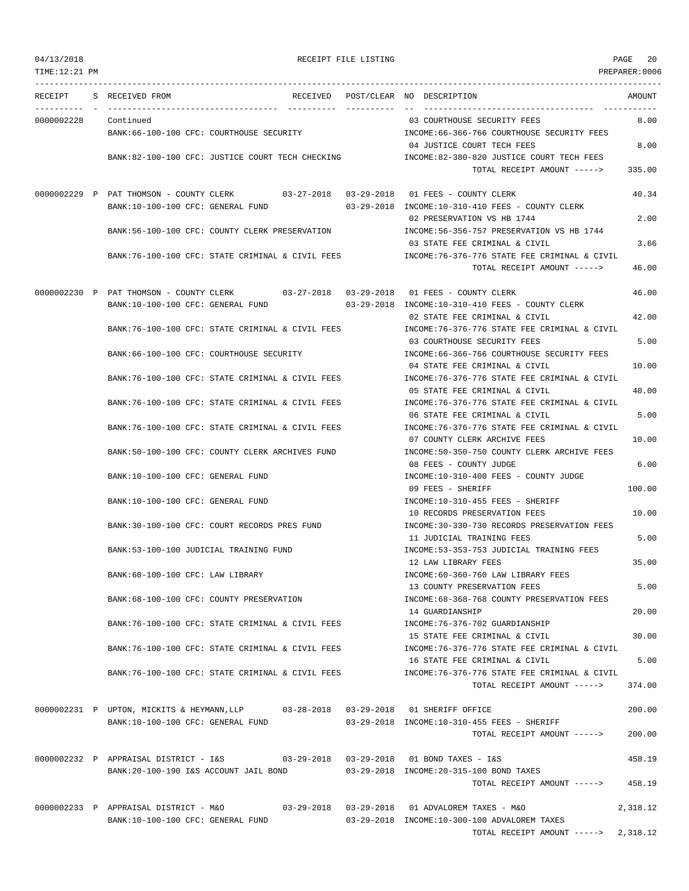RECEIPT FILE LISTING

| RECEIPT | S | RECEIVED FROM | RECEIVED | POST/CLEAR | NO | DESCRIPTION | AMOUNT |
|---|---|---|---|---|---|---|---|
| 0000002228 | | Continued | | | 03 | COURTHOUSE SECURITY FEES | 8.00 |
| | | BANK:66-100-100 CFC: COURTHOUSE SECURITY | | | | INCOME:66-366-766 COURTHOUSE SECURITY FEES | |
| | | | | | 04 | JUSTICE COURT TECH FEES | 8.00 |
| | | BANK:82-100-100 CFC: JUSTICE COURT TECH CHECKING | | | | INCOME:82-380-820 JUSTICE COURT TECH FEES | |
| | | | | | | TOTAL RECEIPT AMOUNT -----> | 335.00 |
| 0000002229 | P | PAT THOMSON - COUNTY CLERK | 03-27-2018 | 03-29-2018 | 01 | FEES - COUNTY CLERK | 40.34 |
| | | BANK:10-100-100 CFC: GENERAL FUND | | 03-29-2018 | | INCOME:10-310-410 FEES - COUNTY CLERK | |
| | | | | | 02 | PRESERVATION VS HB 1744 | 2.00 |
| | | BANK:56-100-100 CFC: COUNTY CLERK PRESERVATION | | | | INCOME:56-356-757 PRESERVATION VS HB 1744 | |
| | | | | | 03 | STATE FEE CRIMINAL & CIVIL | 3.66 |
| | | BANK:76-100-100 CFC: STATE CRIMINAL & CIVIL FEES | | | | INCOME:76-376-776 STATE FEE CRIMINAL & CIVIL | |
| | | | | | | TOTAL RECEIPT AMOUNT -----> | 46.00 |
| 0000002230 | P | PAT THOMSON - COUNTY CLERK | 03-27-2018 | 03-29-2018 | 01 | FEES - COUNTY CLERK | 46.00 |
| | | BANK:10-100-100 CFC: GENERAL FUND | | 03-29-2018 | | INCOME:10-310-410 FEES - COUNTY CLERK | |
| | | | | | 02 | STATE FEE CRIMINAL & CIVIL | 42.00 |
| | | BANK:76-100-100 CFC: STATE CRIMINAL & CIVIL FEES | | | | INCOME:76-376-776 STATE FEE CRIMINAL & CIVIL | |
| | | | | | 03 | COURTHOUSE SECURITY FEES | 5.00 |
| | | BANK:66-100-100 CFC: COURTHOUSE SECURITY | | | | INCOME:66-366-766 COURTHOUSE SECURITY FEES | |
| | | | | | 04 | STATE FEE CRIMINAL & CIVIL | 10.00 |
| | | BANK:76-100-100 CFC: STATE CRIMINAL & CIVIL FEES | | | | INCOME:76-376-776 STATE FEE CRIMINAL & CIVIL | |
| | | | | | 05 | STATE FEE CRIMINAL & CIVIL | 40.00 |
| | | BANK:76-100-100 CFC: STATE CRIMINAL & CIVIL FEES | | | | INCOME:76-376-776 STATE FEE CRIMINAL & CIVIL | |
| | | | | | 06 | STATE FEE CRIMINAL & CIVIL | 5.00 |
| | | BANK:76-100-100 CFC: STATE CRIMINAL & CIVIL FEES | | | | INCOME:76-376-776 STATE FEE CRIMINAL & CIVIL | |
| | | | | | 07 | COUNTY CLERK ARCHIVE FEES | 10.00 |
| | | BANK:50-100-100 CFC: COUNTY CLERK ARCHIVES FUND | | | | INCOME:50-350-750 COUNTY CLERK ARCHIVE FEES | |
| | | | | | 08 | FEES - COUNTY JUDGE | 6.00 |
| | | BANK:10-100-100 CFC: GENERAL FUND | | | | INCOME:10-310-400 FEES - COUNTY JUDGE | |
| | | | | | 09 | FEES - SHERIFF | 100.00 |
| | | BANK:10-100-100 CFC: GENERAL FUND | | | | INCOME:10-310-455 FEES - SHERIFF | |
| | | | | | 10 | RECORDS PRESERVATION FEES | 10.00 |
| | | BANK:30-100-100 CFC: COURT RECORDS PRES FUND | | | | INCOME:30-330-730 RECORDS PRESERVATION FEES | |
| | | | | | 11 | JUDICIAL TRAINING FEES | 5.00 |
| | | BANK:53-100-100 JUDICIAL TRAINING FUND | | | | INCOME:53-353-753 JUDICIAL TRAINING FEES | |
| | | | | | 12 | LAW LIBRARY FEES | 35.00 |
| | | BANK:60-100-100 CFC: LAW LIBRARY | | | | INCOME:60-360-760 LAW LIBRARY FEES | |
| | | | | | 13 | COUNTY PRESERVATION FEES | 5.00 |
| | | BANK:68-100-100 CFC: COUNTY PRESERVATION | | | | INCOME:68-368-768 COUNTY PRESERVATION FEES | |
| | | | | | 14 | GUARDIANSHIP | 20.00 |
| | | BANK:76-100-100 CFC: STATE CRIMINAL & CIVIL FEES | | | | INCOME:76-376-702 GUARDIANSHIP | |
| | | | | | 15 | STATE FEE CRIMINAL & CIVIL | 30.00 |
| | | BANK:76-100-100 CFC: STATE CRIMINAL & CIVIL FEES | | | | INCOME:76-376-776 STATE FEE CRIMINAL & CIVIL | |
| | | | | | 16 | STATE FEE CRIMINAL & CIVIL | 5.00 |
| | | BANK:76-100-100 CFC: STATE CRIMINAL & CIVIL FEES | | | | INCOME:76-376-776 STATE FEE CRIMINAL & CIVIL | |
| | | | | | | TOTAL RECEIPT AMOUNT -----> | 374.00 |
| 0000002231 | P | UPTON, MICKITS & HEYMANN,LLP | 03-28-2018 | 03-29-2018 | 01 | SHERIFF OFFICE | 200.00 |
| | | BANK:10-100-100 CFC: GENERAL FUND | | 03-29-2018 | | INCOME:10-310-455 FEES - SHERIFF | |
| | | | | | | TOTAL RECEIPT AMOUNT -----> | 200.00 |
| 0000002232 | P | APPRAISAL DISTRICT - I&S | 03-29-2018 | 03-29-2018 | 01 | BOND TAXES - I&S | 458.19 |
| | | BANK:20-100-190 I&S ACCOUNT JAIL BOND | | 03-29-2018 | | INCOME:20-315-100 BOND TAXES | |
| | | | | | | TOTAL RECEIPT AMOUNT -----> | 458.19 |
| 0000002233 | P | APPRAISAL DISTRICT - M&O | 03-29-2018 | 03-29-2018 | 01 | ADVALOREM TAXES - M&O | 2,318.12 |
| | | BANK:10-100-100 CFC: GENERAL FUND | | 03-29-2018 | | INCOME:10-300-100 ADVALOREM TAXES | |
| | | | | | | TOTAL RECEIPT AMOUNT -----> | 2,318.12 |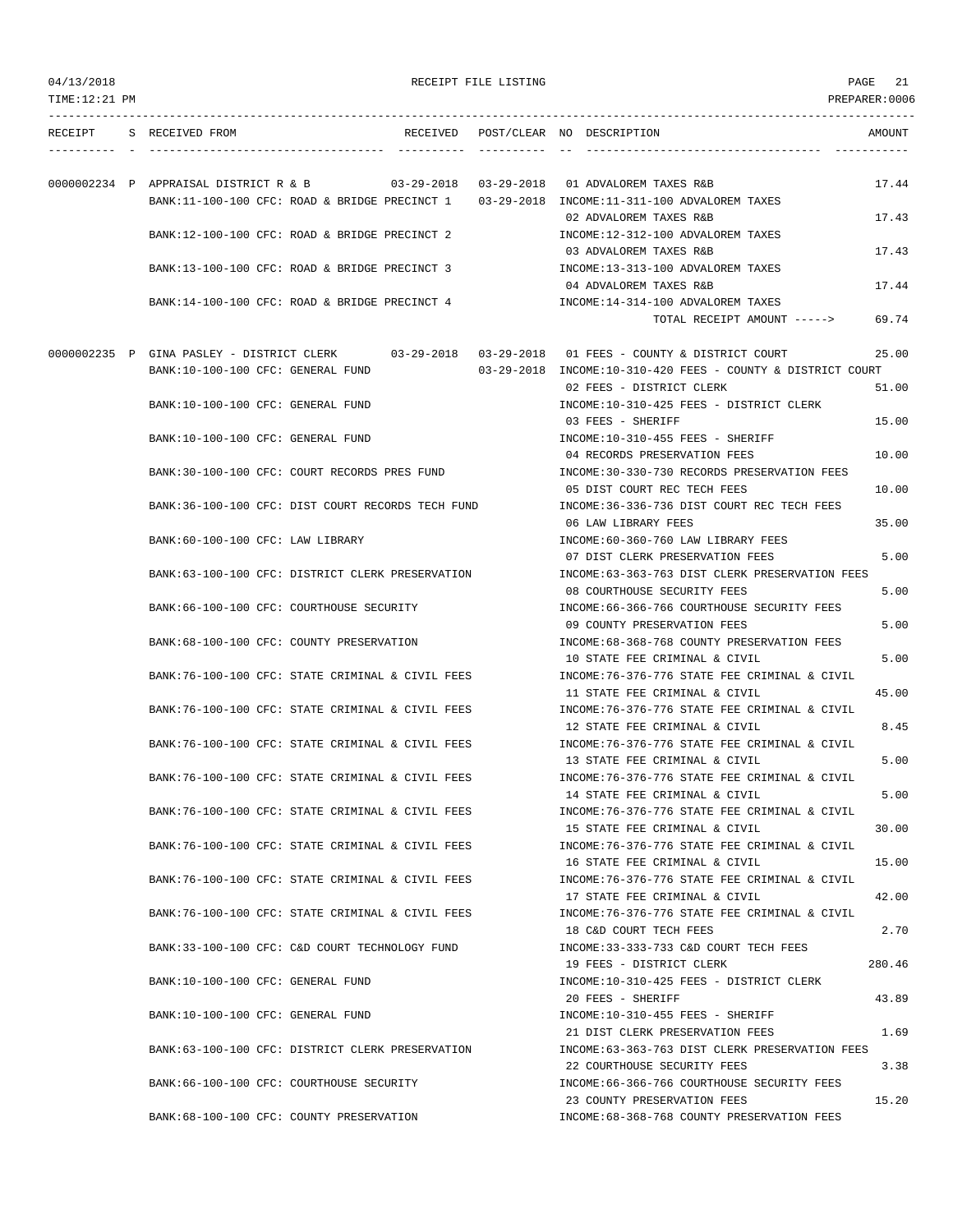RECEIPT FILE LISTING

TIME:12:21 PM PREPARER:0006

| RECEIPT | S | RECEIVED FROM | RECEIVED | POST/CLEAR | NO | DESCRIPTION | AMOUNT |
|---|---|---|---|---|---|---|---|
| 0000002234 | P | APPRAISAL DISTRICT R & B | 03-29-2018 | 03-29-2018 | 01 | ADVALOREM TAXES R&B | 17.44 |
| | | BANK:11-100-100 CFC: ROAD & BRIDGE PRECINCT 1 | | 03-29-2018 | | INCOME:11-311-100 ADVALOREM TAXES | |
| | | | | | 02 | ADVALOREM TAXES R&B | 17.43 |
| | | BANK:12-100-100 CFC: ROAD & BRIDGE PRECINCT 2 | | | | INCOME:12-312-100 ADVALOREM TAXES | |
| | | | | | 03 | ADVALOREM TAXES R&B | 17.43 |
| | | BANK:13-100-100 CFC: ROAD & BRIDGE PRECINCT 3 | | | | INCOME:13-313-100 ADVALOREM TAXES | |
| | | | | | 04 | ADVALOREM TAXES R&B | 17.44 |
| | | BANK:14-100-100 CFC: ROAD & BRIDGE PRECINCT 4 | | | | INCOME:14-314-100 ADVALOREM TAXES | |
| | | | | | | TOTAL RECEIPT AMOUNT -----> | 69.74 |
| 0000002235 | P | GINA PASLEY - DISTRICT CLERK | 03-29-2018 | 03-29-2018 | 01 | FEES - COUNTY & DISTRICT COURT | 25.00 |
| | | BANK:10-100-100 CFC: GENERAL FUND | | 03-29-2018 | | INCOME:10-310-420 FEES - COUNTY & DISTRICT COURT | |
| | | | | | 02 | FEES - DISTRICT CLERK | 51.00 |
| | | BANK:10-100-100 CFC: GENERAL FUND | | | | INCOME:10-310-425 FEES - DISTRICT CLERK | |
| | | | | | 03 | FEES - SHERIFF | 15.00 |
| | | BANK:10-100-100 CFC: GENERAL FUND | | | | INCOME:10-310-455 FEES - SHERIFF | |
| | | | | | 04 | RECORDS PRESERVATION FEES | 10.00 |
| | | BANK:30-100-100 CFC: COURT RECORDS PRES FUND | | | | INCOME:30-330-730 RECORDS PRESERVATION FEES | |
| | | | | | 05 | DIST COURT REC TECH FEES | 10.00 |
| | | BANK:36-100-100 CFC: DIST COURT RECORDS TECH FUND | | | | INCOME:36-336-736 DIST COURT REC TECH FEES | |
| | | | | | 06 | LAW LIBRARY FEES | 35.00 |
| | | BANK:60-100-100 CFC: LAW LIBRARY | | | | INCOME:60-360-760 LAW LIBRARY FEES | |
| | | | | | 07 | DIST CLERK PRESERVATION FEES | 5.00 |
| | | BANK:63-100-100 CFC: DISTRICT CLERK PRESERVATION | | | | INCOME:63-363-763 DIST CLERK PRESERVATION FEES | |
| | | | | | 08 | COURTHOUSE SECURITY FEES | 5.00 |
| | | BANK:66-100-100 CFC: COURTHOUSE SECURITY | | | | INCOME:66-366-766 COURTHOUSE SECURITY FEES | |
| | | | | | 09 | COUNTY PRESERVATION FEES | 5.00 |
| | | BANK:68-100-100 CFC: COUNTY PRESERVATION | | | | INCOME:68-368-768 COUNTY PRESERVATION FEES | |
| | | | | | 10 | STATE FEE CRIMINAL & CIVIL | 5.00 |
| | | BANK:76-100-100 CFC: STATE CRIMINAL & CIVIL FEES | | | | INCOME:76-376-776 STATE FEE CRIMINAL & CIVIL | |
| | | | | | 11 | STATE FEE CRIMINAL & CIVIL | 45.00 |
| | | BANK:76-100-100 CFC: STATE CRIMINAL & CIVIL FEES | | | | INCOME:76-376-776 STATE FEE CRIMINAL & CIVIL | |
| | | | | | 12 | STATE FEE CRIMINAL & CIVIL | 8.45 |
| | | BANK:76-100-100 CFC: STATE CRIMINAL & CIVIL FEES | | | | INCOME:76-376-776 STATE FEE CRIMINAL & CIVIL | |
| | | | | | 13 | STATE FEE CRIMINAL & CIVIL | 5.00 |
| | | BANK:76-100-100 CFC: STATE CRIMINAL & CIVIL FEES | | | | INCOME:76-376-776 STATE FEE CRIMINAL & CIVIL | |
| | | | | | 14 | STATE FEE CRIMINAL & CIVIL | 5.00 |
| | | BANK:76-100-100 CFC: STATE CRIMINAL & CIVIL FEES | | | | INCOME:76-376-776 STATE FEE CRIMINAL & CIVIL | |
| | | | | | 15 | STATE FEE CRIMINAL & CIVIL | 30.00 |
| | | BANK:76-100-100 CFC: STATE CRIMINAL & CIVIL FEES | | | | INCOME:76-376-776 STATE FEE CRIMINAL & CIVIL | |
| | | | | | 16 | STATE FEE CRIMINAL & CIVIL | 15.00 |
| | | BANK:76-100-100 CFC: STATE CRIMINAL & CIVIL FEES | | | | INCOME:76-376-776 STATE FEE CRIMINAL & CIVIL | |
| | | | | | 17 | STATE FEE CRIMINAL & CIVIL | 42.00 |
| | | BANK:76-100-100 CFC: STATE CRIMINAL & CIVIL FEES | | | | INCOME:76-376-776 STATE FEE CRIMINAL & CIVIL | |
| | | | | | 18 | C&D COURT TECH FEES | 2.70 |
| | | BANK:33-100-100 CFC: C&D COURT TECHNOLOGY FUND | | | | INCOME:33-333-733 C&D COURT TECH FEES | |
| | | | | | 19 | FEES - DISTRICT CLERK | 280.46 |
| | | BANK:10-100-100 CFC: GENERAL FUND | | | | INCOME:10-310-425 FEES - DISTRICT CLERK | |
| | | | | | 20 | FEES - SHERIFF | 43.89 |
| | | BANK:10-100-100 CFC: GENERAL FUND | | | | INCOME:10-310-455 FEES - SHERIFF | |
| | | | | | 21 | DIST CLERK PRESERVATION FEES | 1.69 |
| | | BANK:63-100-100 CFC: DISTRICT CLERK PRESERVATION | | | | INCOME:63-363-763 DIST CLERK PRESERVATION FEES | |
| | | | | | 22 | COURTHOUSE SECURITY FEES | 3.38 |
| | | BANK:66-100-100 CFC: COURTHOUSE SECURITY | | | | INCOME:66-366-766 COURTHOUSE SECURITY FEES | |
| | | | | | 23 | COUNTY PRESERVATION FEES | 15.20 |
| | | BANK:68-100-100 CFC: COUNTY PRESERVATION | | | | INCOME:68-368-768 COUNTY PRESERVATION FEES | |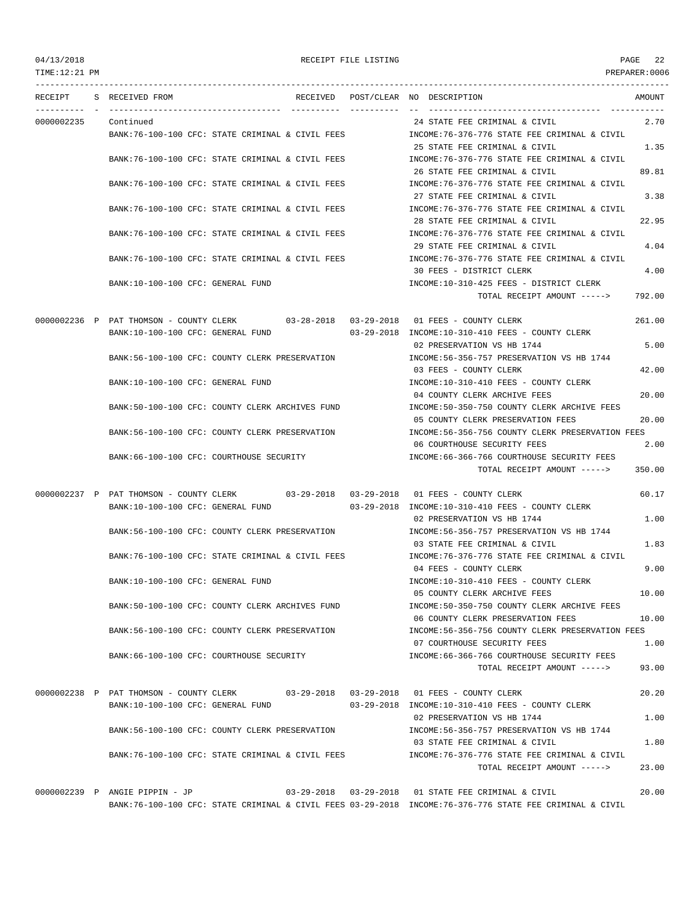RECEIPT FILE LISTING

TIME:12:21 PM — PREPARER:0006

| RECEIPT | S | RECEIVED FROM | RECEIVED | POST/CLEAR | NO | DESCRIPTION | AMOUNT |
|---|---|---|---|---|---|---|---|
| 0000002235 | | Continued | | | 24 | STATE FEE CRIMINAL & CIVIL | 2.70 |
| | | BANK:76-100-100 CFC: STATE CRIMINAL & CIVIL FEES | | | | INCOME:76-376-776 STATE FEE CRIMINAL & CIVIL | |
| | | | | | 25 | STATE FEE CRIMINAL & CIVIL | 1.35 |
| | | BANK:76-100-100 CFC: STATE CRIMINAL & CIVIL FEES | | | | INCOME:76-376-776 STATE FEE CRIMINAL & CIVIL | |
| | | | | | 26 | STATE FEE CRIMINAL & CIVIL | 89.81 |
| | | BANK:76-100-100 CFC: STATE CRIMINAL & CIVIL FEES | | | | INCOME:76-376-776 STATE FEE CRIMINAL & CIVIL | |
| | | | | | 27 | STATE FEE CRIMINAL & CIVIL | 3.38 |
| | | BANK:76-100-100 CFC: STATE CRIMINAL & CIVIL FEES | | | | INCOME:76-376-776 STATE FEE CRIMINAL & CIVIL | |
| | | | | | 28 | STATE FEE CRIMINAL & CIVIL | 22.95 |
| | | BANK:76-100-100 CFC: STATE CRIMINAL & CIVIL FEES | | | | INCOME:76-376-776 STATE FEE CRIMINAL & CIVIL | |
| | | | | | 29 | STATE FEE CRIMINAL & CIVIL | 4.04 |
| | | BANK:76-100-100 CFC: STATE CRIMINAL & CIVIL FEES | | | | INCOME:76-376-776 STATE FEE CRIMINAL & CIVIL | |
| | | | | | 30 | FEES - DISTRICT CLERK | 4.00 |
| | | BANK:10-100-100 CFC: GENERAL FUND | | | | INCOME:10-310-425 FEES - DISTRICT CLERK | |
| | | | | | | TOTAL RECEIPT AMOUNT -----> | 792.00 |
| 0000002236 | P | PAT THOMSON - COUNTY CLERK | 03-28-2018 | 03-29-2018 | 01 | FEES - COUNTY CLERK | 261.00 |
| | | BANK:10-100-100 CFC: GENERAL FUND | | 03-29-2018 | | INCOME:10-310-410 FEES - COUNTY CLERK | |
| | | | | | 02 | PRESERVATION VS HB 1744 | 5.00 |
| | | BANK:56-100-100 CFC: COUNTY CLERK PRESERVATION | | | | INCOME:56-356-757 PRESERVATION VS HB 1744 | |
| | | | | | 03 | FEES - COUNTY CLERK | 42.00 |
| | | BANK:10-100-100 CFC: GENERAL FUND | | | | INCOME:10-310-410 FEES - COUNTY CLERK | |
| | | | | | 04 | COUNTY CLERK ARCHIVE FEES | 20.00 |
| | | BANK:50-100-100 CFC: COUNTY CLERK ARCHIVES FUND | | | | INCOME:50-350-750 COUNTY CLERK ARCHIVE FEES | |
| | | | | | 05 | COUNTY CLERK PRESERVATION FEES | 20.00 |
| | | BANK:56-100-100 CFC: COUNTY CLERK PRESERVATION | | | | INCOME:56-356-756 COUNTY CLERK PRESERVATION FEES | |
| | | | | | 06 | COURTHOUSE SECURITY FEES | 2.00 |
| | | BANK:66-100-100 CFC: COURTHOUSE SECURITY | | | | INCOME:66-366-766 COURTHOUSE SECURITY FEES | |
| | | | | | | TOTAL RECEIPT AMOUNT -----> | 350.00 |
| 0000002237 | P | PAT THOMSON - COUNTY CLERK | 03-29-2018 | 03-29-2018 | 01 | FEES - COUNTY CLERK | 60.17 |
| | | BANK:10-100-100 CFC: GENERAL FUND | | 03-29-2018 | | INCOME:10-310-410 FEES - COUNTY CLERK | |
| | | | | | 02 | PRESERVATION VS HB 1744 | 1.00 |
| | | BANK:56-100-100 CFC: COUNTY CLERK PRESERVATION | | | | INCOME:56-356-757 PRESERVATION VS HB 1744 | |
| | | | | | 03 | STATE FEE CRIMINAL & CIVIL | 1.83 |
| | | BANK:76-100-100 CFC: STATE CRIMINAL & CIVIL FEES | | | | INCOME:76-376-776 STATE FEE CRIMINAL & CIVIL | |
| | | | | | 04 | FEES - COUNTY CLERK | 9.00 |
| | | BANK:10-100-100 CFC: GENERAL FUND | | | | INCOME:10-310-410 FEES - COUNTY CLERK | |
| | | | | | 05 | COUNTY CLERK ARCHIVE FEES | 10.00 |
| | | BANK:50-100-100 CFC: COUNTY CLERK ARCHIVES FUND | | | | INCOME:50-350-750 COUNTY CLERK ARCHIVE FEES | |
| | | | | | 06 | COUNTY CLERK PRESERVATION FEES | 10.00 |
| | | BANK:56-100-100 CFC: COUNTY CLERK PRESERVATION | | | | INCOME:56-356-756 COUNTY CLERK PRESERVATION FEES | |
| | | | | | 07 | COURTHOUSE SECURITY FEES | 1.00 |
| | | BANK:66-100-100 CFC: COURTHOUSE SECURITY | | | | INCOME:66-366-766 COURTHOUSE SECURITY FEES | |
| | | | | | | TOTAL RECEIPT AMOUNT -----> | 93.00 |
| 0000002238 | P | PAT THOMSON - COUNTY CLERK | 03-29-2018 | 03-29-2018 | 01 | FEES - COUNTY CLERK | 20.20 |
| | | BANK:10-100-100 CFC: GENERAL FUND | | 03-29-2018 | | INCOME:10-310-410 FEES - COUNTY CLERK | |
| | | | | | 02 | PRESERVATION VS HB 1744 | 1.00 |
| | | BANK:56-100-100 CFC: COUNTY CLERK PRESERVATION | | | | INCOME:56-356-757 PRESERVATION VS HB 1744 | |
| | | | | | 03 | STATE FEE CRIMINAL & CIVIL | 1.80 |
| | | BANK:76-100-100 CFC: STATE CRIMINAL & CIVIL FEES | | | | INCOME:76-376-776 STATE FEE CRIMINAL & CIVIL | |
| | | | | | | TOTAL RECEIPT AMOUNT -----> | 23.00 |
| 0000002239 | P | ANGIE PIPPIN - JP | 03-29-2018 | 03-29-2018 | 01 | STATE FEE CRIMINAL & CIVIL | 20.00 |
| | | BANK:76-100-100 CFC: STATE CRIMINAL & CIVIL FEES | | 03-29-2018 | | INCOME:76-376-776 STATE FEE CRIMINAL & CIVIL | |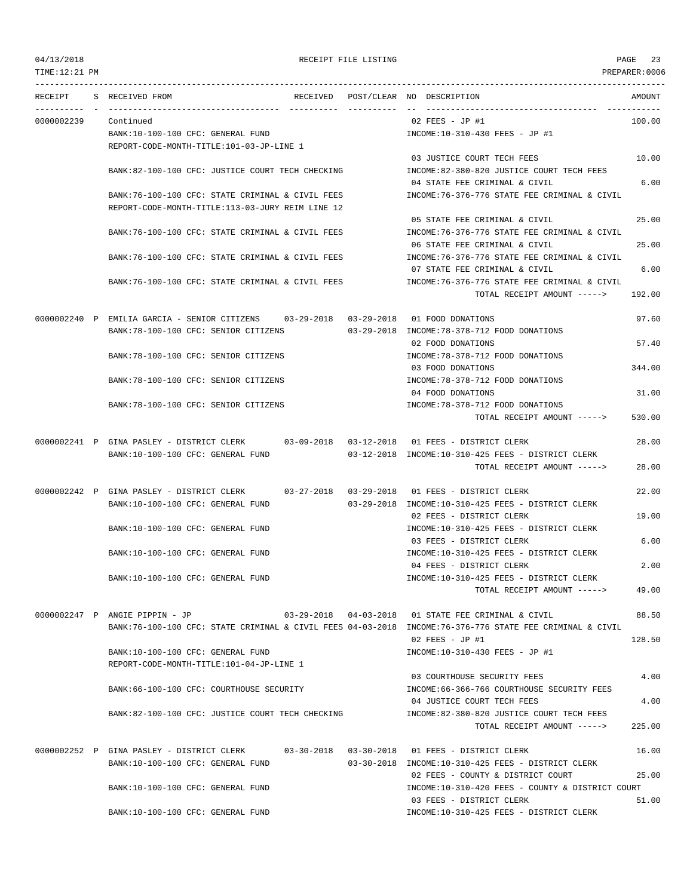04/13/2018 RECEIPT FILE LISTING PAGE 23
TIME:12:21 PM PREPARER:0006

| RECEIPT | S | RECEIVED FROM | RECEIVED | POST/CLEAR | NO | DESCRIPTION | AMOUNT |
|---|---|---|---|---|---|---|---|
| 0000002239 | | Continued | | | 02 | FEES - JP #1 | 100.00 |
| | | BANK:10-100-100 CFC: GENERAL FUND | | | | INCOME:10-310-430 FEES - JP #1 | |
| | | REPORT-CODE-MONTH-TITLE:101-03-JP-LINE 1 | | | | | |
| | | | | | 03 | JUSTICE COURT TECH FEES | 10.00 |
| | | BANK:82-100-100 CFC: JUSTICE COURT TECH CHECKING | | | | INCOME:82-380-820 JUSTICE COURT TECH FEES | |
| | | | | | 04 | STATE FEE CRIMINAL & CIVIL | 6.00 |
| | | BANK:76-100-100 CFC: STATE CRIMINAL & CIVIL FEES | | | | INCOME:76-376-776 STATE FEE CRIMINAL & CIVIL | |
| | | REPORT-CODE-MONTH-TITLE:113-03-JURY REIM LINE 12 | | | | | |
| | | | | | 05 | STATE FEE CRIMINAL & CIVIL | 25.00 |
| | | BANK:76-100-100 CFC: STATE CRIMINAL & CIVIL FEES | | | | INCOME:76-376-776 STATE FEE CRIMINAL & CIVIL | |
| | | | | | 06 | STATE FEE CRIMINAL & CIVIL | 25.00 |
| | | BANK:76-100-100 CFC: STATE CRIMINAL & CIVIL FEES | | | | INCOME:76-376-776 STATE FEE CRIMINAL & CIVIL | |
| | | | | | 07 | STATE FEE CRIMINAL & CIVIL | 6.00 |
| | | BANK:76-100-100 CFC: STATE CRIMINAL & CIVIL FEES | | | | INCOME:76-376-776 STATE FEE CRIMINAL & CIVIL | |
| | | | | | | TOTAL RECEIPT AMOUNT -----> | 192.00 |
| 0000002240 | P | EMILIA GARCIA - SENIOR CITIZENS | 03-29-2018 | 03-29-2018 | 01 | FOOD DONATIONS | 97.60 |
| | | BANK:78-100-100 CFC: SENIOR CITIZENS | | 03-29-2018 | | INCOME:78-378-712 FOOD DONATIONS | |
| | | | | | 02 | FOOD DONATIONS | 57.40 |
| | | BANK:78-100-100 CFC: SENIOR CITIZENS | | | | INCOME:78-378-712 FOOD DONATIONS | |
| | | | | | 03 | FOOD DONATIONS | 344.00 |
| | | BANK:78-100-100 CFC: SENIOR CITIZENS | | | | INCOME:78-378-712 FOOD DONATIONS | |
| | | | | | 04 | FOOD DONATIONS | 31.00 |
| | | BANK:78-100-100 CFC: SENIOR CITIZENS | | | | INCOME:78-378-712 FOOD DONATIONS | |
| | | | | | | TOTAL RECEIPT AMOUNT -----> | 530.00 |
| 0000002241 | P | GINA PASLEY - DISTRICT CLERK | 03-09-2018 | 03-12-2018 | 01 | FEES - DISTRICT CLERK | 28.00 |
| | | BANK:10-100-100 CFC: GENERAL FUND | | 03-12-2018 | | INCOME:10-310-425 FEES - DISTRICT CLERK | |
| | | | | | | TOTAL RECEIPT AMOUNT -----> | 28.00 |
| 0000002242 | P | GINA PASLEY - DISTRICT CLERK | 03-27-2018 | 03-29-2018 | 01 | FEES - DISTRICT CLERK | 22.00 |
| | | BANK:10-100-100 CFC: GENERAL FUND | | 03-29-2018 | | INCOME:10-310-425 FEES - DISTRICT CLERK | |
| | | | | | 02 | FEES - DISTRICT CLERK | 19.00 |
| | | BANK:10-100-100 CFC: GENERAL FUND | | | | INCOME:10-310-425 FEES - DISTRICT CLERK | |
| | | | | | 03 | FEES - DISTRICT CLERK | 6.00 |
| | | BANK:10-100-100 CFC: GENERAL FUND | | | | INCOME:10-310-425 FEES - DISTRICT CLERK | |
| | | | | | 04 | FEES - DISTRICT CLERK | 2.00 |
| | | BANK:10-100-100 CFC: GENERAL FUND | | | | INCOME:10-310-425 FEES - DISTRICT CLERK | |
| | | | | | | TOTAL RECEIPT AMOUNT -----> | 49.00 |
| 0000002247 | P | ANGIE PIPPIN - JP | 03-29-2018 | 04-03-2018 | 01 | STATE FEE CRIMINAL & CIVIL | 88.50 |
| | | BANK:76-100-100 CFC: STATE CRIMINAL & CIVIL FEES | | 04-03-2018 | | INCOME:76-376-776 STATE FEE CRIMINAL & CIVIL | |
| | | | | | 02 | FEES - JP #1 | 128.50 |
| | | BANK:10-100-100 CFC: GENERAL FUND | | | | INCOME:10-310-430 FEES - JP #1 | |
| | | REPORT-CODE-MONTH-TITLE:101-04-JP-LINE 1 | | | | | |
| | | | | | 03 | COURTHOUSE SECURITY FEES | 4.00 |
| | | BANK:66-100-100 CFC: COURTHOUSE SECURITY | | | | INCOME:66-366-766 COURTHOUSE SECURITY FEES | |
| | | | | | 04 | JUSTICE COURT TECH FEES | 4.00 |
| | | BANK:82-100-100 CFC: JUSTICE COURT TECH CHECKING | | | | INCOME:82-380-820 JUSTICE COURT TECH FEES | |
| | | | | | | TOTAL RECEIPT AMOUNT -----> | 225.00 |
| 0000002252 | P | GINA PASLEY - DISTRICT CLERK | 03-30-2018 | 03-30-2018 | 01 | FEES - DISTRICT CLERK | 16.00 |
| | | BANK:10-100-100 CFC: GENERAL FUND | | 03-30-2018 | | INCOME:10-310-425 FEES - DISTRICT CLERK | |
| | | | | | 02 | FEES - COUNTY & DISTRICT COURT | 25.00 |
| | | BANK:10-100-100 CFC: GENERAL FUND | | | | INCOME:10-310-420 FEES - COUNTY & DISTRICT COURT | |
| | | | | | 03 | FEES - DISTRICT CLERK | 51.00 |
| | | BANK:10-100-100 CFC: GENERAL FUND | | | | INCOME:10-310-425 FEES - DISTRICT CLERK | |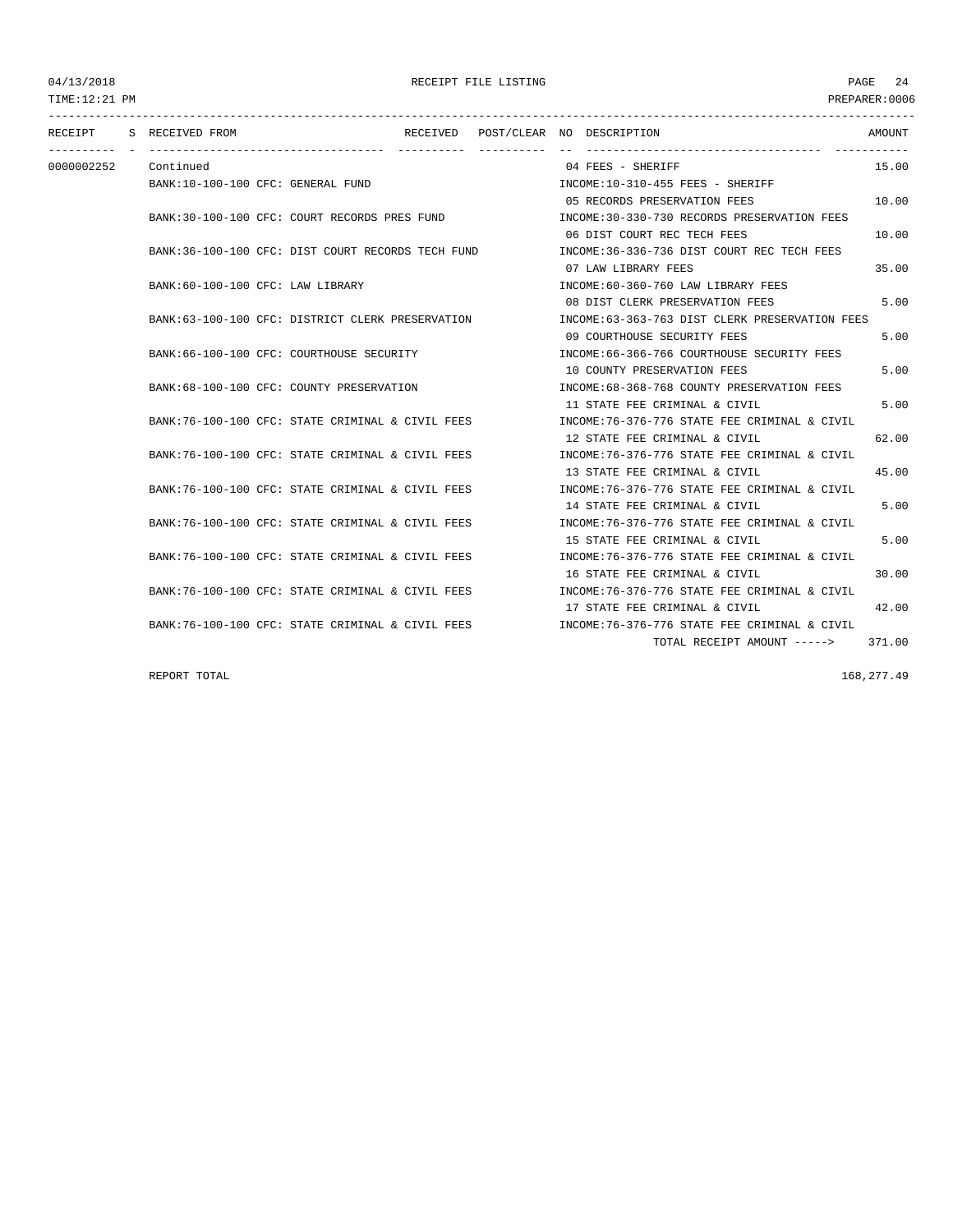| RECEIPT | S | RECEIVED FROM | RECEIVED | POST/CLEAR | NO | DESCRIPTION | AMOUNT |
|---|---|---|---|---|---|---|---|
| 0000002252 | | Continued | | | 04 | FEES - SHERIFF | 15.00 |
| | | BANK:10-100-100 CFC: GENERAL FUND | | | | INCOME:10-310-455 FEES - SHERIFF | |
| | | | | | 05 | RECORDS PRESERVATION FEES | 10.00 |
| | | BANK:30-100-100 CFC: COURT RECORDS PRES FUND | | | | INCOME:30-330-730 RECORDS PRESERVATION FEES | |
| | | | | | 06 | DIST COURT REC TECH FEES | 10.00 |
| | | BANK:36-100-100 CFC: DIST COURT RECORDS TECH FUND | | | | INCOME:36-336-736 DIST COURT REC TECH FEES | |
| | | | | | 07 | LAW LIBRARY FEES | 35.00 |
| | | BANK:60-100-100 CFC: LAW LIBRARY | | | | INCOME:60-360-760 LAW LIBRARY FEES | |
| | | | | | 08 | DIST CLERK PRESERVATION FEES | 5.00 |
| | | BANK:63-100-100 CFC: DISTRICT CLERK PRESERVATION | | | | INCOME:63-363-763 DIST CLERK PRESERVATION FEES | |
| | | | | | 09 | COURTHOUSE SECURITY FEES | 5.00 |
| | | BANK:66-100-100 CFC: COURTHOUSE SECURITY | | | | INCOME:66-366-766 COURTHOUSE SECURITY FEES | |
| | | | | | 10 | COUNTY PRESERVATION FEES | 5.00 |
| | | BANK:68-100-100 CFC: COUNTY PRESERVATION | | | | INCOME:68-368-768 COUNTY PRESERVATION FEES | |
| | | | | | 11 | STATE FEE CRIMINAL & CIVIL | 5.00 |
| | | BANK:76-100-100 CFC: STATE CRIMINAL & CIVIL FEES | | | | INCOME:76-376-776 STATE FEE CRIMINAL & CIVIL | |
| | | | | | 12 | STATE FEE CRIMINAL & CIVIL | 62.00 |
| | | BANK:76-100-100 CFC: STATE CRIMINAL & CIVIL FEES | | | | INCOME:76-376-776 STATE FEE CRIMINAL & CIVIL | |
| | | | | | 13 | STATE FEE CRIMINAL & CIVIL | 45.00 |
| | | BANK:76-100-100 CFC: STATE CRIMINAL & CIVIL FEES | | | | INCOME:76-376-776 STATE FEE CRIMINAL & CIVIL | |
| | | | | | 14 | STATE FEE CRIMINAL & CIVIL | 5.00 |
| | | BANK:76-100-100 CFC: STATE CRIMINAL & CIVIL FEES | | | | INCOME:76-376-776 STATE FEE CRIMINAL & CIVIL | |
| | | | | | 15 | STATE FEE CRIMINAL & CIVIL | 5.00 |
| | | BANK:76-100-100 CFC: STATE CRIMINAL & CIVIL FEES | | | | INCOME:76-376-776 STATE FEE CRIMINAL & CIVIL | |
| | | | | | 16 | STATE FEE CRIMINAL & CIVIL | 30.00 |
| | | BANK:76-100-100 CFC: STATE CRIMINAL & CIVIL FEES | | | | INCOME:76-376-776 STATE FEE CRIMINAL & CIVIL | |
| | | | | | 17 | STATE FEE CRIMINAL & CIVIL | 42.00 |
| | | BANK:76-100-100 CFC: STATE CRIMINAL & CIVIL FEES | | | | INCOME:76-376-776 STATE FEE CRIMINAL & CIVIL | |
| | | | | | | TOTAL RECEIPT AMOUNT -----> | 371.00 |

REPORT TOTAL 168,277.49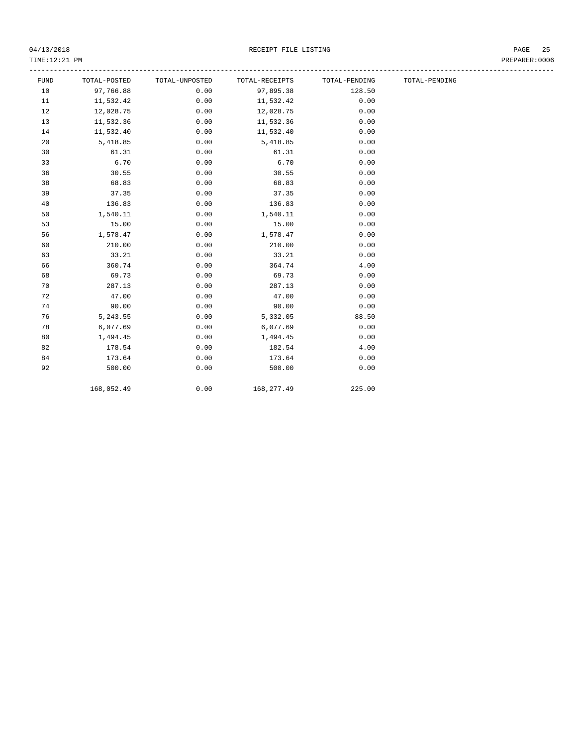04/13/2018 RECEIPT FILE LISTING PAGE 25

TIME:12:21 PM PREPARER:0006

| FUND | TOTAL-POSTED | TOTAL-UNPOSTED | TOTAL-RECEIPTS | TOTAL-PENDING | TOTAL-PENDING |
|---|---|---|---|---|---|
| 10 | 97,766.88 | 0.00 | 97,895.38 | 128.50 | |
| 11 | 11,532.42 | 0.00 | 11,532.42 | 0.00 | |
| 12 | 12,028.75 | 0.00 | 12,028.75 | 0.00 | |
| 13 | 11,532.36 | 0.00 | 11,532.36 | 0.00 | |
| 14 | 11,532.40 | 0.00 | 11,532.40 | 0.00 | |
| 20 | 5,418.85 | 0.00 | 5,418.85 | 0.00 | |
| 30 | 61.31 | 0.00 | 61.31 | 0.00 | |
| 33 | 6.70 | 0.00 | 6.70 | 0.00 | |
| 36 | 30.55 | 0.00 | 30.55 | 0.00 | |
| 38 | 68.83 | 0.00 | 68.83 | 0.00 | |
| 39 | 37.35 | 0.00 | 37.35 | 0.00 | |
| 40 | 136.83 | 0.00 | 136.83 | 0.00 | |
| 50 | 1,540.11 | 0.00 | 1,540.11 | 0.00 | |
| 53 | 15.00 | 0.00 | 15.00 | 0.00 | |
| 56 | 1,578.47 | 0.00 | 1,578.47 | 0.00 | |
| 60 | 210.00 | 0.00 | 210.00 | 0.00 | |
| 63 | 33.21 | 0.00 | 33.21 | 0.00 | |
| 66 | 360.74 | 0.00 | 364.74 | 4.00 | |
| 68 | 69.73 | 0.00 | 69.73 | 0.00 | |
| 70 | 287.13 | 0.00 | 287.13 | 0.00 | |
| 72 | 47.00 | 0.00 | 47.00 | 0.00 | |
| 74 | 90.00 | 0.00 | 90.00 | 0.00 | |
| 76 | 5,243.55 | 0.00 | 5,332.05 | 88.50 | |
| 78 | 6,077.69 | 0.00 | 6,077.69 | 0.00 | |
| 80 | 1,494.45 | 0.00 | 1,494.45 | 0.00 | |
| 82 | 178.54 | 0.00 | 182.54 | 4.00 | |
| 84 | 173.64 | 0.00 | 173.64 | 0.00 | |
| 92 | 500.00 | 0.00 | 500.00 | 0.00 | |
| | 168,052.49 | 0.00 | 168,277.49 | 225.00 | |